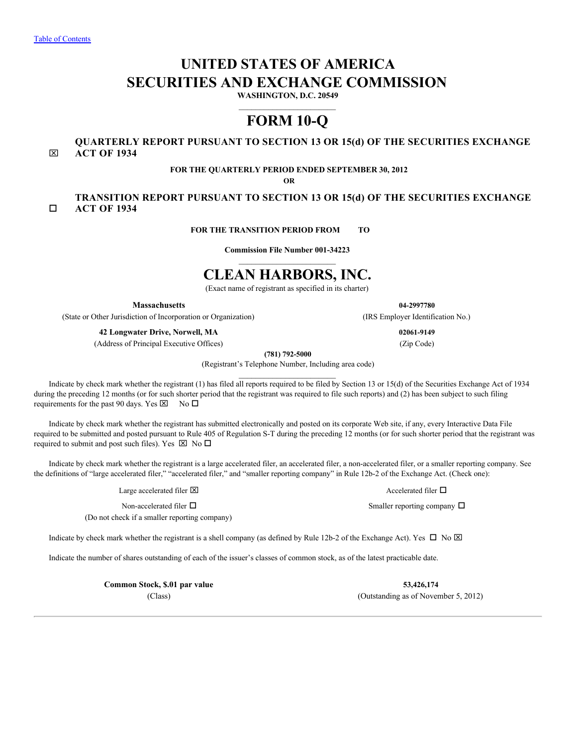[Table of Contents](#)

# UNITED STATES OF AMERICA
# SECURITIES AND EXCHANGE COMMISSION

**WASHINGTON, D.C. 20549**

# FORM 10-Q

☒ **QUARTERLY REPORT PURSUANT TO SECTION 13 OR 15(d) OF THE SECURITIES EXCHANGE ACT OF 1934**

**FOR THE QUARTERLY PERIOD ENDED SEPTEMBER 30, 2012**

**OR**

☐ **TRANSITION REPORT PURSUANT TO SECTION 13 OR 15(d) OF THE SECURITIES EXCHANGE ACT OF 1934**

**FOR THE TRANSITION PERIOD FROM TO**

**Commission File Number 001-34223**

# CLEAN HARBORS, INC.

(Exact name of registrant as specified in its charter)

| | |
|---|---|
| **Massachusetts** | **04-2997780** |
| (State or Other Jurisdiction of Incorporation or Organization) | (IRS Employer Identification No.) |
| **42 Longwater Drive, Norwell, MA** | **02061-9149** |
| (Address of Principal Executive Offices) | (Zip Code) |

**(781) 792-5000**

(Registrant's Telephone Number, Including area code)

Indicate by check mark whether the registrant (1) has filed all reports required to be filed by Section 13 or 15(d) of the Securities Exchange Act of 1934 during the preceding 12 months (or for such shorter period that the registrant was required to file such reports) and (2) has been subject to such filing requirements for the past 90 days. Yes ☒ No ☐

Indicate by check mark whether the registrant has submitted electronically and posted on its corporate Web site, if any, every Interactive Data File required to be submitted and posted pursuant to Rule 405 of Regulation S-T during the preceding 12 months (or for such shorter period that the registrant was required to submit and post such files). Yes ☒ No ☐

Indicate by check mark whether the registrant is a large accelerated filer, an accelerated filer, a non-accelerated filer, or a smaller reporting company. See the definitions of "large accelerated filer," "accelerated filer," and "smaller reporting company" in Rule 12b-2 of the Exchange Act. (Check one):

| | |
|---|---|
| Large accelerated filer ☒ | Accelerated filer ☐ |
| Non-accelerated filer ☐<br>(Do not check if a smaller reporting company) | Smaller reporting company ☐ |

Indicate by check mark whether the registrant is a shell company (as defined by Rule 12b-2 of the Exchange Act). Yes ☐ No ☒

Indicate the number of shares outstanding of each of the issuer's classes of common stock, as of the latest practicable date.

| | |
|---|---|
| **Common Stock, $.01 par value** | **53,426,174** |
| (Class) | (Outstanding as of November 5, 2012) |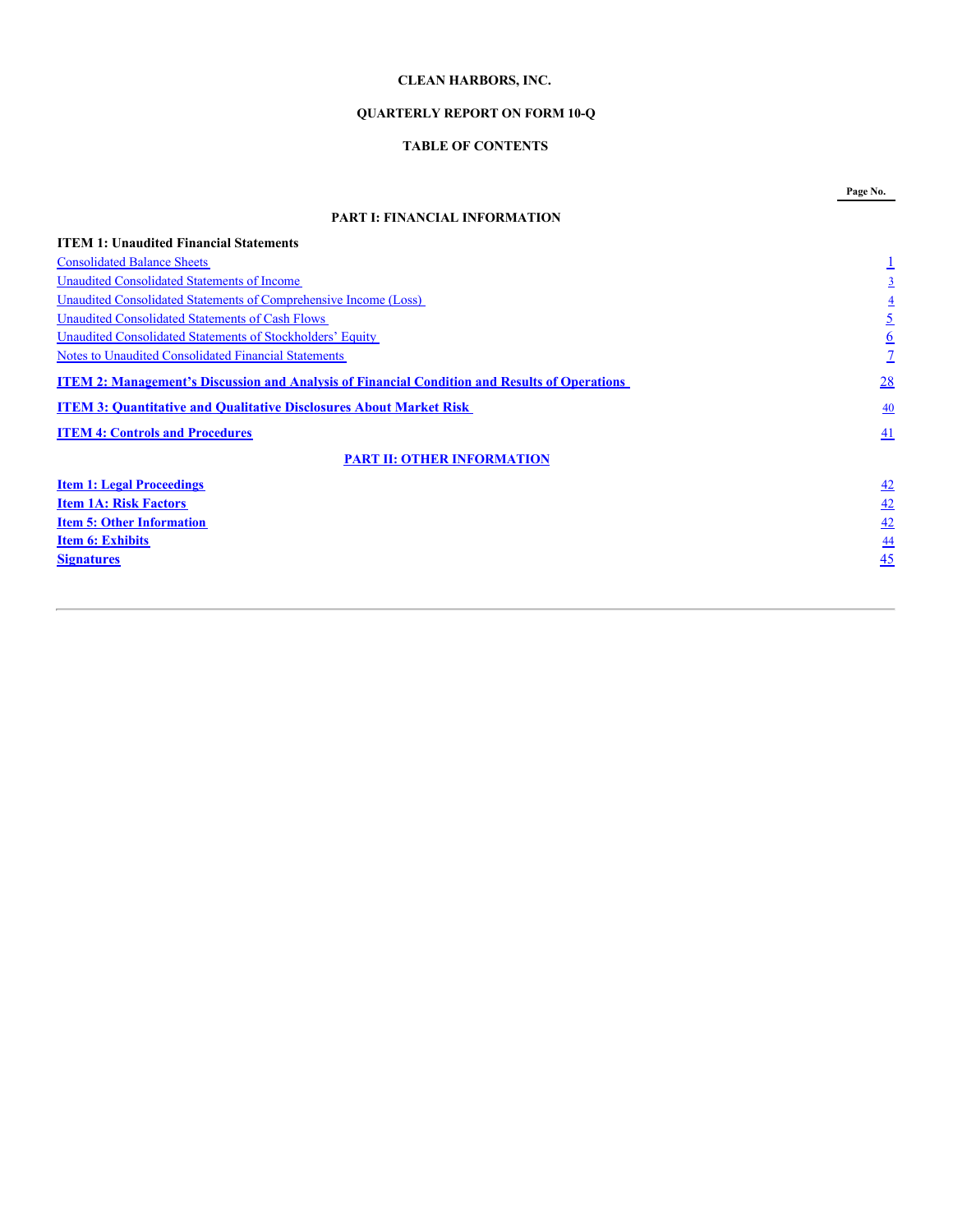**CLEAN HARBORS, INC.**

**QUARTERLY REPORT ON FORM 10-Q**

**TABLE OF CONTENTS**

| | Page No. |
|---|---|
| **PART I: FINANCIAL INFORMATION** | |
| **ITEM 1: Unaudited Financial Statements** | |
| Consolidated Balance Sheets | 1 |
| Unaudited Consolidated Statements of Income | 3 |
| Unaudited Consolidated Statements of Comprehensive Income (Loss) | 4 |
| Unaudited Consolidated Statements of Cash Flows | 5 |
| Unaudited Consolidated Statements of Stockholders' Equity | 6 |
| Notes to Unaudited Consolidated Financial Statements | 7 |
| **ITEM 2: Management's Discussion and Analysis of Financial Condition and Results of Operations** | 28 |
| **ITEM 3: Quantitative and Qualitative Disclosures About Market Risk** | 40 |
| **ITEM 4: Controls and Procedures** | 41 |
| **PART II: OTHER INFORMATION** | |
| **Item 1: Legal Proceedings** | 42 |
| **Item 1A: Risk Factors** | 42 |
| **Item 5: Other Information** | 42 |
| **Item 6: Exhibits** | 44 |
| **Signatures** | 45 |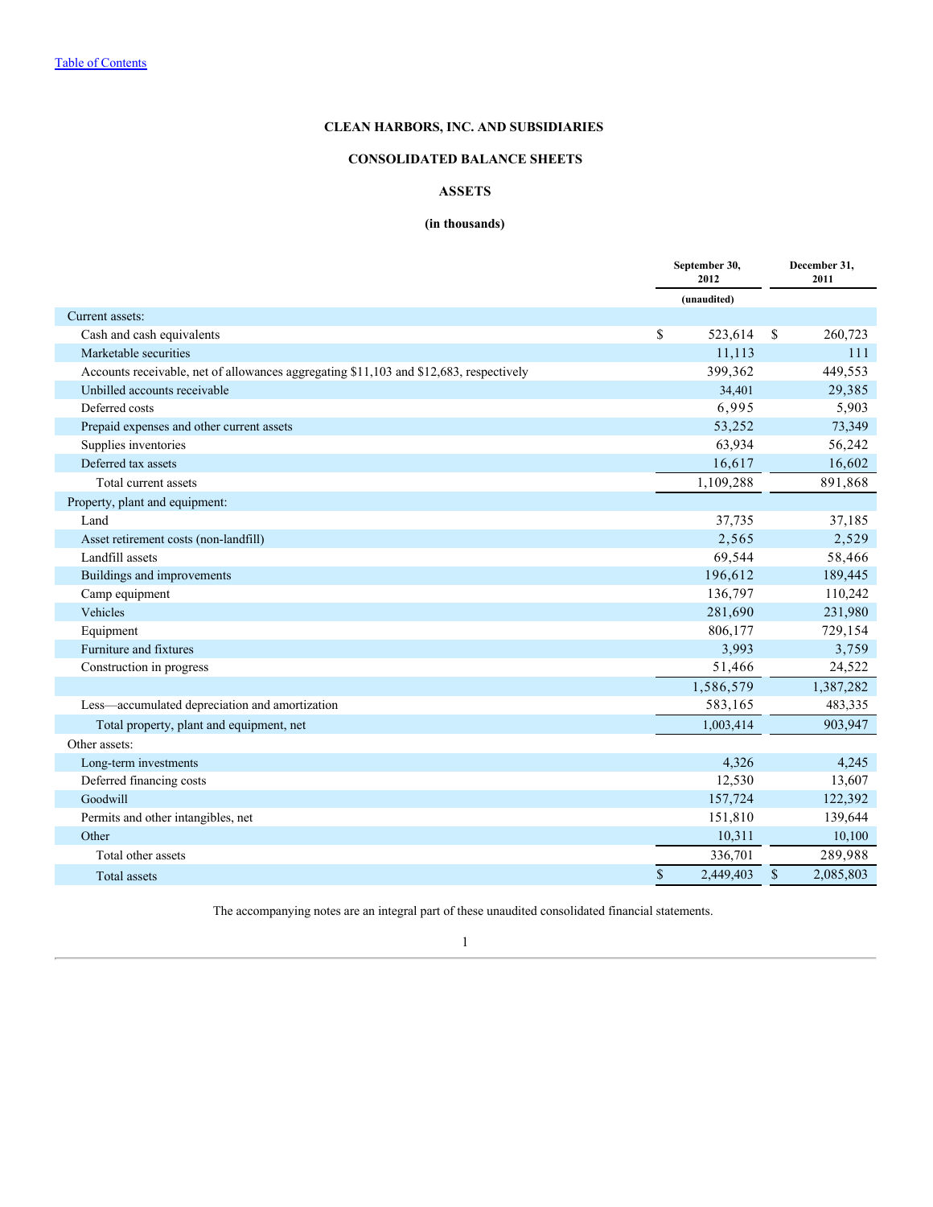[Table of Contents](#)

**CLEAN HARBORS, INC. AND SUBSIDIARIES**

**CONSOLIDATED BALANCE SHEETS**

**ASSETS**

**(in thousands)**

| | September 30, 2012 | December 31, 2011 |
|---|---|---|
| | (unaudited) | |
| Current assets: | | |
| Cash and cash equivalents | $ 523,614 | $ 260,723 |
| Marketable securities | 11,113 | 111 |
| Accounts receivable, net of allowances aggregating $11,103 and $12,683, respectively | 399,362 | 449,553 |
| Unbilled accounts receivable | 34,401 | 29,385 |
| Deferred costs | 6,995 | 5,903 |
| Prepaid expenses and other current assets | 53,252 | 73,349 |
| Supplies inventories | 63,934 | 56,242 |
| Deferred tax assets | 16,617 | 16,602 |
| Total current assets | 1,109,288 | 891,868 |
| Property, plant and equipment: | | |
| Land | 37,735 | 37,185 |
| Asset retirement costs (non-landfill) | 2,565 | 2,529 |
| Landfill assets | 69,544 | 58,466 |
| Buildings and improvements | 196,612 | 189,445 |
| Camp equipment | 136,797 | 110,242 |
| Vehicles | 281,690 | 231,980 |
| Equipment | 806,177 | 729,154 |
| Furniture and fixtures | 3,993 | 3,759 |
| Construction in progress | 51,466 | 24,522 |
| | 1,586,579 | 1,387,282 |
| Less—accumulated depreciation and amortization | 583,165 | 483,335 |
| Total property, plant and equipment, net | 1,003,414 | 903,947 |
| Other assets: | | |
| Long-term investments | 4,326 | 4,245 |
| Deferred financing costs | 12,530 | 13,607 |
| Goodwill | 157,724 | 122,392 |
| Permits and other intangibles, net | 151,810 | 139,644 |
| Other | 10,311 | 10,100 |
| Total other assets | 336,701 | 289,988 |
| Total assets | $ 2,449,403 | $ 2,085,803 |

The accompanying notes are an integral part of these unaudited consolidated financial statements.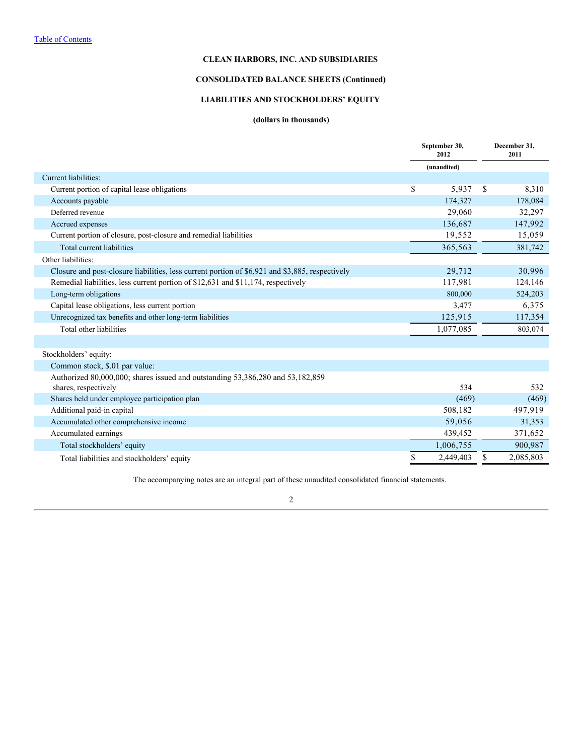[Table of Contents](#)

**CLEAN HARBORS, INC. AND SUBSIDIARIES**

**CONSOLIDATED BALANCE SHEETS (Continued)**

**LIABILITIES AND STOCKHOLDERS' EQUITY**

**(dollars in thousands)**

| | September 30, 2012 | December 31, 2011 |
|---|---|---|
| | (unaudited) | |
| Current liabilities: | | |
| Current portion of capital lease obligations | $ 5,937 | $ 8,310 |
| Accounts payable | 174,327 | 178,084 |
| Deferred revenue | 29,060 | 32,297 |
| Accrued expenses | 136,687 | 147,992 |
| Current portion of closure, post-closure and remedial liabilities | 19,552 | 15,059 |
| Total current liabilities | 365,563 | 381,742 |
| Other liabilities: | | |
| Closure and post-closure liabilities, less current portion of $6,921 and $3,885, respectively | 29,712 | 30,996 |
| Remedial liabilities, less current portion of $12,631 and $11,174, respectively | 117,981 | 124,146 |
| Long-term obligations | 800,000 | 524,203 |
| Capital lease obligations, less current portion | 3,477 | 6,375 |
| Unrecognized tax benefits and other long-term liabilities | 125,915 | 117,354 |
| Total other liabilities | 1,077,085 | 803,074 |
| | | |
| Stockholders' equity: | | |
| Common stock, $.01 par value: | | |
| Authorized 80,000,000; shares issued and outstanding 53,386,280 and 53,182,859 shares, respectively | 534 | 532 |
| Shares held under employee participation plan | (469) | (469) |
| Additional paid-in capital | 508,182 | 497,919 |
| Accumulated other comprehensive income | 59,056 | 31,353 |
| Accumulated earnings | 439,452 | 371,652 |
| Total stockholders' equity | 1,006,755 | 900,987 |
| Total liabilities and stockholders' equity | $ 2,449,403 | $ 2,085,803 |

The accompanying notes are an integral part of these unaudited consolidated financial statements.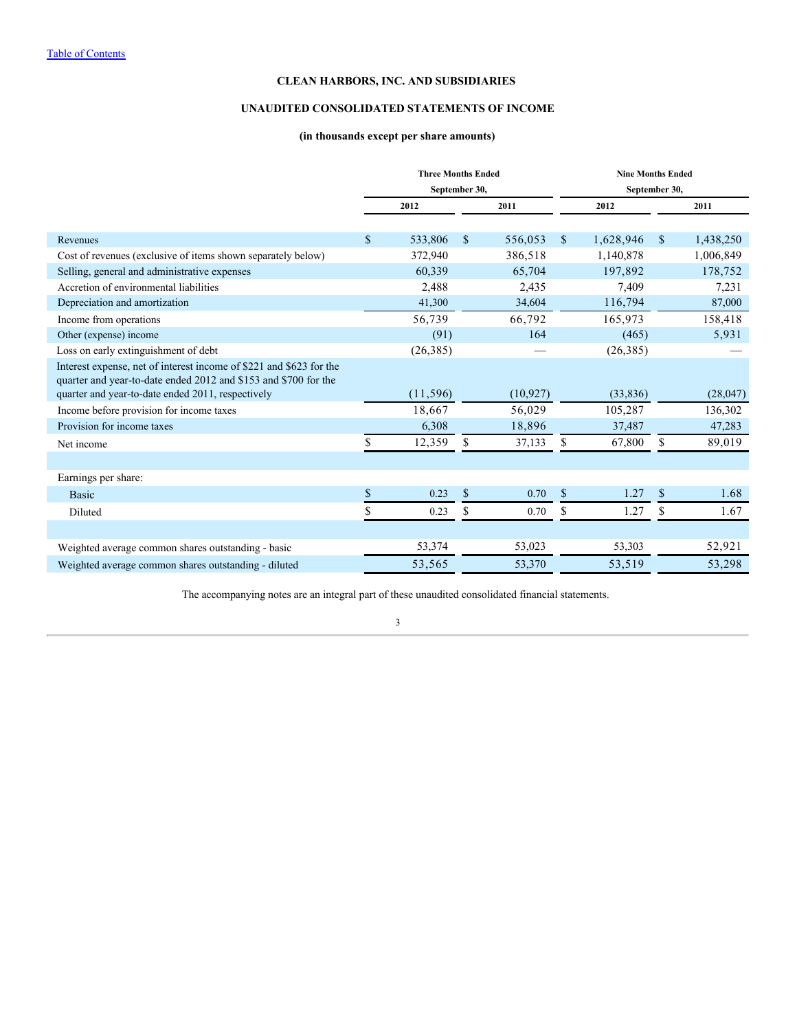[Table of Contents](#)

**CLEAN HARBORS, INC. AND SUBSIDIARIES**

**UNAUDITED CONSOLIDATED STATEMENTS OF INCOME**

**(in thousands except per share amounts)**

| | Three Months Ended September 30, | | Nine Months Ended September 30, | |
|---|---|---|---|---|
| | 2012 | 2011 | 2012 | 2011 |
| Revenues | $ 533,806 | $ 556,053 | $ 1,628,946 | $ 1,438,250 |
| Cost of revenues (exclusive of items shown separately below) | 372,940 | 386,518 | 1,140,878 | 1,006,849 |
| Selling, general and administrative expenses | 60,339 | 65,704 | 197,892 | 178,752 |
| Accretion of environmental liabilities | 2,488 | 2,435 | 7,409 | 7,231 |
| Depreciation and amortization | 41,300 | 34,604 | 116,794 | 87,000 |
| Income from operations | 56,739 | 66,792 | 165,973 | 158,418 |
| Other (expense) income | (91) | 164 | (465) | 5,931 |
| Loss on early extinguishment of debt | (26,385) | — | (26,385) | — |
| Interest expense, net of interest income of $221 and $623 for the quarter and year-to-date ended 2012 and $153 and $700 for the quarter and year-to-date ended 2011, respectively | (11,596) | (10,927) | (33,836) | (28,047) |
| Income before provision for income taxes | 18,667 | 56,029 | 105,287 | 136,302 |
| Provision for income taxes | 6,308 | 18,896 | 37,487 | 47,283 |
| Net income | $ 12,359 | $ 37,133 | $ 67,800 | $ 89,019 |
| | | | | |
| Earnings per share: | | | | |
| Basic | $ 0.23 | $ 0.70 | $ 1.27 | $ 1.68 |
| Diluted | $ 0.23 | $ 0.70 | $ 1.27 | $ 1.67 |
| | | | | |
| Weighted average common shares outstanding - basic | 53,374 | 53,023 | 53,303 | 52,921 |
| Weighted average common shares outstanding - diluted | 53,565 | 53,370 | 53,519 | 53,298 |

The accompanying notes are an integral part of these unaudited consolidated financial statements.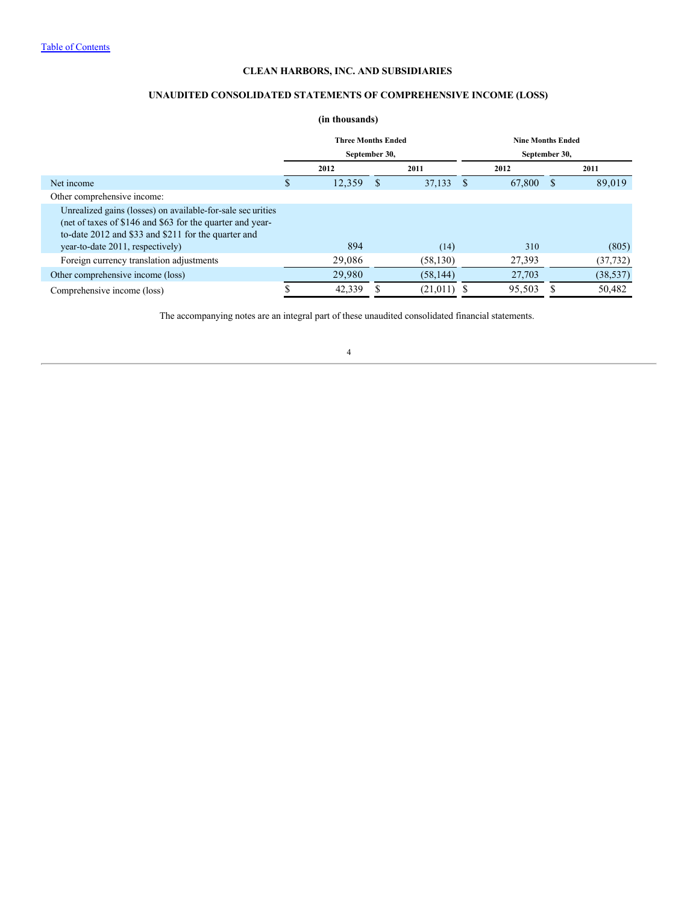[Table of Contents](#)

**CLEAN HARBORS, INC. AND SUBSIDIARIES**

**UNAUDITED CONSOLIDATED STATEMENTS OF COMPREHENSIVE INCOME (LOSS)**

**(in thousands)**

| | Three Months Ended September 30, | | Nine Months Ended September 30, | |
|---|---|---|---|---|
| | 2012 | 2011 | 2012 | 2011 |
| Net income | $ 12,359 | $ 37,133 | $ 67,800 | $ 89,019 |
| Other comprehensive income: | | | | |
| Unrealized gains (losses) on available-for-sale securities (net of taxes of $146 and $63 for the quarter and year-to-date 2012 and $33 and $211 for the quarter and year-to-date 2011, respectively) | 894 | (14) | 310 | (805) |
| Foreign currency translation adjustments | 29,086 | (58,130) | 27,393 | (37,732) |
| Other comprehensive income (loss) | 29,980 | (58,144) | 27,703 | (38,537) |
| Comprehensive income (loss) | $ 42,339 | $ (21,011) | $ 95,503 | $ 50,482 |

The accompanying notes are an integral part of these unaudited consolidated financial statements.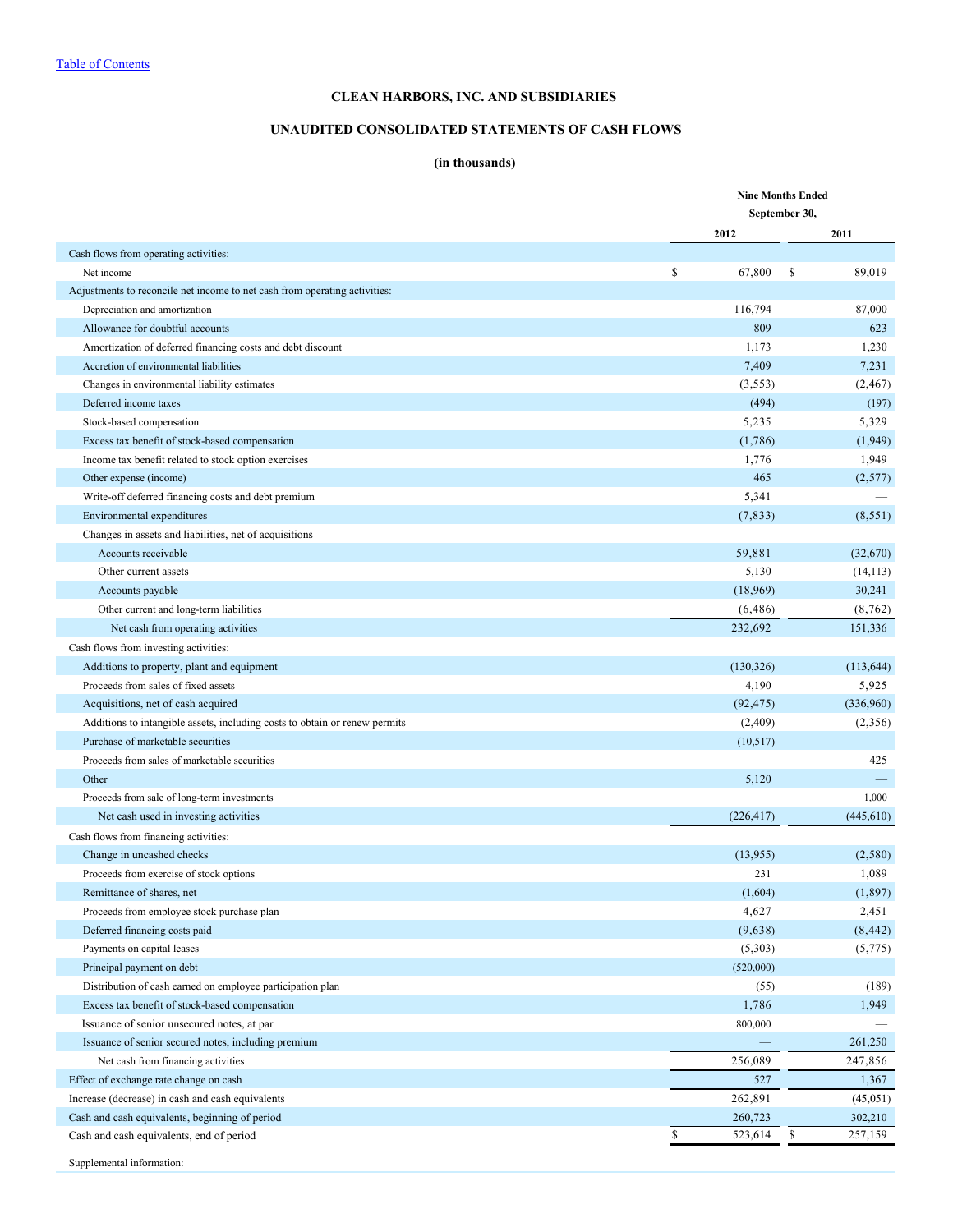Table of Contents

# CLEAN HARBORS, INC. AND SUBSIDIARIES

## UNAUDITED CONSOLIDATED STATEMENTS OF CASH FLOWS

**(in thousands)**

| | Nine Months Ended September 30, | |
|---|---|---|
| | 2012 | 2011 |
| Cash flows from operating activities: | | |
| Net income | $ 67,800 | $ 89,019 |
| Adjustments to reconcile net income to net cash from operating activities: | | |
| Depreciation and amortization | 116,794 | 87,000 |
| Allowance for doubtful accounts | 809 | 623 |
| Amortization of deferred financing costs and debt discount | 1,173 | 1,230 |
| Accretion of environmental liabilities | 7,409 | 7,231 |
| Changes in environmental liability estimates | (3,553) | (2,467) |
| Deferred income taxes | (494) | (197) |
| Stock-based compensation | 5,235 | 5,329 |
| Excess tax benefit of stock-based compensation | (1,786) | (1,949) |
| Income tax benefit related to stock option exercises | 1,776 | 1,949 |
| Other expense (income) | 465 | (2,577) |
| Write-off deferred financing costs and debt premium | 5,341 | — |
| Environmental expenditures | (7,833) | (8,551) |
| Changes in assets and liabilities, net of acquisitions | | |
| Accounts receivable | 59,881 | (32,670) |
| Other current assets | 5,130 | (14,113) |
| Accounts payable | (18,969) | 30,241 |
| Other current and long-term liabilities | (6,486) | (8,762) |
| Net cash from operating activities | 232,692 | 151,336 |
| Cash flows from investing activities: | | |
| Additions to property, plant and equipment | (130,326) | (113,644) |
| Proceeds from sales of fixed assets | 4,190 | 5,925 |
| Acquisitions, net of cash acquired | (92,475) | (336,960) |
| Additions to intangible assets, including costs to obtain or renew permits | (2,409) | (2,356) |
| Purchase of marketable securities | (10,517) | — |
| Proceeds from sales of marketable securities | — | 425 |
| Other | 5,120 | — |
| Proceeds from sale of long-term investments | — | 1,000 |
| Net cash used in investing activities | (226,417) | (445,610) |
| Cash flows from financing activities: | | |
| Change in uncashed checks | (13,955) | (2,580) |
| Proceeds from exercise of stock options | 231 | 1,089 |
| Remittance of shares, net | (1,604) | (1,897) |
| Proceeds from employee stock purchase plan | 4,627 | 2,451 |
| Deferred financing costs paid | (9,638) | (8,442) |
| Payments on capital leases | (5,303) | (5,775) |
| Principal payment on debt | (520,000) | — |
| Distribution of cash earned on employee participation plan | (55) | (189) |
| Excess tax benefit of stock-based compensation | 1,786 | 1,949 |
| Issuance of senior unsecured notes, at par | 800,000 | — |
| Issuance of senior secured notes, including premium | — | 261,250 |
| Net cash from financing activities | 256,089 | 247,856 |
| Effect of exchange rate change on cash | 527 | 1,367 |
| Increase (decrease) in cash and cash equivalents | 262,891 | (45,051) |
| Cash and cash equivalents, beginning of period | 260,723 | 302,210 |
| Cash and cash equivalents, end of period | $ 523,614 | $ 257,159 |

Supplemental information: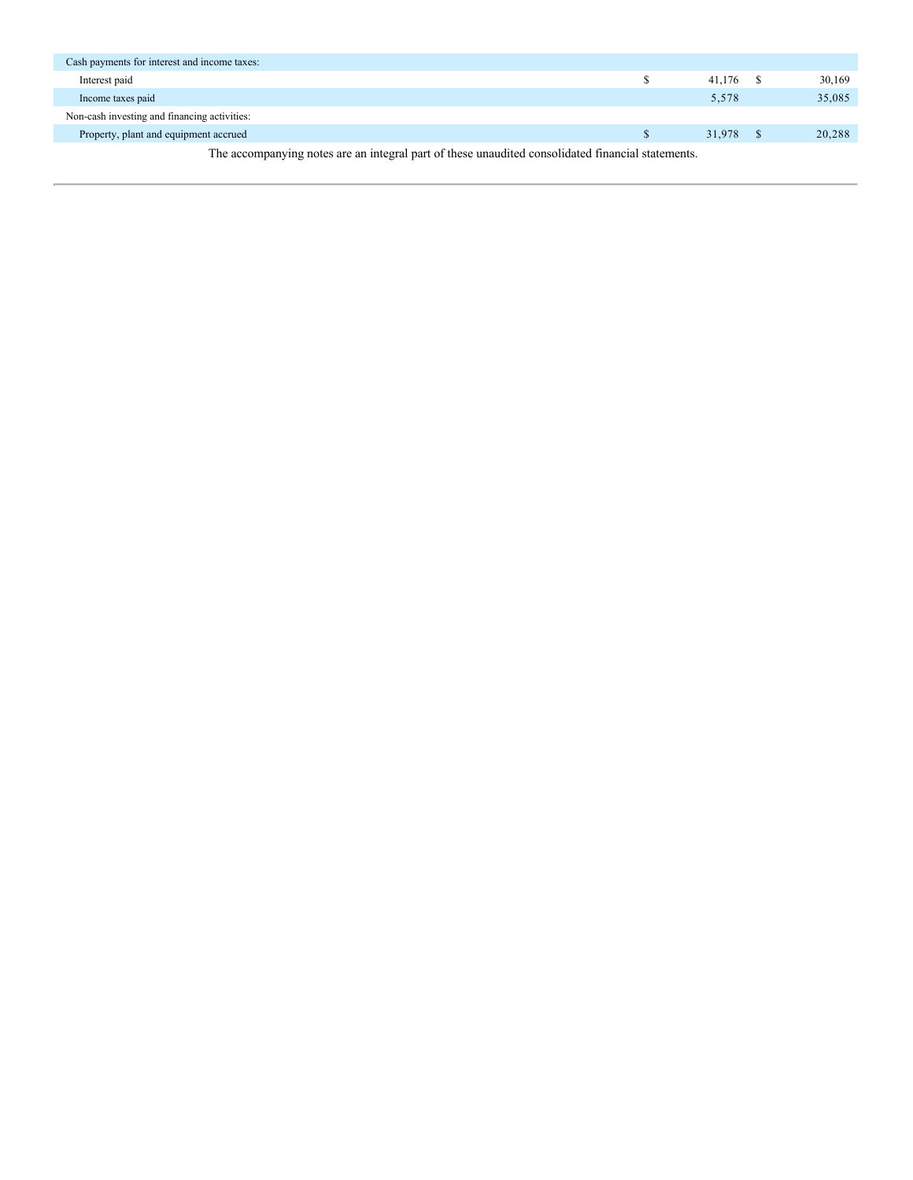| | | |
|---|---|---|
| Cash payments for interest and income taxes: | | |
| Interest paid | $ 41,176 | $ 30,169 |
| Income taxes paid | 5,578 | 35,085 |
| Non-cash investing and financing activities: | | |
| Property, plant and equipment accrued | $ 31,978 | $ 20,288 |

The accompanying notes are an integral part of these unaudited consolidated financial statements.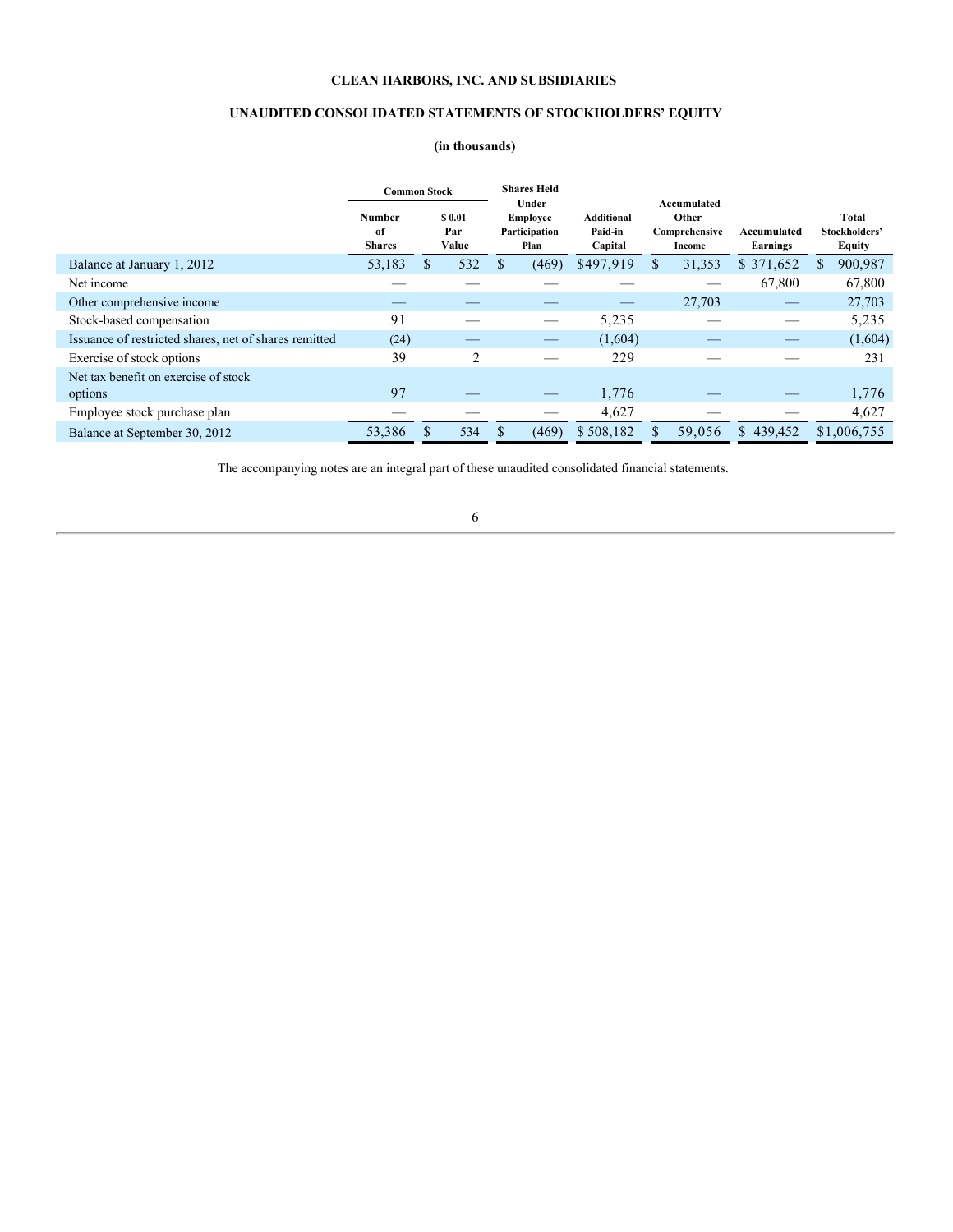**CLEAN HARBORS, INC. AND SUBSIDIARIES**

**UNAUDITED CONSOLIDATED STATEMENTS OF STOCKHOLDERS' EQUITY**

**(in thousands)**

| | Common Stock | | Shares Held Under Employee Participation Plan | Additional Paid-in Capital | Accumulated Other Comprehensive Income | Accumulated Earnings | Total Stockholders' Equity |
|---|---|---|---|---|---|---|---|
| | Number of Shares | $ 0.01 Par Value | | | | | |
| Balance at January 1, 2012 | 53,183 | $ 532 | $ (469) | $497,919 | $ 31,353 | $ 371,652 | $ 900,987 |
| Net income | — | — | — | — | — | 67,800 | 67,800 |
| Other comprehensive income | — | — | — | — | 27,703 | — | 27,703 |
| Stock-based compensation | 91 | — | — | 5,235 | — | — | 5,235 |
| Issuance of restricted shares, net of shares remitted | (24) | — | — | (1,604) | — | — | (1,604) |
| Exercise of stock options | 39 | 2 | — | 229 | — | — | 231 |
| Net tax benefit on exercise of stock options | 97 | — | — | 1,776 | — | — | 1,776 |
| Employee stock purchase plan | — | — | — | 4,627 | — | — | 4,627 |
| Balance at September 30, 2012 | 53,386 | $ 534 | $ (469) | $ 508,182 | $ 59,056 | $ 439,452 | $1,006,755 |

The accompanying notes are an integral part of these unaudited consolidated financial statements.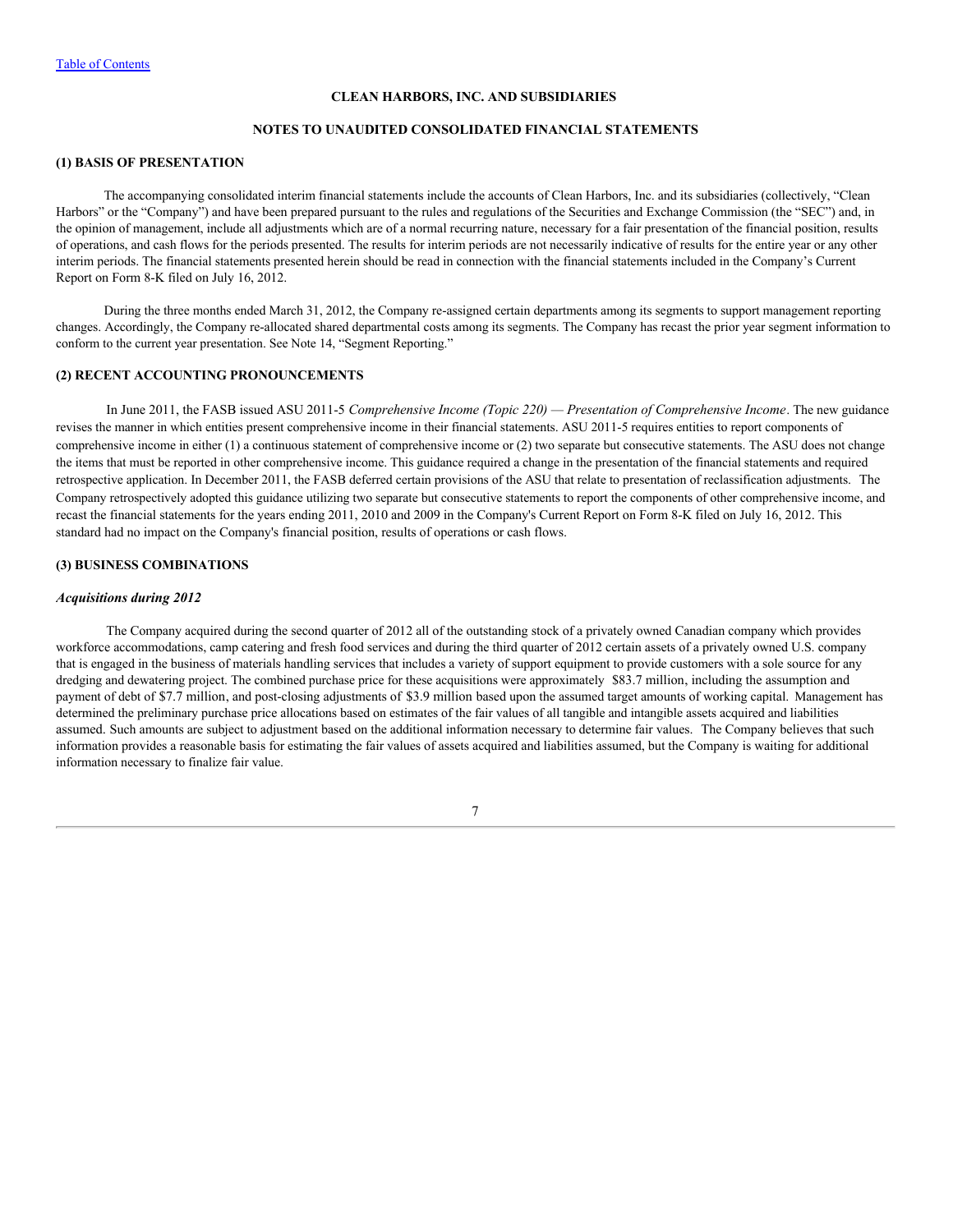## CLEAN HARBORS, INC. AND SUBSIDIARIES

## NOTES TO UNAUDITED CONSOLIDATED FINANCIAL STATEMENTS

### (1) BASIS OF PRESENTATION

The accompanying consolidated interim financial statements include the accounts of Clean Harbors, Inc. and its subsidiaries (collectively, "Clean Harbors" or the "Company") and have been prepared pursuant to the rules and regulations of the Securities and Exchange Commission (the "SEC") and, in the opinion of management, include all adjustments which are of a normal recurring nature, necessary for a fair presentation of the financial position, results of operations, and cash flows for the periods presented. The results for interim periods are not necessarily indicative of results for the entire year or any other interim periods. The financial statements presented herein should be read in connection with the financial statements included in the Company's Current Report on Form 8-K filed on July 16, 2012.

During the three months ended March 31, 2012, the Company re-assigned certain departments among its segments to support management reporting changes. Accordingly, the Company re-allocated shared departmental costs among its segments. The Company has recast the prior year segment information to conform to the current year presentation. See Note 14, "Segment Reporting."

### (2) RECENT ACCOUNTING PRONOUNCEMENTS

In June 2011, the FASB issued ASU 2011-5 *Comprehensive Income (Topic 220) — Presentation of Comprehensive Income*. The new guidance revises the manner in which entities present comprehensive income in their financial statements. ASU 2011-5 requires entities to report components of comprehensive income in either (1) a continuous statement of comprehensive income or (2) two separate but consecutive statements. The ASU does not change the items that must be reported in other comprehensive income. This guidance required a change in the presentation of the financial statements and required retrospective application. In December 2011, the FASB deferred certain provisions of the ASU that relate to presentation of reclassification adjustments. The Company retrospectively adopted this guidance utilizing two separate but consecutive statements to report the components of other comprehensive income, and recast the financial statements for the years ending 2011, 2010 and 2009 in the Company's Current Report on Form 8-K filed on July 16, 2012. This standard had no impact on the Company's financial position, results of operations or cash flows.

### (3) BUSINESS COMBINATIONS

***Acquisitions during 2012***

The Company acquired during the second quarter of 2012 all of the outstanding stock of a privately owned Canadian company which provides workforce accommodations, camp catering and fresh food services and during the third quarter of 2012 certain assets of a privately owned U.S. company that is engaged in the business of materials handling services that includes a variety of support equipment to provide customers with a sole source for any dredging and dewatering project. The combined purchase price for these acquisitions were approximately $83.7 million, including the assumption and payment of debt of $7.7 million, and post-closing adjustments of $3.9 million based upon the assumed target amounts of working capital. Management has determined the preliminary purchase price allocations based on estimates of the fair values of all tangible and intangible assets acquired and liabilities assumed. Such amounts are subject to adjustment based on the additional information necessary to determine fair values. The Company believes that such information provides a reasonable basis for estimating the fair values of assets acquired and liabilities assumed, but the Company is waiting for additional information necessary to finalize fair value.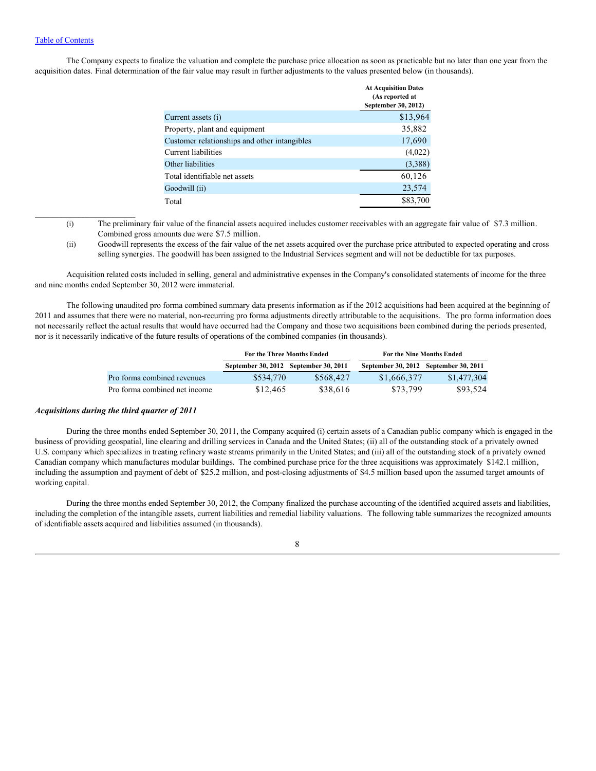The Company expects to finalize the valuation and complete the purchase price allocation as soon as practicable but no later than one year from the acquisition dates. Final determination of the fair value may result in further adjustments to the values presented below (in thousands).

| | At Acquisition Dates (As reported at September 30, 2012) |
|---|---|
| Current assets (i) | $13,964 |
| Property, plant and equipment | 35,882 |
| Customer relationships and other intangibles | 17,690 |
| Current liabilities | (4,022) |
| Other liabilities | (3,388) |
| Total identifiable net assets | 60,126 |
| Goodwill (ii) | 23,574 |
| Total | $83,700 |

(i) The preliminary fair value of the financial assets acquired includes customer receivables with an aggregate fair value of $7.3 million. Combined gross amounts due were $7.5 million.

(ii) Goodwill represents the excess of the fair value of the net assets acquired over the purchase price attributed to expected operating and cross selling synergies. The goodwill has been assigned to the Industrial Services segment and will not be deductible for tax purposes.

Acquisition related costs included in selling, general and administrative expenses in the Company's consolidated statements of income for the three and nine months ended September 30, 2012 were immaterial.

The following unaudited pro forma combined summary data presents information as if the 2012 acquisitions had been acquired at the beginning of 2011 and assumes that there were no material, non-recurring pro forma adjustments directly attributable to the acquisitions. The pro forma information does not necessarily reflect the actual results that would have occurred had the Company and those two acquisitions been combined during the periods presented, nor is it necessarily indicative of the future results of operations of the combined companies (in thousands).

| | For the Three Months Ended | | For the Nine Months Ended | |
|---|---|---|---|---|
| | September 30, 2012 | September 30, 2011 | September 30, 2012 | September 30, 2011 |
| Pro forma combined revenues | $534,770 | $568,427 | $1,666,377 | $1,477,304 |
| Pro forma combined net income | $12,465 | $38,616 | $73,799 | $93,524 |

### *Acquisitions during the third quarter of 2011*

During the three months ended September 30, 2011, the Company acquired (i) certain assets of a Canadian public company which is engaged in the business of providing geospatial, line clearing and drilling services in Canada and the United States; (ii) all of the outstanding stock of a privately owned U.S. company which specializes in treating refinery waste streams primarily in the United States; and (iii) all of the outstanding stock of a privately owned Canadian company which manufactures modular buildings. The combined purchase price for the three acquisitions was approximately $142.1 million, including the assumption and payment of debt of $25.2 million, and post-closing adjustments of $4.5 million based upon the assumed target amounts of working capital.

During the three months ended September 30, 2012, the Company finalized the purchase accounting of the identified acquired assets and liabilities, including the completion of the intangible assets, current liabilities and remedial liability valuations. The following table summarizes the recognized amounts of identifiable assets acquired and liabilities assumed (in thousands).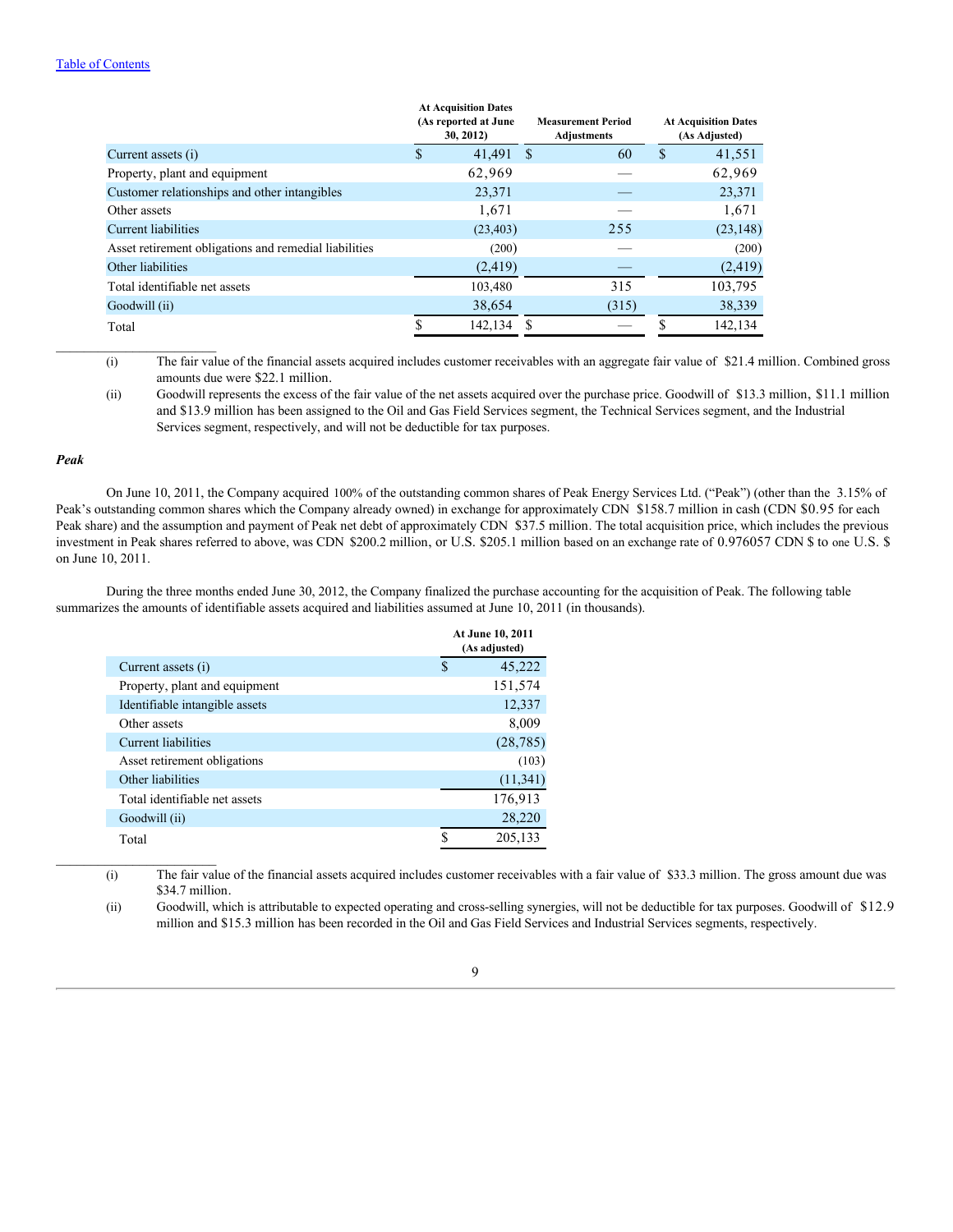| | At Acquisition Dates (As reported at June 30, 2012) | Measurement Period Adjustments | At Acquisition Dates (As Adjusted) |
|---|---|---|---|
| Current assets (i) | $ 41,491 | $ 60 | $ 41,551 |
| Property, plant and equipment | 62,969 | — | 62,969 |
| Customer relationships and other intangibles | 23,371 | — | 23,371 |
| Other assets | 1,671 | — | 1,671 |
| Current liabilities | (23,403) | 255 | (23,148) |
| Asset retirement obligations and remedial liabilities | (200) | — | (200) |
| Other liabilities | (2,419) | — | (2,419) |
| Total identifiable net assets | 103,480 | 315 | 103,795 |
| Goodwill (ii) | 38,654 | (315) | 38,339 |
| Total | $ 142,134 | $ — | $ 142,134 |

(i) The fair value of the financial assets acquired includes customer receivables with an aggregate fair value of $21.4 million. Combined gross amounts due were $22.1 million.

(ii) Goodwill represents the excess of the fair value of the net assets acquired over the purchase price. Goodwill of $13.3 million, $11.1 million and $13.9 million has been assigned to the Oil and Gas Field Services segment, the Technical Services segment, and the Industrial Services segment, respectively, and will not be deductible for tax purposes.

***Peak***

On June 10, 2011, the Company acquired 100% of the outstanding common shares of Peak Energy Services Ltd. ("Peak") (other than the 3.15% of Peak's outstanding common shares which the Company already owned) in exchange for approximately CDN $158.7 million in cash (CDN $0.95 for each Peak share) and the assumption and payment of Peak net debt of approximately CDN $37.5 million. The total acquisition price, which includes the previous investment in Peak shares referred to above, was CDN $200.2 million, or U.S. $205.1 million based on an exchange rate of 0.976057 CDN $ to one U.S. $ on June 10, 2011.

During the three months ended June 30, 2012, the Company finalized the purchase accounting for the acquisition of Peak. The following table summarizes the amounts of identifiable assets acquired and liabilities assumed at June 10, 2011 (in thousands).

| | At June 10, 2011 (As adjusted) |
|---|---|
| Current assets (i) | $ 45,222 |
| Property, plant and equipment | 151,574 |
| Identifiable intangible assets | 12,337 |
| Other assets | 8,009 |
| Current liabilities | (28,785) |
| Asset retirement obligations | (103) |
| Other liabilities | (11,341) |
| Total identifiable net assets | 176,913 |
| Goodwill (ii) | 28,220 |
| Total | $ 205,133 |

(i) The fair value of the financial assets acquired includes customer receivables with a fair value of $33.3 million. The gross amount due was $34.7 million.

(ii) Goodwill, which is attributable to expected operating and cross-selling synergies, will not be deductible for tax purposes. Goodwill of $12.9 million and $15.3 million has been recorded in the Oil and Gas Field Services and Industrial Services segments, respectively.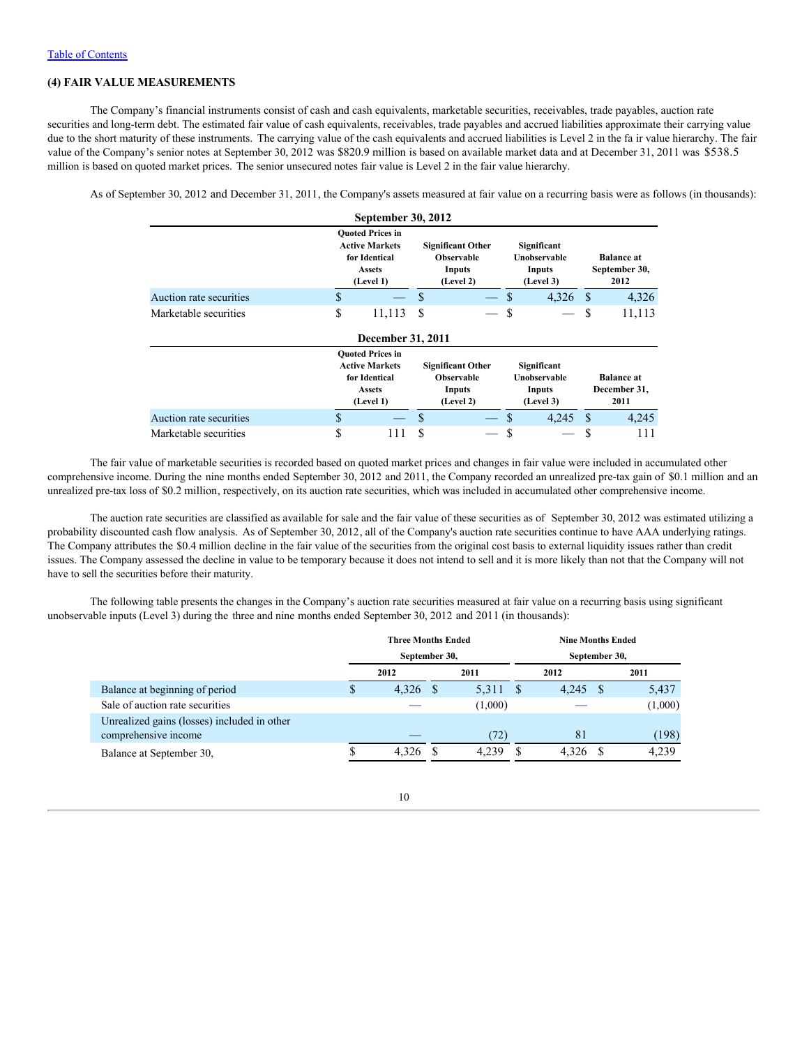[Table of Contents](#)

**(4) FAIR VALUE MEASUREMENTS**

The Company's financial instruments consist of cash and cash equivalents, marketable securities, receivables, trade payables, auction rate securities and long-term debt. The estimated fair value of cash equivalents, receivables, trade payables and accrued liabilities approximate their carrying value due to the short maturity of these instruments. The carrying value of the cash equivalents and accrued liabilities is Level 2 in the fa ir value hierarchy. The fair value of the Company's senior notes at September 30, 2012 was $820.9 million is based on available market data and at December 31, 2011 was $538.5 million is based on quoted market prices. The senior unsecured notes fair value is Level 2 in the fair value hierarchy.

As of September 30, 2012 and December 31, 2011, the Company's assets measured at fair value on a recurring basis were as follows (in thousands):

**September 30, 2012**

| | Quoted Prices in Active Markets for Identical Assets (Level 1) | Significant Other Observable Inputs (Level 2) | Significant Unobservable Inputs (Level 3) | Balance at September 30, 2012 |
|---|---|---|---|---|
| Auction rate securities | $ — | $ — | $ 4,326 | $ 4,326 |
| Marketable securities | $ 11,113 | $ — | $ — | $ 11,113 |

**December 31, 2011**

| | Quoted Prices in Active Markets for Identical Assets (Level 1) | Significant Other Observable Inputs (Level 2) | Significant Unobservable Inputs (Level 3) | Balance at December 31, 2011 |
|---|---|---|---|---|
| Auction rate securities | $ — | $ — | $ 4,245 | $ 4,245 |
| Marketable securities | $ 111 | $ — | $ — | $ 111 |

The fair value of marketable securities is recorded based on quoted market prices and changes in fair value were included in accumulated other comprehensive income. During the nine months ended September 30, 2012 and 2011, the Company recorded an unrealized pre-tax gain of $0.1 million and an unrealized pre-tax loss of $0.2 million, respectively, on its auction rate securities, which was included in accumulated other comprehensive income.

The auction rate securities are classified as available for sale and the fair value of these securities as of September 30, 2012 was estimated utilizing a probability discounted cash flow analysis. As of September 30, 2012, all of the Company's auction rate securities continue to have AAA underlying ratings. The Company attributes the $0.4 million decline in the fair value of the securities from the original cost basis to external liquidity issues rather than credit issues. The Company assessed the decline in value to be temporary because it does not intend to sell and it is more likely than not that the Company will not have to sell the securities before their maturity.

The following table presents the changes in the Company's auction rate securities measured at fair value on a recurring basis using significant unobservable inputs (Level 3) during the three and nine months ended September 30, 2012 and 2011 (in thousands):

| | Three Months Ended September 30, | | Nine Months Ended September 30, | |
|---|---|---|---|---|
| | 2012 | 2011 | 2012 | 2011 |
| Balance at beginning of period | $ 4,326 | $ 5,311 | $ 4,245 | $ 5,437 |
| Sale of auction rate securities | — | (1,000) | — | (1,000) |
| Unrealized gains (losses) included in other comprehensive income | — | (72) | 81 | (198) |
| Balance at September 30, | $ 4,326 | $ 4,239 | $ 4,326 | $ 4,239 |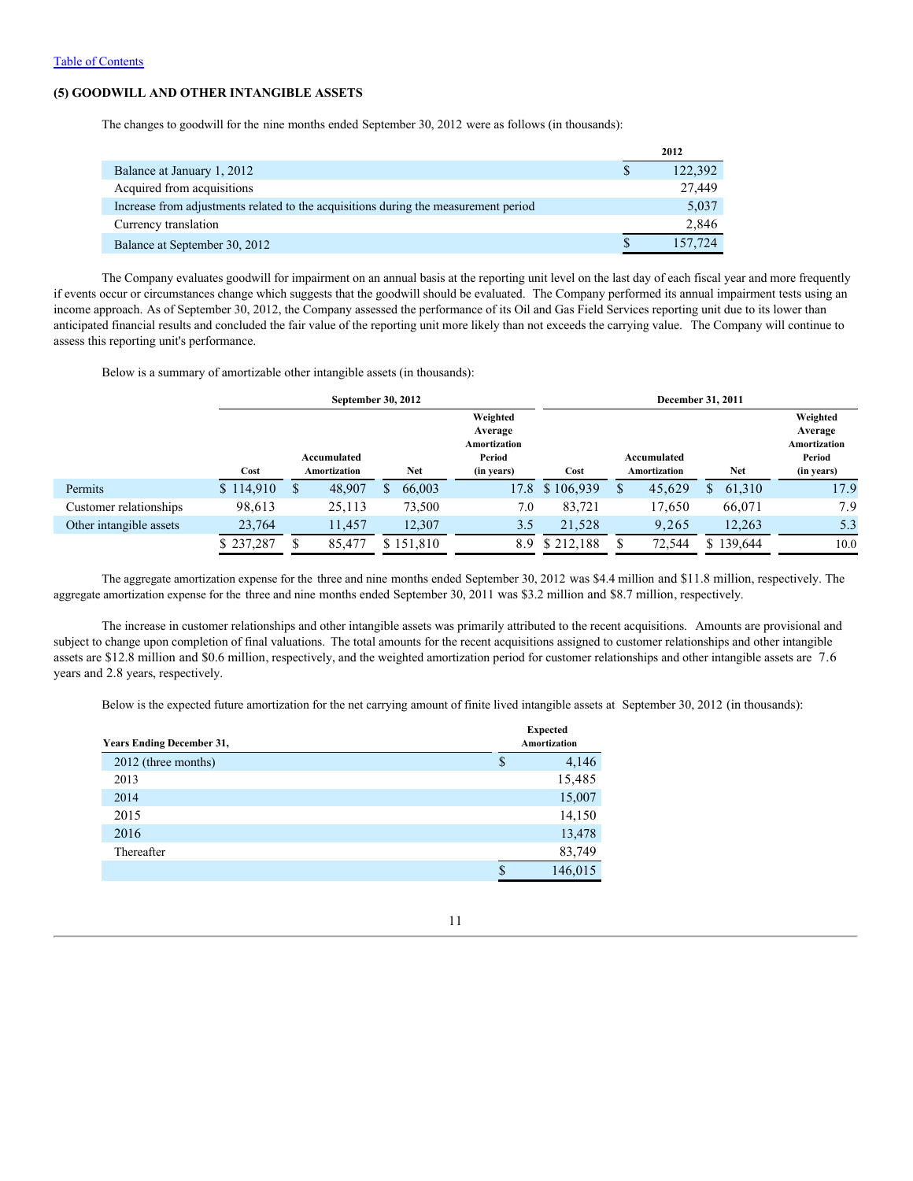[Table of Contents](#)

### (5) GOODWILL AND OTHER INTANGIBLE ASSETS

The changes to goodwill for the nine months ended September 30, 2012 were as follows (in thousands):

| | 2012 |
|---|---|
| Balance at January 1, 2012 | $ 122,392 |
| Acquired from acquisitions | 27,449 |
| Increase from adjustments related to the acquisitions during the measurement period | 5,037 |
| Currency translation | 2,846 |
| Balance at September 30, 2012 | $ 157,724 |

The Company evaluates goodwill for impairment on an annual basis at the reporting unit level on the last day of each fiscal year and more frequently if events occur or circumstances change which suggests that the goodwill should be evaluated. The Company performed its annual impairment tests using an income approach. As of September 30, 2012, the Company assessed the performance of its Oil and Gas Field Services reporting unit due to its lower than anticipated financial results and concluded the fair value of the reporting unit more likely than not exceeds the carrying value. The Company will continue to assess this reporting unit's performance.

Below is a summary of amortizable other intangible assets (in thousands):

| | September 30, 2012 | | | | December 31, 2011 | | | |
|---|---|---|---|---|---|---|---|---|
| | Cost | Accumulated Amortization | Net | Weighted Average Amortization Period (in years) | Cost | Accumulated Amortization | Net | Weighted Average Amortization Period (in years) |
| Permits | $ 114,910 | $ 48,907 | $ 66,003 | 17.8 | $ 106,939 | $ 45,629 | $ 61,310 | 17.9 |
| Customer relationships | 98,613 | 25,113 | 73,500 | 7.0 | 83,721 | 17,650 | 66,071 | 7.9 |
| Other intangible assets | 23,764 | 11,457 | 12,307 | 3.5 | 21,528 | 9,265 | 12,263 | 5.3 |
| | $ 237,287 | $ 85,477 | $ 151,810 | 8.9 | $ 212,188 | $ 72,544 | $ 139,644 | 10.0 |

The aggregate amortization expense for the three and nine months ended September 30, 2012 was $4.4 million and $11.8 million, respectively. The aggregate amortization expense for the three and nine months ended September 30, 2011 was $3.2 million and $8.7 million, respectively.

The increase in customer relationships and other intangible assets was primarily attributed to the recent acquisitions. Amounts are provisional and subject to change upon completion of final valuations. The total amounts for the recent acquisitions assigned to customer relationships and other intangible assets are $12.8 million and $0.6 million, respectively, and the weighted amortization period for customer relationships and other intangible assets are 7.6 years and 2.8 years, respectively.

Below is the expected future amortization for the net carrying amount of finite lived intangible assets at September 30, 2012 (in thousands):

| Years Ending December 31, | Expected Amortization |
|---|---|
| 2012 (three months) | $ 4,146 |
| 2013 | 15,485 |
| 2014 | 15,007 |
| 2015 | 14,150 |
| 2016 | 13,478 |
| Thereafter | 83,749 |
| | $ 146,015 |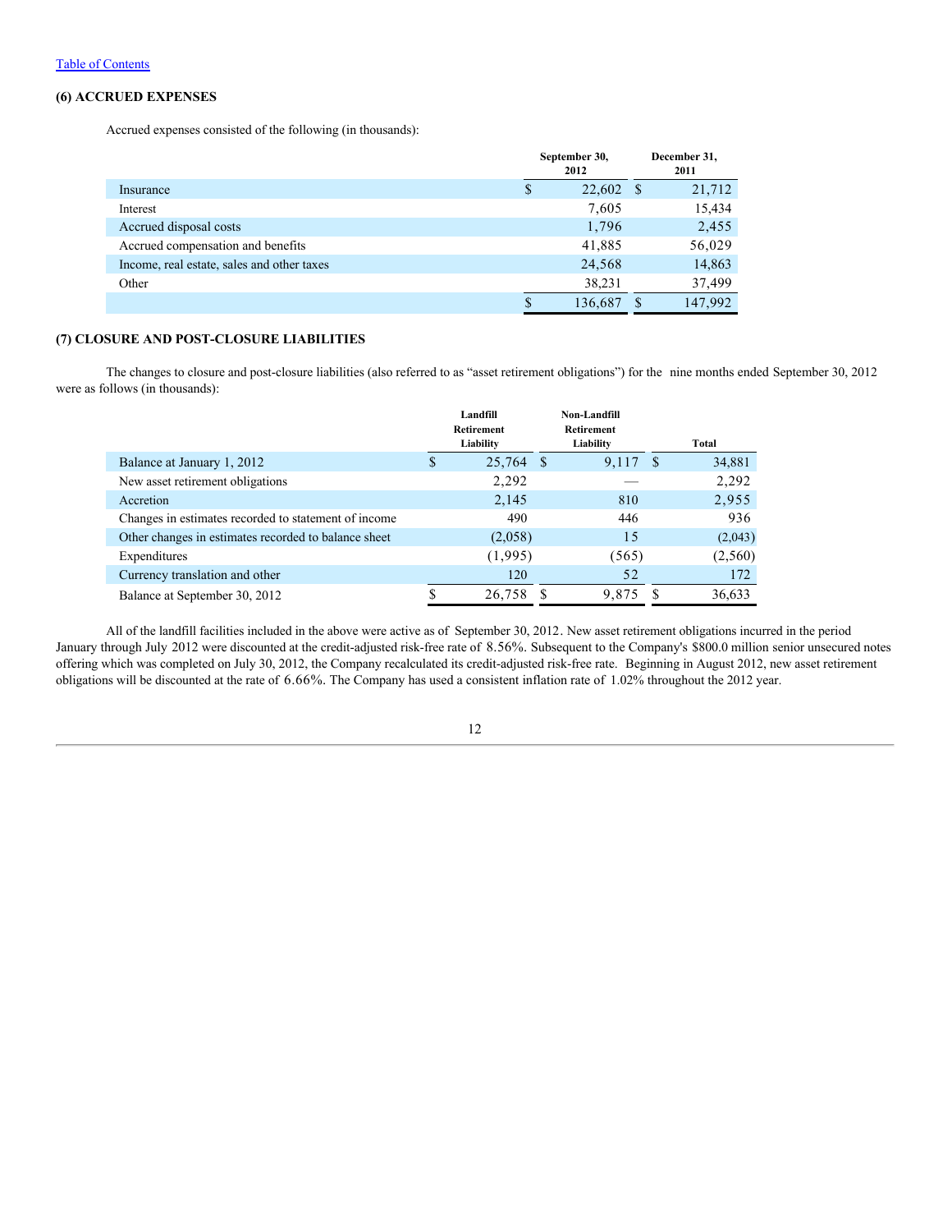[Table of Contents](#)

### (6) ACCRUED EXPENSES

Accrued expenses consisted of the following (in thousands):

| | September 30, 2012 | December 31, 2011 |
|---|---|---|
| Insurance | $ 22,602 | $ 21,712 |
| Interest | 7,605 | 15,434 |
| Accrued disposal costs | 1,796 | 2,455 |
| Accrued compensation and benefits | 41,885 | 56,029 |
| Income, real estate, sales and other taxes | 24,568 | 14,863 |
| Other | 38,231 | 37,499 |
| | $ 136,687 | $ 147,992 |

### (7) CLOSURE AND POST-CLOSURE LIABILITIES

The changes to closure and post-closure liabilities (also referred to as "asset retirement obligations") for the nine months ended September 30, 2012 were as follows (in thousands):

| | Landfill Retirement Liability | Non-Landfill Retirement Liability | Total |
|---|---|---|---|
| Balance at January 1, 2012 | $ 25,764 | $ 9,117 | $ 34,881 |
| New asset retirement obligations | 2,292 | — | 2,292 |
| Accretion | 2,145 | 810 | 2,955 |
| Changes in estimates recorded to statement of income | 490 | 446 | 936 |
| Other changes in estimates recorded to balance sheet | (2,058) | 15 | (2,043) |
| Expenditures | (1,995) | (565) | (2,560) |
| Currency translation and other | 120 | 52 | 172 |
| Balance at September 30, 2012 | $ 26,758 | $ 9,875 | $ 36,633 |

All of the landfill facilities included in the above were active as of September 30, 2012. New asset retirement obligations incurred in the period January through July 2012 were discounted at the credit-adjusted risk-free rate of 8.56%. Subsequent to the Company's $800.0 million senior unsecured notes offering which was completed on July 30, 2012, the Company recalculated its credit-adjusted risk-free rate. Beginning in August 2012, new asset retirement obligations will be discounted at the rate of 6.66%. The Company has used a consistent inflation rate of 1.02% throughout the 2012 year.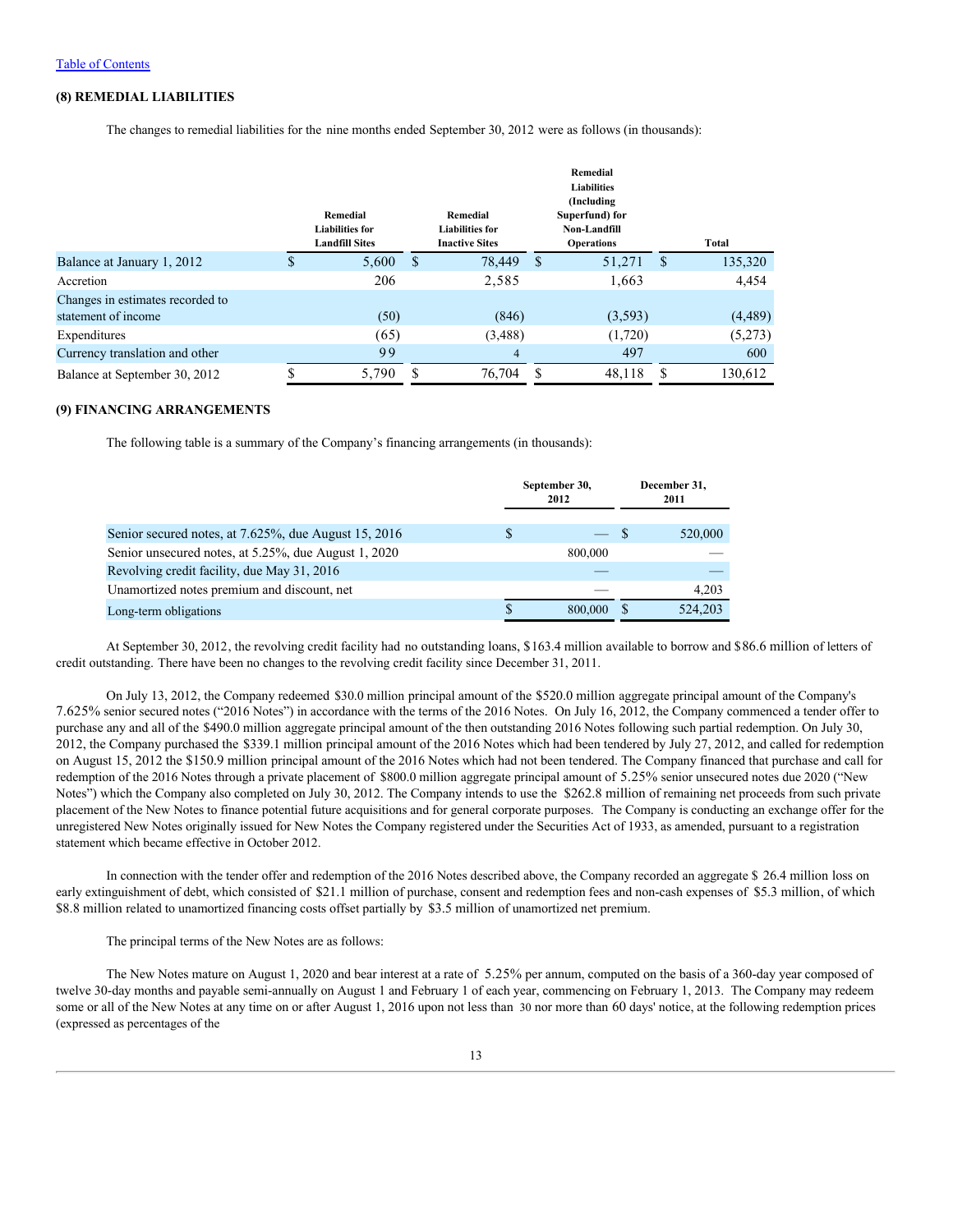[Table of Contents](#)

## (8) REMEDIAL LIABILITIES

The changes to remedial liabilities for the nine months ended September 30, 2012 were as follows (in thousands):

| | Remedial Liabilities for Landfill Sites | Remedial Liabilities for Inactive Sites | Remedial Liabilities (Including Superfund) for Non-Landfill Operations | Total |
|---|---|---|---|---|
| Balance at January 1, 2012 | $ 5,600 | $ 78,449 | $ 51,271 | $ 135,320 |
| Accretion | 206 | 2,585 | 1,663 | 4,454 |
| Changes in estimates recorded to statement of income | (50) | (846) | (3,593) | (4,489) |
| Expenditures | (65) | (3,488) | (1,720) | (5,273) |
| Currency translation and other | 99 | 4 | 497 | 600 |
| Balance at September 30, 2012 | $ 5,790 | $ 76,704 | $ 48,118 | $ 130,612 |

## (9) FINANCING ARRANGEMENTS

The following table is a summary of the Company's financing arrangements (in thousands):

| | September 30, 2012 | December 31, 2011 |
|---|---|---|
| Senior secured notes, at 7.625%, due August 15, 2016 | $ — | $ 520,000 |
| Senior unsecured notes, at 5.25%, due August 1, 2020 | 800,000 | — |
| Revolving credit facility, due May 31, 2016 | — | — |
| Unamortized notes premium and discount, net | — | 4,203 |
| Long-term obligations | $ 800,000 | $ 524,203 |

At September 30, 2012, the revolving credit facility had no outstanding loans, $163.4 million available to borrow and $86.6 million of letters of credit outstanding. There have been no changes to the revolving credit facility since December 31, 2011.

On July 13, 2012, the Company redeemed $30.0 million principal amount of the $520.0 million aggregate principal amount of the Company's 7.625% senior secured notes ("2016 Notes") in accordance with the terms of the 2016 Notes. On July 16, 2012, the Company commenced a tender offer to purchase any and all of the $490.0 million aggregate principal amount of the then outstanding 2016 Notes following such partial redemption. On July 30, 2012, the Company purchased the $339.1 million principal amount of the 2016 Notes which had been tendered by July 27, 2012, and called for redemption on August 15, 2012 the $150.9 million principal amount of the 2016 Notes which had not been tendered. The Company financed that purchase and call for redemption of the 2016 Notes through a private placement of $800.0 million aggregate principal amount of 5.25% senior unsecured notes due 2020 ("New Notes") which the Company also completed on July 30, 2012. The Company intends to use the $262.8 million of remaining net proceeds from such private placement of the New Notes to finance potential future acquisitions and for general corporate purposes. The Company is conducting an exchange offer for the unregistered New Notes originally issued for New Notes the Company registered under the Securities Act of 1933, as amended, pursuant to a registration statement which became effective in October 2012.

In connection with the tender offer and redemption of the 2016 Notes described above, the Company recorded an aggregate $ 26.4 million loss on early extinguishment of debt, which consisted of $21.1 million of purchase, consent and redemption fees and non-cash expenses of $5.3 million, of which $8.8 million related to unamortized financing costs offset partially by $3.5 million of unamortized net premium.

The principal terms of the New Notes are as follows:

The New Notes mature on August 1, 2020 and bear interest at a rate of 5.25% per annum, computed on the basis of a 360-day year composed of twelve 30-day months and payable semi-annually on August 1 and February 1 of each year, commencing on February 1, 2013. The Company may redeem some or all of the New Notes at any time on or after August 1, 2016 upon not less than 30 nor more than 60 days' notice, at the following redemption prices (expressed as percentages of the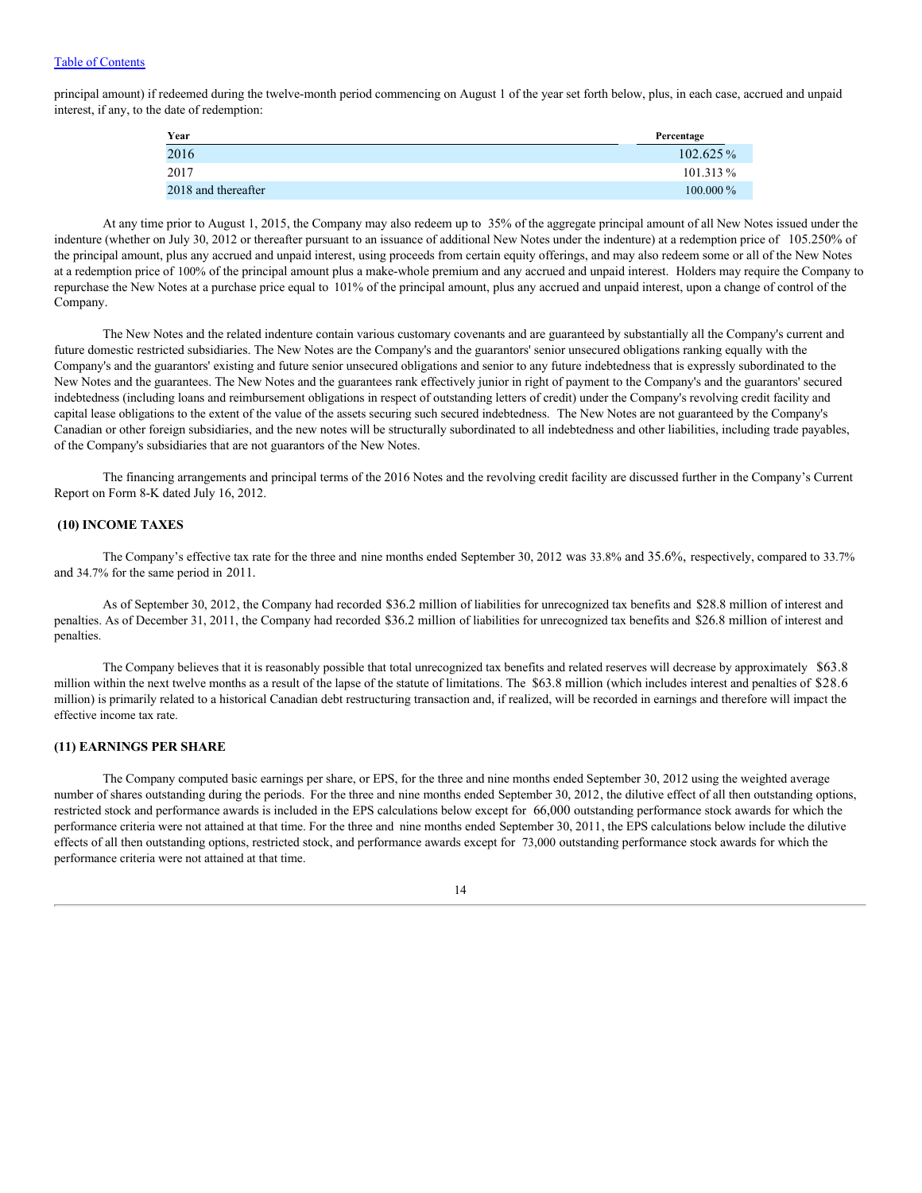principal amount) if redeemed during the twelve-month period commencing on August 1 of the year set forth below, plus, in each case, accrued and unpaid interest, if any, to the date of redemption:

| Year | Percentage |
| --- | --- |
| 2016 | 102.625 % |
| 2017 | 101.313 % |
| 2018 and thereafter | 100.000 % |

At any time prior to August 1, 2015, the Company may also redeem up to 35% of the aggregate principal amount of all New Notes issued under the indenture (whether on July 30, 2012 or thereafter pursuant to an issuance of additional New Notes under the indenture) at a redemption price of 105.250% of the principal amount, plus any accrued and unpaid interest, using proceeds from certain equity offerings, and may also redeem some or all of the New Notes at a redemption price of 100% of the principal amount plus a make-whole premium and any accrued and unpaid interest. Holders may require the Company to repurchase the New Notes at a purchase price equal to 101% of the principal amount, plus any accrued and unpaid interest, upon a change of control of the Company.

The New Notes and the related indenture contain various customary covenants and are guaranteed by substantially all the Company's current and future domestic restricted subsidiaries. The New Notes are the Company's and the guarantors' senior unsecured obligations ranking equally with the Company's and the guarantors' existing and future senior unsecured obligations and senior to any future indebtedness that is expressly subordinated to the New Notes and the guarantees. The New Notes and the guarantees rank effectively junior in right of payment to the Company's and the guarantors' secured indebtedness (including loans and reimbursement obligations in respect of outstanding letters of credit) under the Company's revolving credit facility and capital lease obligations to the extent of the value of the assets securing such secured indebtedness. The New Notes are not guaranteed by the Company's Canadian or other foreign subsidiaries, and the new notes will be structurally subordinated to all indebtedness and other liabilities, including trade payables, of the Company's subsidiaries that are not guarantors of the New Notes.

The financing arrangements and principal terms of the 2016 Notes and the revolving credit facility are discussed further in the Company's Current Report on Form 8-K dated July 16, 2012.

## (10) INCOME TAXES

The Company's effective tax rate for the three and nine months ended September 30, 2012 was 33.8% and 35.6%, respectively, compared to 33.7% and 34.7% for the same period in 2011.

As of September 30, 2012, the Company had recorded $36.2 million of liabilities for unrecognized tax benefits and $28.8 million of interest and penalties. As of December 31, 2011, the Company had recorded $36.2 million of liabilities for unrecognized tax benefits and $26.8 million of interest and penalties.

The Company believes that it is reasonably possible that total unrecognized tax benefits and related reserves will decrease by approximately $63.8 million within the next twelve months as a result of the lapse of the statute of limitations. The $63.8 million (which includes interest and penalties of $28.6 million) is primarily related to a historical Canadian debt restructuring transaction and, if realized, will be recorded in earnings and therefore will impact the effective income tax rate.

## (11) EARNINGS PER SHARE

The Company computed basic earnings per share, or EPS, for the three and nine months ended September 30, 2012 using the weighted average number of shares outstanding during the periods. For the three and nine months ended September 30, 2012, the dilutive effect of all then outstanding options, restricted stock and performance awards is included in the EPS calculations below except for 66,000 outstanding performance stock awards for which the performance criteria were not attained at that time. For the three and nine months ended September 30, 2011, the EPS calculations below include the dilutive effects of all then outstanding options, restricted stock, and performance awards except for 73,000 outstanding performance stock awards for which the performance criteria were not attained at that time.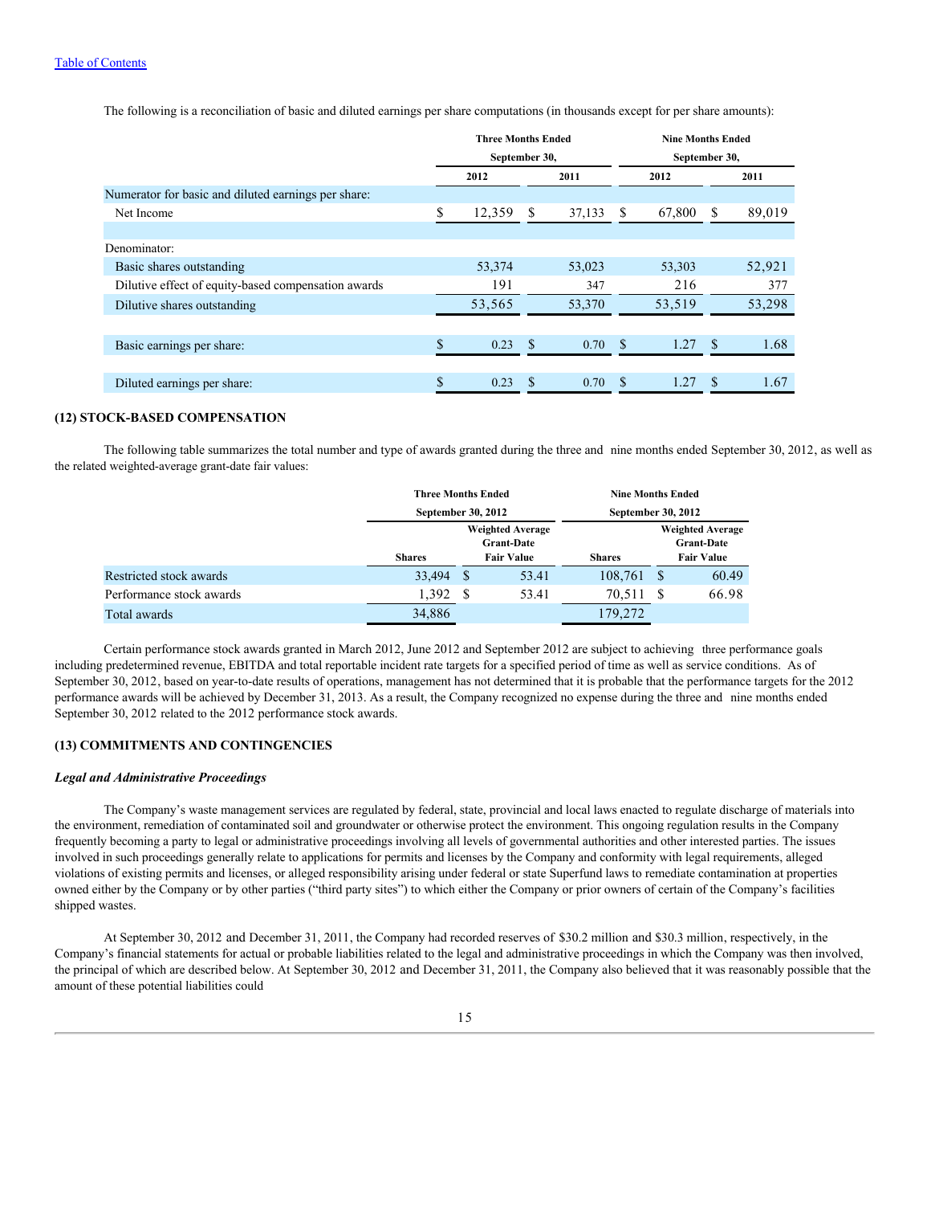The following is a reconciliation of basic and diluted earnings per share computations (in thousands except for per share amounts):

| | Three Months Ended September 30, | | Nine Months Ended September 30, | |
|---|---|---|---|---|
| | 2012 | 2011 | 2012 | 2011 |
| Numerator for basic and diluted earnings per share: | | | | |
| Net Income | $ 12,359 | $ 37,133 | $ 67,800 | $ 89,019 |
| Denominator: | | | | |
| Basic shares outstanding | 53,374 | 53,023 | 53,303 | 52,921 |
| Dilutive effect of equity-based compensation awards | 191 | 347 | 216 | 377 |
| Dilutive shares outstanding | 53,565 | 53,370 | 53,519 | 53,298 |
| Basic earnings per share: | $ 0.23 | $ 0.70 | $ 1.27 | $ 1.68 |
| Diluted earnings per share: | $ 0.23 | $ 0.70 | $ 1.27 | $ 1.67 |

**(12) STOCK-BASED COMPENSATION**

The following table summarizes the total number and type of awards granted during the three and nine months ended September 30, 2012, as well as the related weighted-average grant-date fair values:

| | Three Months Ended September 30, 2012 | | Nine Months Ended September 30, 2012 | |
|---|---|---|---|---|
| | Shares | Weighted Average Grant-Date Fair Value | Shares | Weighted Average Grant-Date Fair Value |
| Restricted stock awards | 33,494 | $ 53.41 | 108,761 | $ 60.49 |
| Performance stock awards | 1,392 | $ 53.41 | 70,511 | $ 66.98 |
| Total awards | 34,886 | | 179,272 | |

Certain performance stock awards granted in March 2012, June 2012 and September 2012 are subject to achieving three performance goals including predetermined revenue, EBITDA and total reportable incident rate targets for a specified period of time as well as service conditions. As of September 30, 2012, based on year-to-date results of operations, management has not determined that it is probable that the performance targets for the 2012 performance awards will be achieved by December 31, 2013. As a result, the Company recognized no expense during the three and nine months ended September 30, 2012 related to the 2012 performance stock awards.

**(13) COMMITMENTS AND CONTINGENCIES**

***Legal and Administrative Proceedings***

The Company's waste management services are regulated by federal, state, provincial and local laws enacted to regulate discharge of materials into the environment, remediation of contaminated soil and groundwater or otherwise protect the environment. This ongoing regulation results in the Company frequently becoming a party to legal or administrative proceedings involving all levels of governmental authorities and other interested parties. The issues involved in such proceedings generally relate to applications for permits and licenses by the Company and conformity with legal requirements, alleged violations of existing permits and licenses, or alleged responsibility arising under federal or state Superfund laws to remediate contamination at properties owned either by the Company or by other parties ("third party sites") to which either the Company or prior owners of certain of the Company's facilities shipped wastes.

At September 30, 2012 and December 31, 2011, the Company had recorded reserves of $30.2 million and $30.3 million, respectively, in the Company's financial statements for actual or probable liabilities related to the legal and administrative proceedings in which the Company was then involved, the principal of which are described below. At September 30, 2012 and December 31, 2011, the Company also believed that it was reasonably possible that the amount of these potential liabilities could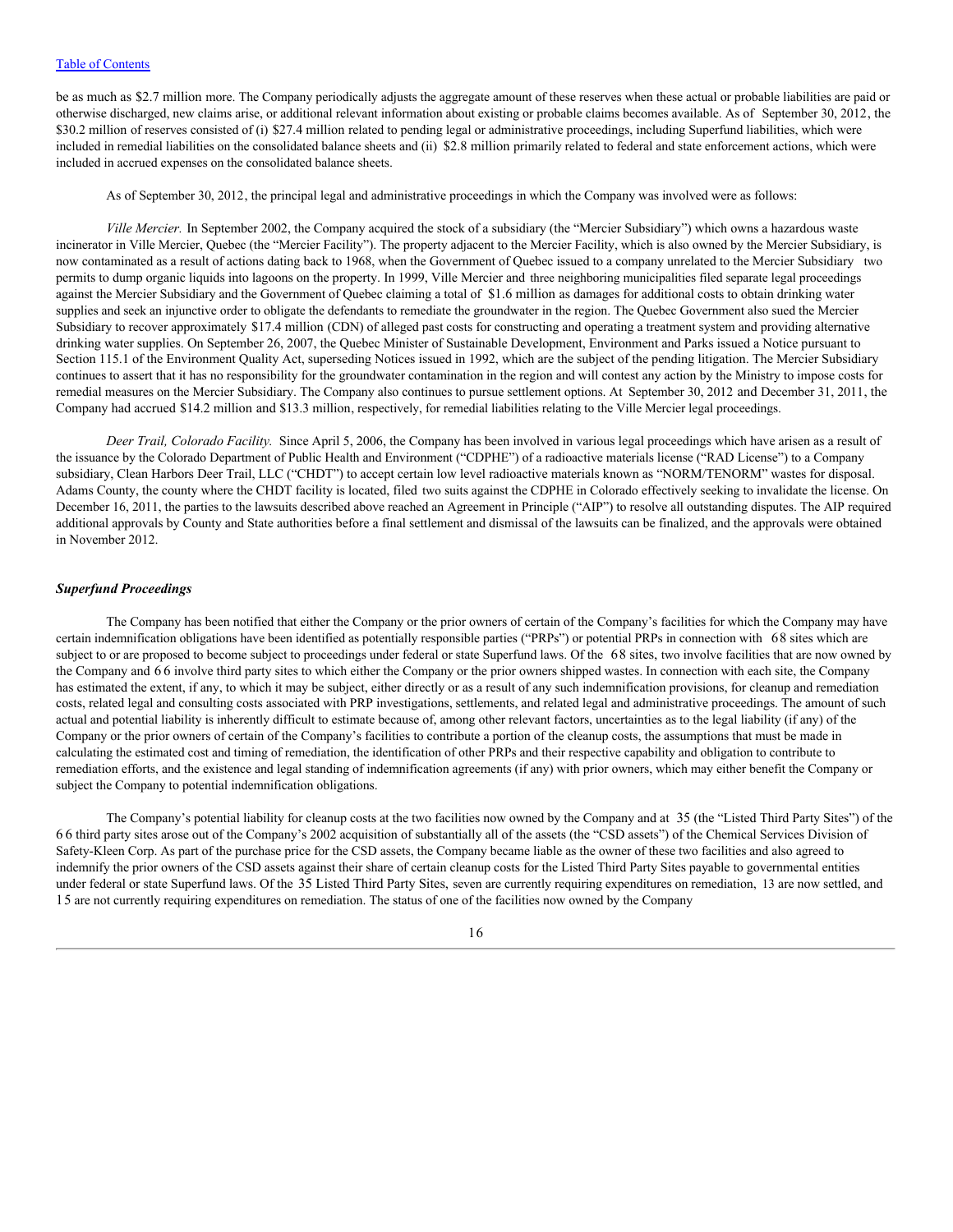be as much as $2.7 million more. The Company periodically adjusts the aggregate amount of these reserves when these actual or probable liabilities are paid or otherwise discharged, new claims arise, or additional relevant information about existing or probable claims becomes available. As of September 30, 2012, the $30.2 million of reserves consisted of (i) $27.4 million related to pending legal or administrative proceedings, including Superfund liabilities, which were included in remedial liabilities on the consolidated balance sheets and (ii) $2.8 million primarily related to federal and state enforcement actions, which were included in accrued expenses on the consolidated balance sheets.

As of September 30, 2012, the principal legal and administrative proceedings in which the Company was involved were as follows:

*Ville Mercier.* In September 2002, the Company acquired the stock of a subsidiary (the "Mercier Subsidiary") which owns a hazardous waste incinerator in Ville Mercier, Quebec (the "Mercier Facility"). The property adjacent to the Mercier Facility, which is also owned by the Mercier Subsidiary, is now contaminated as a result of actions dating back to 1968, when the Government of Quebec issued to a company unrelated to the Mercier Subsidiary two permits to dump organic liquids into lagoons on the property. In 1999, Ville Mercier and three neighboring municipalities filed separate legal proceedings against the Mercier Subsidiary and the Government of Quebec claiming a total of $1.6 million as damages for additional costs to obtain drinking water supplies and seek an injunctive order to obligate the defendants to remediate the groundwater in the region. The Quebec Government also sued the Mercier Subsidiary to recover approximately $17.4 million (CDN) of alleged past costs for constructing and operating a treatment system and providing alternative drinking water supplies. On September 26, 2007, the Quebec Minister of Sustainable Development, Environment and Parks issued a Notice pursuant to Section 115.1 of the Environment Quality Act, superseding Notices issued in 1992, which are the subject of the pending litigation. The Mercier Subsidiary continues to assert that it has no responsibility for the groundwater contamination in the region and will contest any action by the Ministry to impose costs for remedial measures on the Mercier Subsidiary. The Company also continues to pursue settlement options. At September 30, 2012 and December 31, 2011, the Company had accrued $14.2 million and $13.3 million, respectively, for remedial liabilities relating to the Ville Mercier legal proceedings.

*Deer Trail, Colorado Facility.* Since April 5, 2006, the Company has been involved in various legal proceedings which have arisen as a result of the issuance by the Colorado Department of Public Health and Environment ("CDPHE") of a radioactive materials license ("RAD License") to a Company subsidiary, Clean Harbors Deer Trail, LLC ("CHDT") to accept certain low level radioactive materials known as "NORM/TENORM" wastes for disposal. Adams County, the county where the CHDT facility is located, filed two suits against the CDPHE in Colorado effectively seeking to invalidate the license. On December 16, 2011, the parties to the lawsuits described above reached an Agreement in Principle ("AIP") to resolve all outstanding disputes. The AIP required additional approvals by County and State authorities before a final settlement and dismissal of the lawsuits can be finalized, and the approvals were obtained in November 2012.

***Superfund Proceedings***

The Company has been notified that either the Company or the prior owners of certain of the Company's facilities for which the Company may have certain indemnification obligations have been identified as potentially responsible parties ("PRPs") or potential PRPs in connection with 68 sites which are subject to or are proposed to become subject to proceedings under federal or state Superfund laws. Of the 68 sites, two involve facilities that are now owned by the Company and 66 involve third party sites to which either the Company or the prior owners shipped wastes. In connection with each site, the Company has estimated the extent, if any, to which it may be subject, either directly or as a result of any such indemnification provisions, for cleanup and remediation costs, related legal and consulting costs associated with PRP investigations, settlements, and related legal and administrative proceedings. The amount of such actual and potential liability is inherently difficult to estimate because of, among other relevant factors, uncertainties as to the legal liability (if any) of the Company or the prior owners of certain of the Company's facilities to contribute a portion of the cleanup costs, the assumptions that must be made in calculating the estimated cost and timing of remediation, the identification of other PRPs and their respective capability and obligation to contribute to remediation efforts, and the existence and legal standing of indemnification agreements (if any) with prior owners, which may either benefit the Company or subject the Company to potential indemnification obligations.

The Company's potential liability for cleanup costs at the two facilities now owned by the Company and at 35 (the "Listed Third Party Sites") of the 66 third party sites arose out of the Company's 2002 acquisition of substantially all of the assets (the "CSD assets") of the Chemical Services Division of Safety-Kleen Corp. As part of the purchase price for the CSD assets, the Company became liable as the owner of these two facilities and also agreed to indemnify the prior owners of the CSD assets against their share of certain cleanup costs for the Listed Third Party Sites payable to governmental entities under federal or state Superfund laws. Of the 35 Listed Third Party Sites, seven are currently requiring expenditures on remediation, 13 are now settled, and 15 are not currently requiring expenditures on remediation. The status of one of the facilities now owned by the Company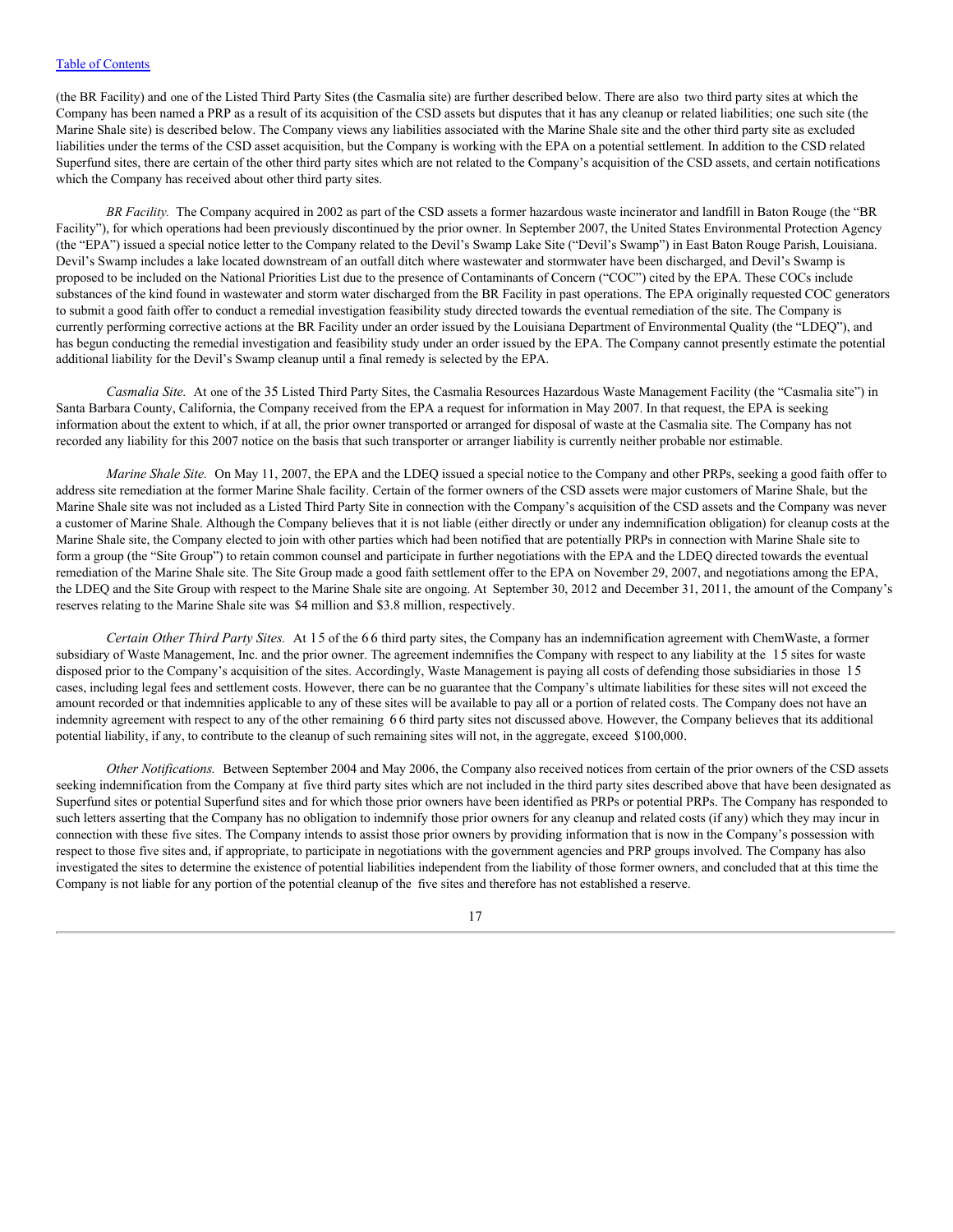(the BR Facility) and one of the Listed Third Party Sites (the Casmalia site) are further described below. There are also two third party sites at which the Company has been named a PRP as a result of its acquisition of the CSD assets but disputes that it has any cleanup or related liabilities; one such site (the Marine Shale site) is described below. The Company views any liabilities associated with the Marine Shale site and the other third party site as excluded liabilities under the terms of the CSD asset acquisition, but the Company is working with the EPA on a potential settlement. In addition to the CSD related Superfund sites, there are certain of the other third party sites which are not related to the Company's acquisition of the CSD assets, and certain notifications which the Company has received about other third party sites.

*BR Facility.* The Company acquired in 2002 as part of the CSD assets a former hazardous waste incinerator and landfill in Baton Rouge (the "BR Facility"), for which operations had been previously discontinued by the prior owner. In September 2007, the United States Environmental Protection Agency (the "EPA") issued a special notice letter to the Company related to the Devil's Swamp Lake Site ("Devil's Swamp") in East Baton Rouge Parish, Louisiana. Devil's Swamp includes a lake located downstream of an outfall ditch where wastewater and stormwater have been discharged, and Devil's Swamp is proposed to be included on the National Priorities List due to the presence of Contaminants of Concern ("COC") cited by the EPA. These COCs include substances of the kind found in wastewater and storm water discharged from the BR Facility in past operations. The EPA originally requested COC generators to submit a good faith offer to conduct a remedial investigation feasibility study directed towards the eventual remediation of the site. The Company is currently performing corrective actions at the BR Facility under an order issued by the Louisiana Department of Environmental Quality (the "LDEQ"), and has begun conducting the remedial investigation and feasibility study under an order issued by the EPA. The Company cannot presently estimate the potential additional liability for the Devil's Swamp cleanup until a final remedy is selected by the EPA.

*Casmalia Site.* At one of the 35 Listed Third Party Sites, the Casmalia Resources Hazardous Waste Management Facility (the "Casmalia site") in Santa Barbara County, California, the Company received from the EPA a request for information in May 2007. In that request, the EPA is seeking information about the extent to which, if at all, the prior owner transported or arranged for disposal of waste at the Casmalia site. The Company has not recorded any liability for this 2007 notice on the basis that such transporter or arranger liability is currently neither probable nor estimable.

*Marine Shale Site.* On May 11, 2007, the EPA and the LDEQ issued a special notice to the Company and other PRPs, seeking a good faith offer to address site remediation at the former Marine Shale facility. Certain of the former owners of the CSD assets were major customers of Marine Shale, but the Marine Shale site was not included as a Listed Third Party Site in connection with the Company's acquisition of the CSD assets and the Company was never a customer of Marine Shale. Although the Company believes that it is not liable (either directly or under any indemnification obligation) for cleanup costs at the Marine Shale site, the Company elected to join with other parties which had been notified that are potentially PRPs in connection with Marine Shale site to form a group (the "Site Group") to retain common counsel and participate in further negotiations with the EPA and the LDEQ directed towards the eventual remediation of the Marine Shale site. The Site Group made a good faith settlement offer to the EPA on November 29, 2007, and negotiations among the EPA, the LDEQ and the Site Group with respect to the Marine Shale site are ongoing. At September 30, 2012 and December 31, 2011, the amount of the Company's reserves relating to the Marine Shale site was $4 million and $3.8 million, respectively.

*Certain Other Third Party Sites.* At 15 of the 66 third party sites, the Company has an indemnification agreement with ChemWaste, a former subsidiary of Waste Management, Inc. and the prior owner. The agreement indemnifies the Company with respect to any liability at the 15 sites for waste disposed prior to the Company's acquisition of the sites. Accordingly, Waste Management is paying all costs of defending those subsidiaries in those 15 cases, including legal fees and settlement costs. However, there can be no guarantee that the Company's ultimate liabilities for these sites will not exceed the amount recorded or that indemnities applicable to any of these sites will be available to pay all or a portion of related costs. The Company does not have an indemnity agreement with respect to any of the other remaining 66 third party sites not discussed above. However, the Company believes that its additional potential liability, if any, to contribute to the cleanup of such remaining sites will not, in the aggregate, exceed $100,000.

*Other Notifications.* Between September 2004 and May 2006, the Company also received notices from certain of the prior owners of the CSD assets seeking indemnification from the Company at five third party sites which are not included in the third party sites described above that have been designated as Superfund sites or potential Superfund sites and for which those prior owners have been identified as PRPs or potential PRPs. The Company has responded to such letters asserting that the Company has no obligation to indemnify those prior owners for any cleanup and related costs (if any) which they may incur in connection with these five sites. The Company intends to assist those prior owners by providing information that is now in the Company's possession with respect to those five sites and, if appropriate, to participate in negotiations with the government agencies and PRP groups involved. The Company has also investigated the sites to determine the existence of potential liabilities independent from the liability of those former owners, and concluded that at this time the Company is not liable for any portion of the potential cleanup of the five sites and therefore has not established a reserve.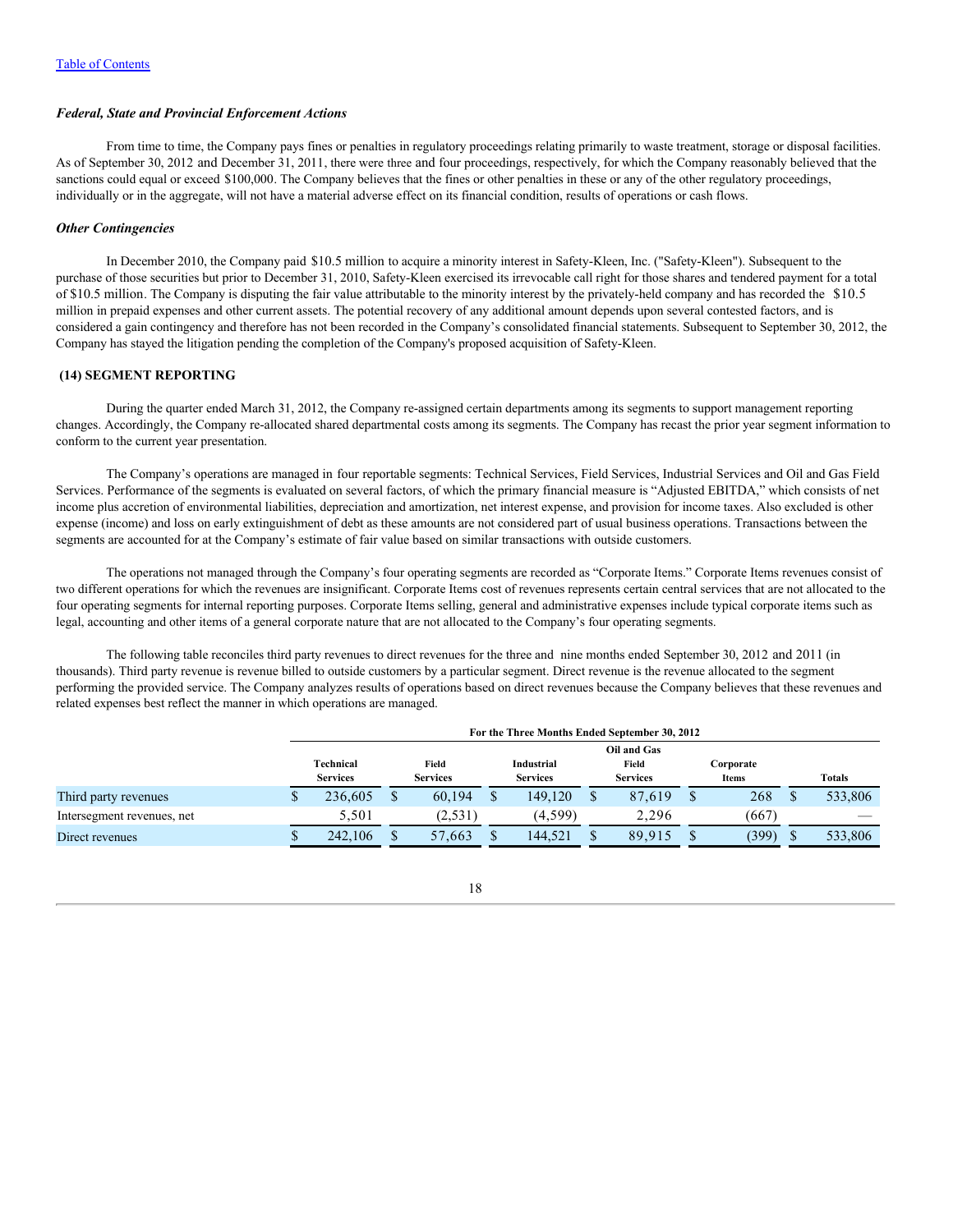[Table of Contents](#)

### *Federal, State and Provincial Enforcement Actions*

From time to time, the Company pays fines or penalties in regulatory proceedings relating primarily to waste treatment, storage or disposal facilities. As of September 30, 2012 and December 31, 2011, there were three and four proceedings, respectively, for which the Company reasonably believed that the sanctions could equal or exceed $100,000. The Company believes that the fines or other penalties in these or any of the other regulatory proceedings, individually or in the aggregate, will not have a material adverse effect on its financial condition, results of operations or cash flows.

### *Other Contingencies*

In December 2010, the Company paid $10.5 million to acquire a minority interest in Safety-Kleen, Inc. ("Safety-Kleen"). Subsequent to the purchase of those securities but prior to December 31, 2010, Safety-Kleen exercised its irrevocable call right for those shares and tendered payment for a total of $10.5 million. The Company is disputing the fair value attributable to the minority interest by the privately-held company and has recorded the $10.5 million in prepaid expenses and other current assets. The potential recovery of any additional amount depends upon several contested factors, and is considered a gain contingency and therefore has not been recorded in the Company's consolidated financial statements. Subsequent to September 30, 2012, the Company has stayed the litigation pending the completion of the Company's proposed acquisition of Safety-Kleen.

## (14) SEGMENT REPORTING

During the quarter ended March 31, 2012, the Company re-assigned certain departments among its segments to support management reporting changes. Accordingly, the Company re-allocated shared departmental costs among its segments. The Company has recast the prior year segment information to conform to the current year presentation.

The Company's operations are managed in four reportable segments: Technical Services, Field Services, Industrial Services and Oil and Gas Field Services. Performance of the segments is evaluated on several factors, of which the primary financial measure is "Adjusted EBITDA," which consists of net income plus accretion of environmental liabilities, depreciation and amortization, net interest expense, and provision for income taxes. Also excluded is other expense (income) and loss on early extinguishment of debt as these amounts are not considered part of usual business operations. Transactions between the segments are accounted for at the Company's estimate of fair value based on similar transactions with outside customers.

The operations not managed through the Company's four operating segments are recorded as "Corporate Items." Corporate Items revenues consist of two different operations for which the revenues are insignificant. Corporate Items cost of revenues represents certain central services that are not allocated to the four operating segments for internal reporting purposes. Corporate Items selling, general and administrative expenses include typical corporate items such as legal, accounting and other items of a general corporate nature that are not allocated to the Company's four operating segments.

The following table reconciles third party revenues to direct revenues for the three and nine months ended September 30, 2012 and 2011 (in thousands). Third party revenue is revenue billed to outside customers by a particular segment. Direct revenue is the revenue allocated to the segment performing the provided service. The Company analyzes results of operations based on direct revenues because the Company believes that these revenues and related expenses best reflect the manner in which operations are managed.

| | For the Three Months Ended September 30, 2012 | | | | | |
|---|---|---|---|---|---|---|
| | Technical Services | Field Services | Industrial Services | Oil and Gas Field Services | Corporate Items | Totals |
| Third party revenues | $ 236,605 | $ 60,194 | $ 149,120 | $ 87,619 | $ 268 | $ 533,806 |
| Intersegment revenues, net | 5,501 | (2,531) | (4,599) | 2,296 | (667) | — |
| Direct revenues | $ 242,106 | $ 57,663 | $ 144,521 | $ 89,915 | $ (399) | $ 533,806 |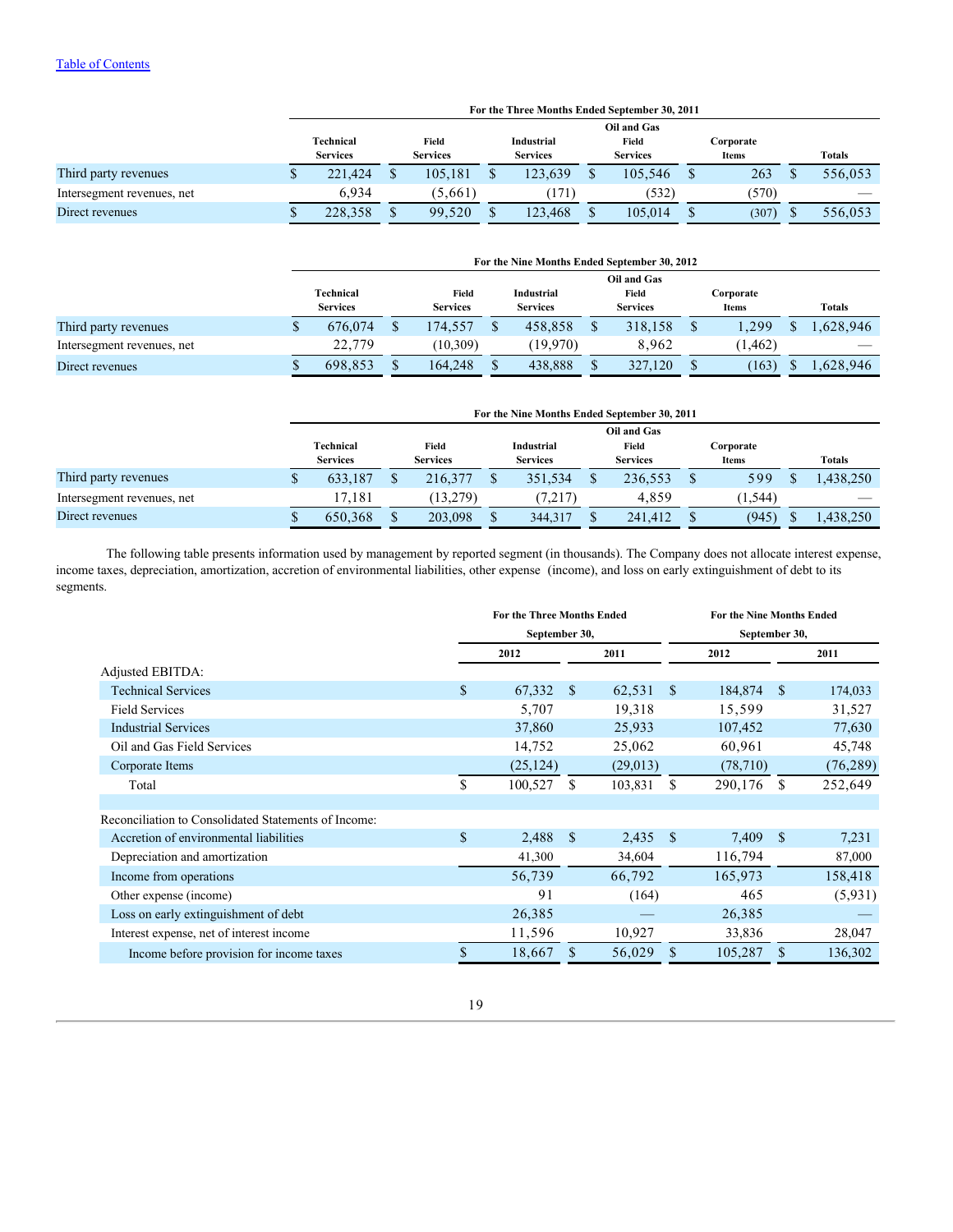[Table of Contents](#)

| For the Three Months Ended September 30, 2011 | Technical Services | Field Services | Industrial Services | Oil and Gas Field Services | Corporate Items | Totals |
|---|---|---|---|---|---|---|
| Third party revenues | $ 221,424 | $ 105,181 | $ 123,639 | $ 105,546 | $ 263 | $ 556,053 |
| Intersegment revenues, net | 6,934 | (5,661) | (171) | (532) | (570) | — |
| Direct revenues | $ 228,358 | $ 99,520 | $ 123,468 | $ 105,014 | $ (307) | $ 556,053 |

| For the Nine Months Ended September 30, 2012 | Technical Services | Field Services | Industrial Services | Oil and Gas Field Services | Corporate Items | Totals |
|---|---|---|---|---|---|---|
| Third party revenues | $ 676,074 | $ 174,557 | $ 458,858 | $ 318,158 | $ 1,299 | $ 1,628,946 |
| Intersegment revenues, net | 22,779 | (10,309) | (19,970) | 8,962 | (1,462) | — |
| Direct revenues | $ 698,853 | $ 164,248 | $ 438,888 | $ 327,120 | $ (163) | $ 1,628,946 |

| For the Nine Months Ended September 30, 2011 | Technical Services | Field Services | Industrial Services | Oil and Gas Field Services | Corporate Items | Totals |
|---|---|---|---|---|---|---|
| Third party revenues | $ 633,187 | $ 216,377 | $ 351,534 | $ 236,553 | $ 599 | $ 1,438,250 |
| Intersegment revenues, net | 17,181 | (13,279) | (7,217) | 4,859 | (1,544) | — |
| Direct revenues | $ 650,368 | $ 203,098 | $ 344,317 | $ 241,412 | $ (945) | $ 1,438,250 |

The following table presents information used by management by reported segment (in thousands). The Company does not allocate interest expense, income taxes, depreciation, amortization, accretion of environmental liabilities, other expense (income), and loss on early extinguishment of debt to its segments.

| | For the Three Months Ended September 30, | | For the Nine Months Ended September 30, | |
|---|---|---|---|---|
| | 2012 | 2011 | 2012 | 2011 |
| Adjusted EBITDA: | | | | |
| Technical Services | $ 67,332 | $ 62,531 | $ 184,874 | $ 174,033 |
| Field Services | 5,707 | 19,318 | 15,599 | 31,527 |
| Industrial Services | 37,860 | 25,933 | 107,452 | 77,630 |
| Oil and Gas Field Services | 14,752 | 25,062 | 60,961 | 45,748 |
| Corporate Items | (25,124) | (29,013) | (78,710) | (76,289) |
| Total | $ 100,527 | $ 103,831 | $ 290,176 | $ 252,649 |
| | | | | |
| Reconciliation to Consolidated Statements of Income: | | | | |
| Accretion of environmental liabilities | $ 2,488 | $ 2,435 | $ 7,409 | $ 7,231 |
| Depreciation and amortization | 41,300 | 34,604 | 116,794 | 87,000 |
| Income from operations | 56,739 | 66,792 | 165,973 | 158,418 |
| Other expense (income) | 91 | (164) | 465 | (5,931) |
| Loss on early extinguishment of debt | 26,385 | — | 26,385 | — |
| Interest expense, net of interest income | 11,596 | 10,927 | 33,836 | 28,047 |
| Income before provision for income taxes | $ 18,667 | $ 56,029 | $ 105,287 | $ 136,302 |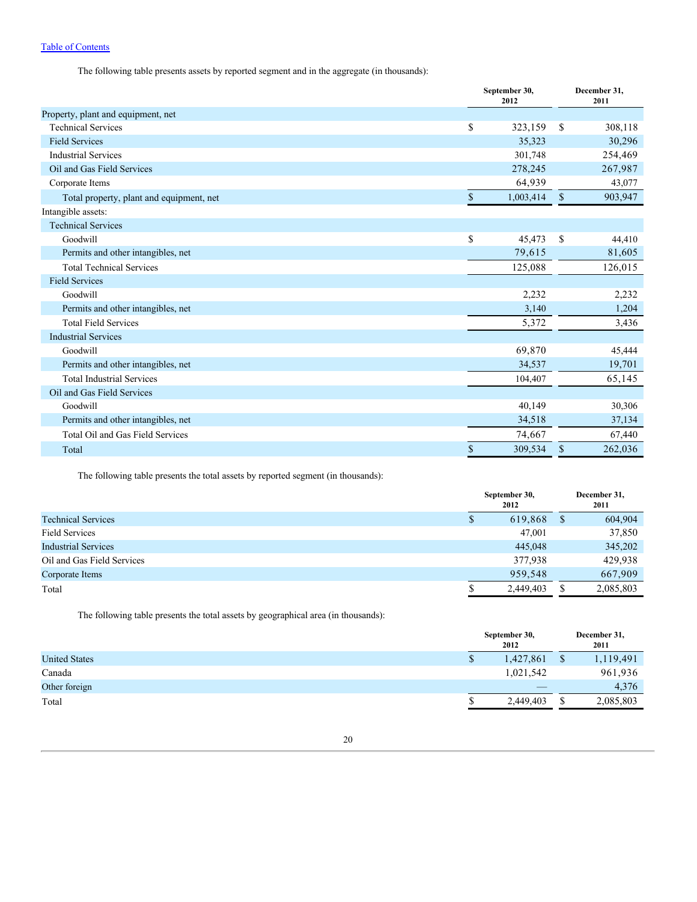[Table of Contents](#)

The following table presents assets by reported segment and in the aggregate (in thousands):

| | September 30, 2012 | December 31, 2011 |
|---|---|---|
| Property, plant and equipment, net | | |
| Technical Services | $ 323,159 | $ 308,118 |
| Field Services | 35,323 | 30,296 |
| Industrial Services | 301,748 | 254,469 |
| Oil and Gas Field Services | 278,245 | 267,987 |
| Corporate Items | 64,939 | 43,077 |
| Total property, plant and equipment, net | $ 1,003,414 | $ 903,947 |
| Intangible assets: | | |
| Technical Services | | |
| Goodwill | $ 45,473 | $ 44,410 |
| Permits and other intangibles, net | 79,615 | 81,605 |
| Total Technical Services | 125,088 | 126,015 |
| Field Services | | |
| Goodwill | 2,232 | 2,232 |
| Permits and other intangibles, net | 3,140 | 1,204 |
| Total Field Services | 5,372 | 3,436 |
| Industrial Services | | |
| Goodwill | 69,870 | 45,444 |
| Permits and other intangibles, net | 34,537 | 19,701 |
| Total Industrial Services | 104,407 | 65,145 |
| Oil and Gas Field Services | | |
| Goodwill | 40,149 | 30,306 |
| Permits and other intangibles, net | 34,518 | 37,134 |
| Total Oil and Gas Field Services | 74,667 | 67,440 |
| Total | $ 309,534 | $ 262,036 |

The following table presents the total assets by reported segment (in thousands):

| | September 30, 2012 | December 31, 2011 |
|---|---|---|
| Technical Services | $ 619,868 | $ 604,904 |
| Field Services | 47,001 | 37,850 |
| Industrial Services | 445,048 | 345,202 |
| Oil and Gas Field Services | 377,938 | 429,938 |
| Corporate Items | 959,548 | 667,909 |
| Total | $ 2,449,403 | $ 2,085,803 |

The following table presents the total assets by geographical area (in thousands):

| | September 30, 2012 | December 31, 2011 |
|---|---|---|
| United States | $ 1,427,861 | $ 1,119,491 |
| Canada | 1,021,542 | 961,936 |
| Other foreign | — | 4,376 |
| Total | $ 2,449,403 | $ 2,085,803 |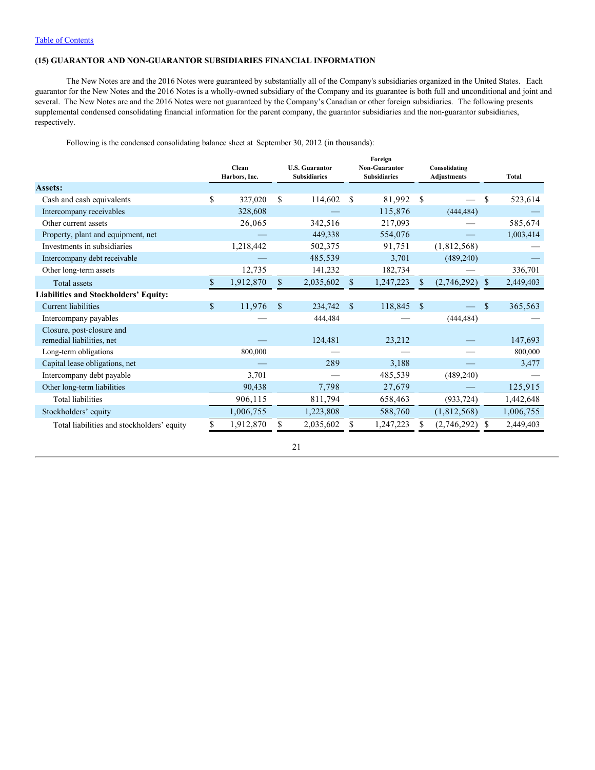(15) GUARANTOR AND NON-GUARANTOR SUBSIDIARIES FINANCIAL INFORMATION

The New Notes are and the 2016 Notes were guaranteed by substantially all of the Company's subsidiaries organized in the United States. Each guarantor for the New Notes and the 2016 Notes is a wholly-owned subsidiary of the Company and its guarantee is both full and unconditional and joint and several. The New Notes are and the 2016 Notes were not guaranteed by the Company's Canadian or other foreign subsidiaries. The following presents supplemental condensed consolidating financial information for the parent company, the guarantor subsidiaries and the non-guarantor subsidiaries, respectively.

Following is the condensed consolidating balance sheet at September 30, 2012 (in thousands):

| | Clean Harbors, Inc. | U.S. Guarantor Subsidiaries | Foreign Non-Guarantor Subsidiaries | Consolidating Adjustments | Total |
|---|---|---|---|---|---|
| **Assets:** | | | | | |
| Cash and cash equivalents | $ 327,020 | $ 114,602 | $ 81,992 | $ — | $ 523,614 |
| Intercompany receivables | 328,608 | — | 115,876 | (444,484) | — |
| Other current assets | 26,065 | 342,516 | 217,093 | — | 585,674 |
| Property, plant and equipment, net | — | 449,338 | 554,076 | — | 1,003,414 |
| Investments in subsidiaries | 1,218,442 | 502,375 | 91,751 | (1,812,568) | — |
| Intercompany debt receivable | — | 485,539 | 3,701 | (489,240) | — |
| Other long-term assets | 12,735 | 141,232 | 182,734 | — | 336,701 |
| Total assets | $ 1,912,870 | $ 2,035,602 | $ 1,247,223 | $ (2,746,292) | $ 2,449,403 |
| **Liabilities and Stockholders' Equity:** | | | | | |
| Current liabilities | $ 11,976 | $ 234,742 | $ 118,845 | $ — | $ 365,563 |
| Intercompany payables | — | 444,484 | — | (444,484) | — |
| Closure, post-closure and remedial liabilities, net | — | 124,481 | 23,212 | — | 147,693 |
| Long-term obligations | 800,000 | — | — | — | 800,000 |
| Capital lease obligations, net | — | 289 | 3,188 | — | 3,477 |
| Intercompany debt payable | 3,701 | — | 485,539 | (489,240) | — |
| Other long-term liabilities | 90,438 | 7,798 | 27,679 | — | 125,915 |
| Total liabilities | 906,115 | 811,794 | 658,463 | (933,724) | 1,442,648 |
| Stockholders' equity | 1,006,755 | 1,223,808 | 588,760 | (1,812,568) | 1,006,755 |
| Total liabilities and stockholders' equity | $ 1,912,870 | $ 2,035,602 | $ 1,247,223 | $ (2,746,292) | $ 2,449,403 |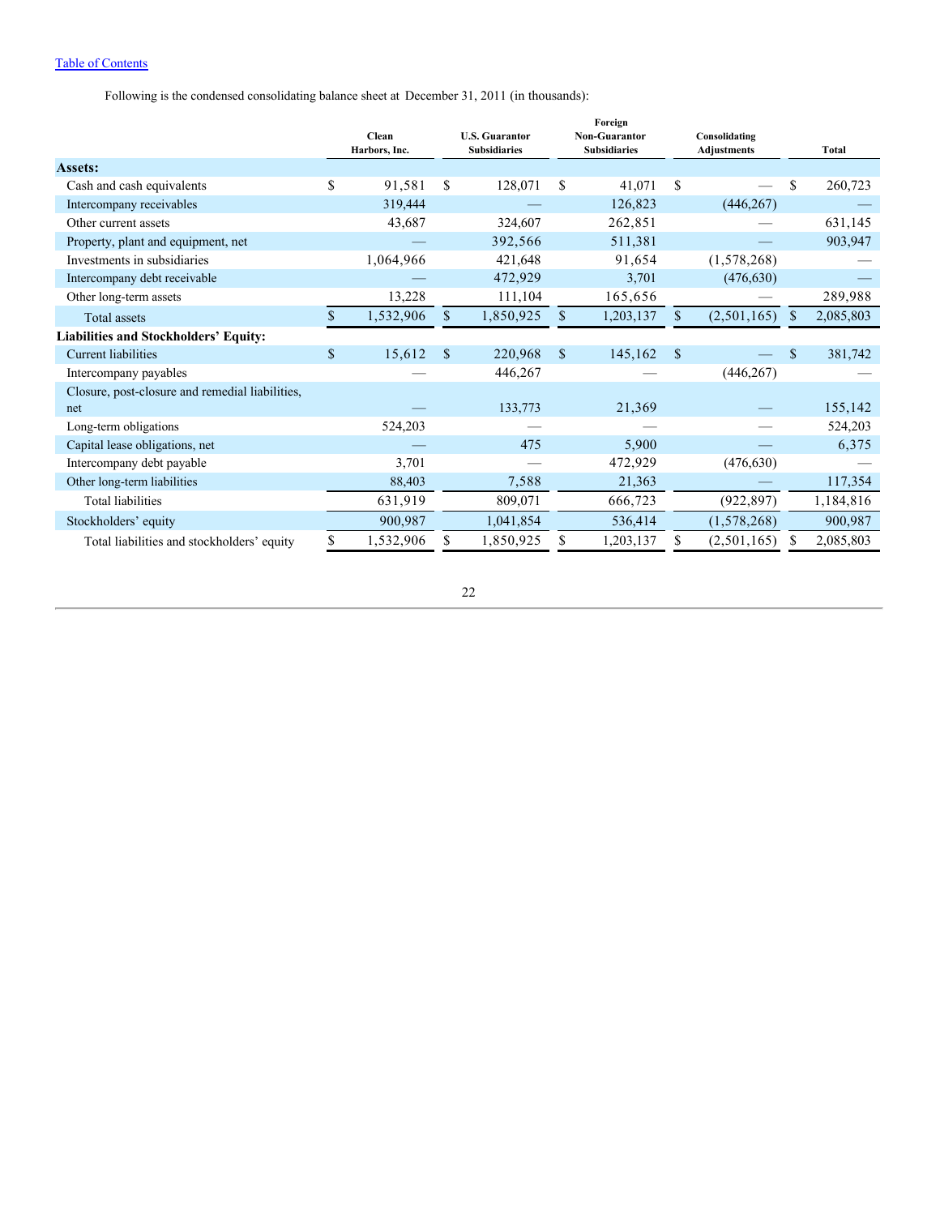Table of Contents

Following is the condensed consolidating balance sheet at December 31, 2011 (in thousands):

| | Clean Harbors, Inc. | U.S. Guarantor Subsidiaries | Foreign Non-Guarantor Subsidiaries | Consolidating Adjustments | Total |
|---|---|---|---|---|---|
| **Assets:** | | | | | |
| Cash and cash equivalents | $ 91,581 | $ 128,071 | $ 41,071 | $ — | $ 260,723 |
| Intercompany receivables | 319,444 | — | 126,823 | (446,267) | — |
| Other current assets | 43,687 | 324,607 | 262,851 | — | 631,145 |
| Property, plant and equipment, net | — | 392,566 | 511,381 | — | 903,947 |
| Investments in subsidiaries | 1,064,966 | 421,648 | 91,654 | (1,578,268) | — |
| Intercompany debt receivable | — | 472,929 | 3,701 | (476,630) | — |
| Other long-term assets | 13,228 | 111,104 | 165,656 | — | 289,988 |
| Total assets | $ 1,532,906 | $ 1,850,925 | $ 1,203,137 | $ (2,501,165) | $ 2,085,803 |
| **Liabilities and Stockholders' Equity:** | | | | | |
| Current liabilities | $ 15,612 | $ 220,968 | $ 145,162 | $ — | $ 381,742 |
| Intercompany payables | — | 446,267 | — | (446,267) | — |
| Closure, post-closure and remedial liabilities, net | — | 133,773 | 21,369 | — | 155,142 |
| Long-term obligations | 524,203 | — | — | — | 524,203 |
| Capital lease obligations, net | — | 475 | 5,900 | — | 6,375 |
| Intercompany debt payable | 3,701 | — | 472,929 | (476,630) | — |
| Other long-term liabilities | 88,403 | 7,588 | 21,363 | — | 117,354 |
| Total liabilities | 631,919 | 809,071 | 666,723 | (922,897) | 1,184,816 |
| Stockholders' equity | 900,987 | 1,041,854 | 536,414 | (1,578,268) | 900,987 |
| Total liabilities and stockholders' equity | $ 1,532,906 | $ 1,850,925 | $ 1,203,137 | $ (2,501,165) | $ 2,085,803 |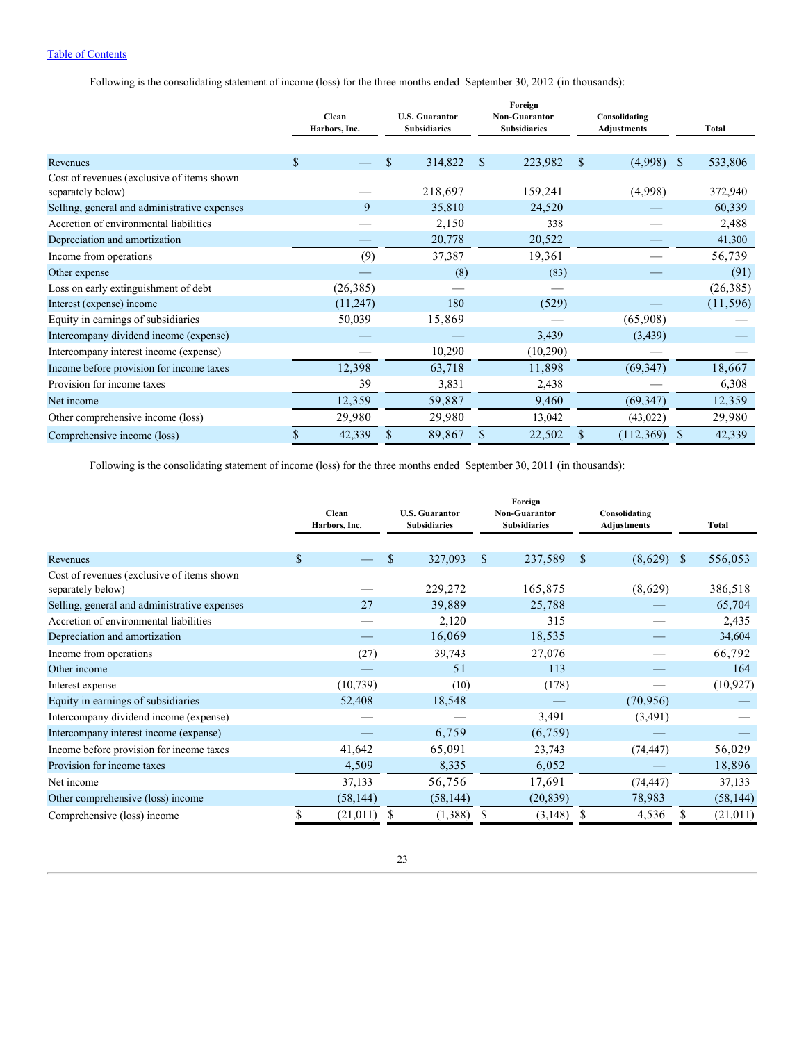[Table of Contents](#)

Following is the consolidating statement of income (loss) for the three months ended September 30, 2012 (in thousands):

| | Clean Harbors, Inc. | U.S. Guarantor Subsidiaries | Foreign Non-Guarantor Subsidiaries | Consolidating Adjustments | Total |
|---|---|---|---|---|---|
| Revenues | $ — | $ 314,822 | $ 223,982 | $ (4,998) | $ 533,806 |
| Cost of revenues (exclusive of items shown separately below) | — | 218,697 | 159,241 | (4,998) | 372,940 |
| Selling, general and administrative expenses | 9 | 35,810 | 24,520 | — | 60,339 |
| Accretion of environmental liabilities | — | 2,150 | 338 | — | 2,488 |
| Depreciation and amortization | — | 20,778 | 20,522 | — | 41,300 |
| Income from operations | (9) | 37,387 | 19,361 | — | 56,739 |
| Other expense | — | (8) | (83) | — | (91) |
| Loss on early extinguishment of debt | (26,385) | — | — | | (26,385) |
| Interest (expense) income | (11,247) | 180 | (529) | — | (11,596) |
| Equity in earnings of subsidiaries | 50,039 | 15,869 | — | (65,908) | — |
| Intercompany dividend income (expense) | — | — | 3,439 | (3,439) | — |
| Intercompany interest income (expense) | — | 10,290 | (10,290) | — | — |
| Income before provision for income taxes | 12,398 | 63,718 | 11,898 | (69,347) | 18,667 |
| Provision for income taxes | 39 | 3,831 | 2,438 | — | 6,308 |
| Net income | 12,359 | 59,887 | 9,460 | (69,347) | 12,359 |
| Other comprehensive income (loss) | 29,980 | 29,980 | 13,042 | (43,022) | 29,980 |
| Comprehensive income (loss) | $ 42,339 | $ 89,867 | $ 22,502 | $ (112,369) | $ 42,339 |

Following is the consolidating statement of income (loss) for the three months ended September 30, 2011 (in thousands):

| | Clean Harbors, Inc. | U.S. Guarantor Subsidiaries | Foreign Non-Guarantor Subsidiaries | Consolidating Adjustments | Total |
|---|---|---|---|---|---|
| Revenues | $ — | $ 327,093 | $ 237,589 | $ (8,629) | $ 556,053 |
| Cost of revenues (exclusive of items shown separately below) | — | 229,272 | 165,875 | (8,629) | 386,518 |
| Selling, general and administrative expenses | 27 | 39,889 | 25,788 | — | 65,704 |
| Accretion of environmental liabilities | — | 2,120 | 315 | — | 2,435 |
| Depreciation and amortization | — | 16,069 | 18,535 | — | 34,604 |
| Income from operations | (27) | 39,743 | 27,076 | — | 66,792 |
| Other income | — | 51 | 113 | — | 164 |
| Interest expense | (10,739) | (10) | (178) | — | (10,927) |
| Equity in earnings of subsidiaries | 52,408 | 18,548 | — | (70,956) | — |
| Intercompany dividend income (expense) | — | — | 3,491 | (3,491) | — |
| Intercompany interest income (expense) | — | 6,759 | (6,759) | — | — |
| Income before provision for income taxes | 41,642 | 65,091 | 23,743 | (74,447) | 56,029 |
| Provision for income taxes | 4,509 | 8,335 | 6,052 | — | 18,896 |
| Net income | 37,133 | 56,756 | 17,691 | (74,447) | 37,133 |
| Other comprehensive (loss) income | (58,144) | (58,144) | (20,839) | 78,983 | (58,144) |
| Comprehensive (loss) income | $ (21,011) | $ (1,388) | $ (3,148) | $ 4,536 | $ (21,011) |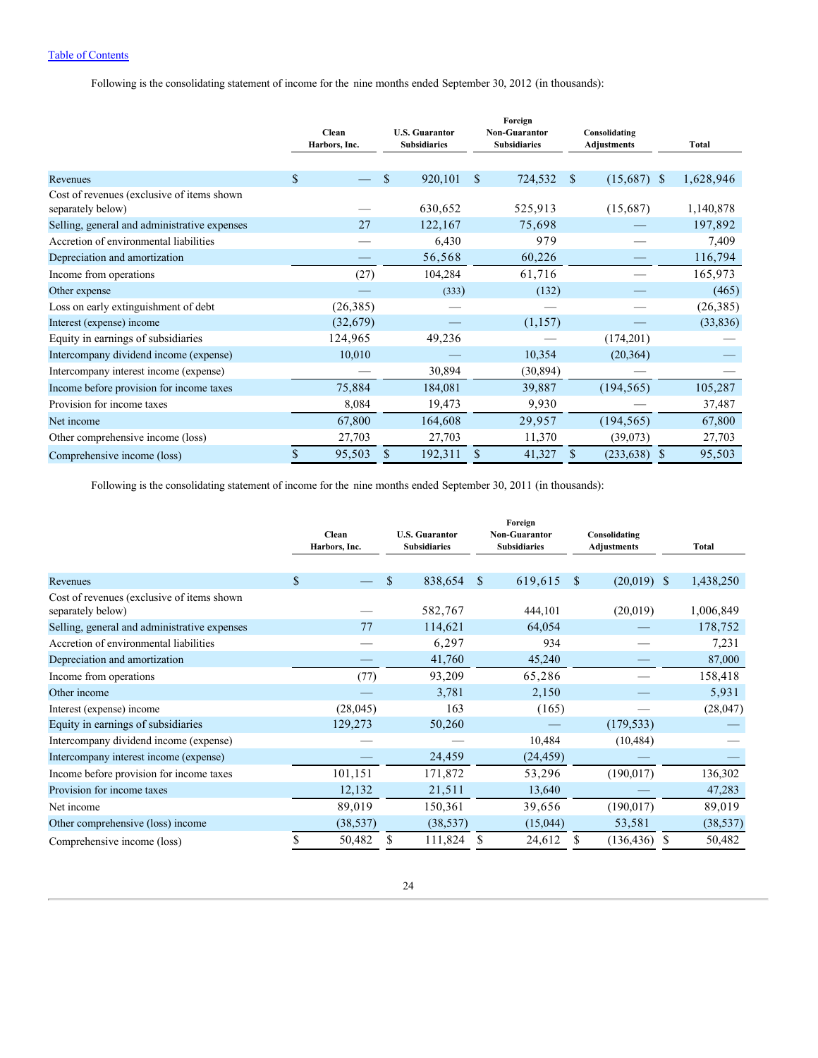[Table of Contents]

Following is the consolidating statement of income for the nine months ended September 30, 2012 (in thousands):

| | Clean Harbors, Inc. | U.S. Guarantor Subsidiaries | Foreign Non-Guarantor Subsidiaries | Consolidating Adjustments | Total |
|---|---|---|---|---|---|
| Revenues | $ — | $ 920,101 | $ 724,532 | $ (15,687) | $ 1,628,946 |
| Cost of revenues (exclusive of items shown separately below) | — | 630,652 | 525,913 | (15,687) | 1,140,878 |
| Selling, general and administrative expenses | 27 | 122,167 | 75,698 | — | 197,892 |
| Accretion of environmental liabilities | — | 6,430 | 979 | — | 7,409 |
| Depreciation and amortization | — | 56,568 | 60,226 | — | 116,794 |
| Income from operations | (27) | 104,284 | 61,716 | — | 165,973 |
| Other expense | — | (333) | (132) | — | (465) |
| Loss on early extinguishment of debt | (26,385) | — | — | — | (26,385) |
| Interest (expense) income | (32,679) | — | (1,157) | — | (33,836) |
| Equity in earnings of subsidiaries | 124,965 | 49,236 | — | (174,201) | — |
| Intercompany dividend income (expense) | 10,010 | — | 10,354 | (20,364) | — |
| Intercompany interest income (expense) | — | 30,894 | (30,894) | — | — |
| Income before provision for income taxes | 75,884 | 184,081 | 39,887 | (194,565) | 105,287 |
| Provision for income taxes | 8,084 | 19,473 | 9,930 | — | 37,487 |
| Net income | 67,800 | 164,608 | 29,957 | (194,565) | 67,800 |
| Other comprehensive income (loss) | 27,703 | 27,703 | 11,370 | (39,073) | 27,703 |
| Comprehensive income (loss) | $ 95,503 | $ 192,311 | $ 41,327 | $ (233,638) | $ 95,503 |

Following is the consolidating statement of income for the nine months ended September 30, 2011 (in thousands):

| | Clean Harbors, Inc. | U.S. Guarantor Subsidiaries | Foreign Non-Guarantor Subsidiaries | Consolidating Adjustments | Total |
|---|---|---|---|---|---|
| Revenues | $ — | $ 838,654 | $ 619,615 | $ (20,019) | $ 1,438,250 |
| Cost of revenues (exclusive of items shown separately below) | — | 582,767 | 444,101 | (20,019) | 1,006,849 |
| Selling, general and administrative expenses | 77 | 114,621 | 64,054 | — | 178,752 |
| Accretion of environmental liabilities | — | 6,297 | 934 | — | 7,231 |
| Depreciation and amortization | — | 41,760 | 45,240 | — | 87,000 |
| Income from operations | (77) | 93,209 | 65,286 | — | 158,418 |
| Other income | — | 3,781 | 2,150 | — | 5,931 |
| Interest (expense) income | (28,045) | 163 | (165) | — | (28,047) |
| Equity in earnings of subsidiaries | 129,273 | 50,260 | — | (179,533) | — |
| Intercompany dividend income (expense) | — | — | 10,484 | (10,484) | — |
| Intercompany interest income (expense) | — | 24,459 | (24,459) | — | — |
| Income before provision for income taxes | 101,151 | 171,872 | 53,296 | (190,017) | 136,302 |
| Provision for income taxes | 12,132 | 21,511 | 13,640 | — | 47,283 |
| Net income | 89,019 | 150,361 | 39,656 | (190,017) | 89,019 |
| Other comprehensive (loss) income | (38,537) | (38,537) | (15,044) | 53,581 | (38,537) |
| Comprehensive income (loss) | $ 50,482 | $ 111,824 | $ 24,612 | $ (136,436) | $ 50,482 |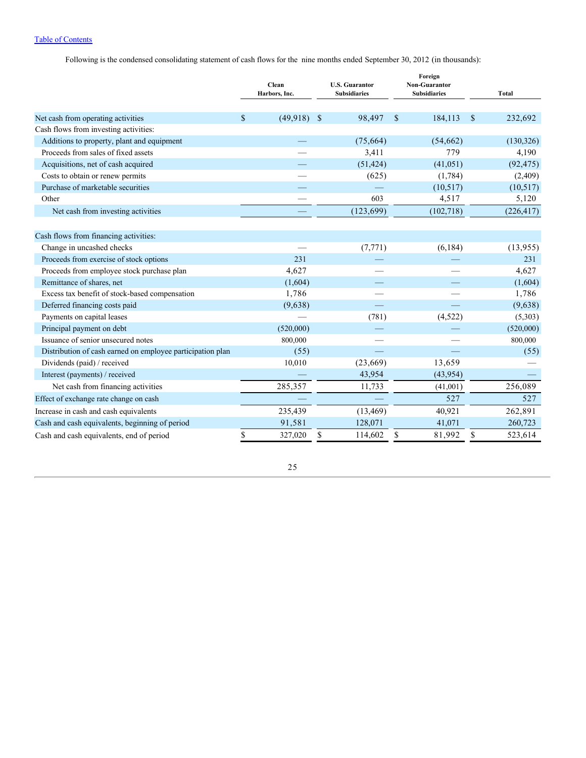[Table of Contents](#)

Following is the condensed consolidating statement of cash flows for the nine months ended September 30, 2012 (in thousands):

| | Clean Harbors, Inc. | U.S. Guarantor Subsidiaries | Foreign Non-Guarantor Subsidiaries | Total |
|---|---|---|---|---|
| Net cash from operating activities | $ (49,918) | $ 98,497 | $ 184,113 | $ 232,692 |
| Cash flows from investing activities: | | | | |
| Additions to property, plant and equipment | — | (75,664) | (54,662) | (130,326) |
| Proceeds from sales of fixed assets | — | 3,411 | 779 | 4,190 |
| Acquisitions, net of cash acquired | — | (51,424) | (41,051) | (92,475) |
| Costs to obtain or renew permits | — | (625) | (1,784) | (2,409) |
| Purchase of marketable securities | — | — | (10,517) | (10,517) |
| Other | — | 603 | 4,517 | 5,120 |
| Net cash from investing activities | — | (123,699) | (102,718) | (226,417) |
| Cash flows from financing activities: | | | | |
| Change in uncashed checks | — | (7,771) | (6,184) | (13,955) |
| Proceeds from exercise of stock options | 231 | — | — | 231 |
| Proceeds from employee stock purchase plan | 4,627 | — | — | 4,627 |
| Remittance of shares, net | (1,604) | — | — | (1,604) |
| Excess tax benefit of stock-based compensation | 1,786 | — | — | 1,786 |
| Deferred financing costs paid | (9,638) | — | — | (9,638) |
| Payments on capital leases | — | (781) | (4,522) | (5,303) |
| Principal payment on debt | (520,000) | — | — | (520,000) |
| Issuance of senior unsecured notes | 800,000 | — | — | 800,000 |
| Distribution of cash earned on employee participation plan | (55) | — | — | (55) |
| Dividends (paid) / received | 10,010 | (23,669) | 13,659 | — |
| Interest (payments) / received | — | 43,954 | (43,954) | — |
| Net cash from financing activities | 285,357 | 11,733 | (41,001) | 256,089 |
| Effect of exchange rate change on cash | — | — | 527 | 527 |
| Increase in cash and cash equivalents | 235,439 | (13,469) | 40,921 | 262,891 |
| Cash and cash equivalents, beginning of period | 91,581 | 128,071 | 41,071 | 260,723 |
| Cash and cash equivalents, end of period | $ 327,020 | $ 114,602 | $ 81,992 | $ 523,614 |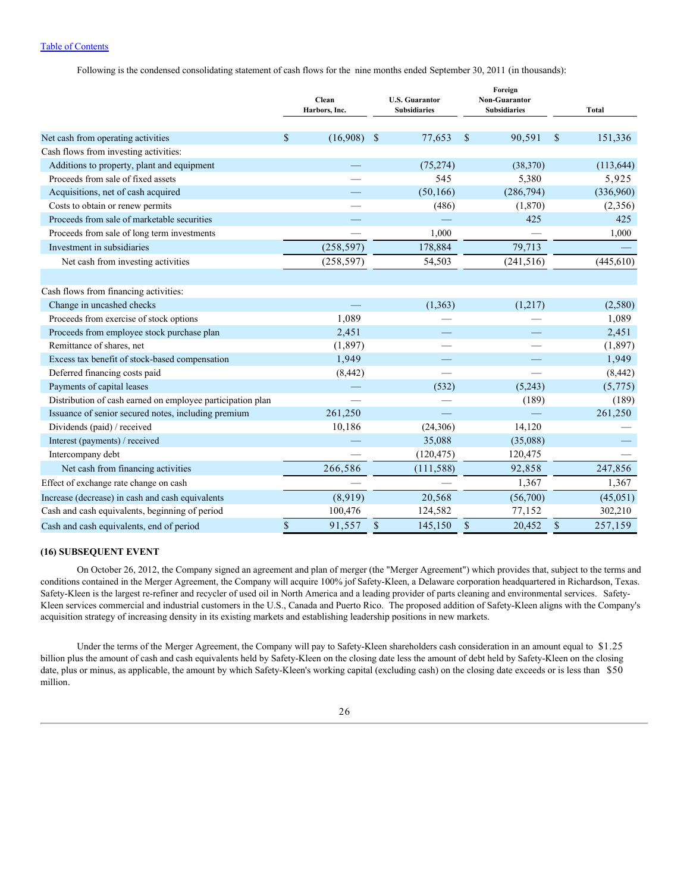Following is the condensed consolidating statement of cash flows for the nine months ended September 30, 2011 (in thousands):

| | Clean Harbors, Inc. | U.S. Guarantor Subsidiaries | Foreign Non-Guarantor Subsidiaries | Total |
|---|---|---|---|---|
| Net cash from operating activities | $ (16,908) | $ 77,653 | $ 90,591 | $ 151,336 |
| Cash flows from investing activities: | | | | |
| Additions to property, plant and equipment | — | (75,274) | (38,370) | (113,644) |
| Proceeds from sale of fixed assets | — | 545 | 5,380 | 5,925 |
| Acquisitions, net of cash acquired | — | (50,166) | (286,794) | (336,960) |
| Costs to obtain or renew permits | — | (486) | (1,870) | (2,356) |
| Proceeds from sale of marketable securities | — | — | 425 | 425 |
| Proceeds from sale of long term investments | — | 1,000 | — | 1,000 |
| Investment in subsidiaries | (258,597) | 178,884 | 79,713 | — |
| Net cash from investing activities | (258,597) | 54,503 | (241,516) | (445,610) |
| | | | | |
| Cash flows from financing activities: | | | | |
| Change in uncashed checks | — | (1,363) | (1,217) | (2,580) |
| Proceeds from exercise of stock options | 1,089 | — | — | 1,089 |
| Proceeds from employee stock purchase plan | 2,451 | — | — | 2,451 |
| Remittance of shares, net | (1,897) | — | — | (1,897) |
| Excess tax benefit of stock-based compensation | 1,949 | — | — | 1,949 |
| Deferred financing costs paid | (8,442) | — | — | (8,442) |
| Payments of capital leases | — | (532) | (5,243) | (5,775) |
| Distribution of cash earned on employee participation plan | — | — | (189) | (189) |
| Issuance of senior secured notes, including premium | 261,250 | — | — | 261,250 |
| Dividends (paid) / received | 10,186 | (24,306) | 14,120 | — |
| Interest (payments) / received | — | 35,088 | (35,088) | — |
| Intercompany debt | — | (120,475) | 120,475 | — |
| Net cash from financing activities | 266,586 | (111,588) | 92,858 | 247,856 |
| Effect of exchange rate change on cash | — | — | 1,367 | 1,367 |
| Increase (decrease) in cash and cash equivalents | (8,919) | 20,568 | (56,700) | (45,051) |
| Cash and cash equivalents, beginning of period | 100,476 | 124,582 | 77,152 | 302,210 |
| Cash and cash equivalents, end of period | $ 91,557 | $ 145,150 | $ 20,452 | $ 257,159 |

**(16) SUBSEQUENT EVENT**

On October 26, 2012, the Company signed an agreement and plan of merger (the "Merger Agreement") which provides that, subject to the terms and conditions contained in the Merger Agreement, the Company will acquire 100% jof Safety-Kleen, a Delaware corporation headquartered in Richardson, Texas. Safety-Kleen is the largest re-refiner and recycler of used oil in North America and a leading provider of parts cleaning and environmental services. Safety-Kleen services commercial and industrial customers in the U.S., Canada and Puerto Rico. The proposed addition of Safety-Kleen aligns with the Company's acquisition strategy of increasing density in its existing markets and establishing leadership positions in new markets.

Under the terms of the Merger Agreement, the Company will pay to Safety-Kleen shareholders cash consideration in an amount equal to $1.25 billion plus the amount of cash and cash equivalents held by Safety-Kleen on the closing date less the amount of debt held by Safety-Kleen on the closing date, plus or minus, as applicable, the amount by which Safety-Kleen's working capital (excluding cash) on the closing date exceeds or is less than $50 million.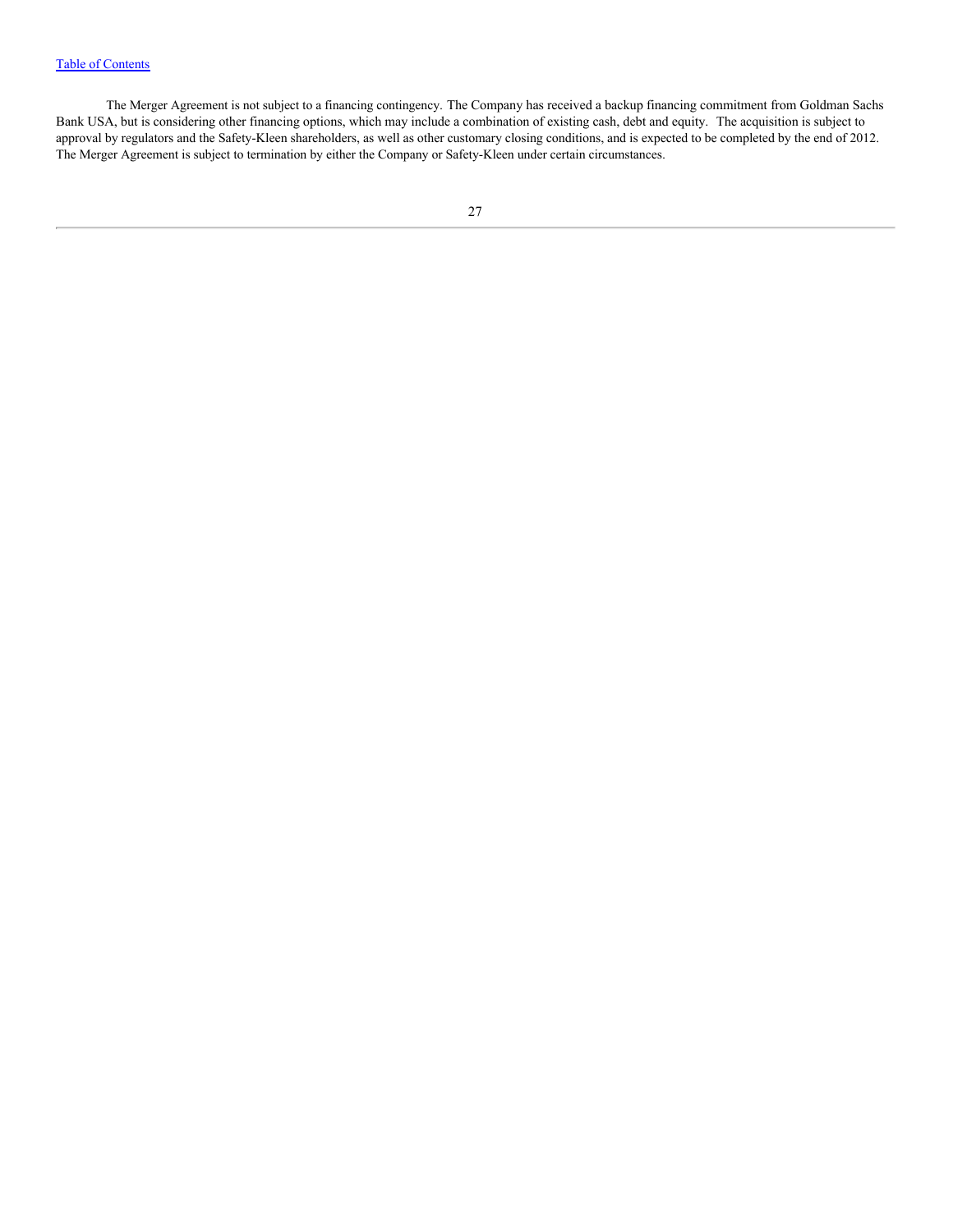The Merger Agreement is not subject to a financing contingency. The Company has received a backup financing commitment from Goldman Sachs Bank USA, but is considering other financing options, which may include a combination of existing cash, debt and equity. The acquisition is subject to approval by regulators and the Safety-Kleen shareholders, as well as other customary closing conditions, and is expected to be completed by the end of 2012. The Merger Agreement is subject to termination by either the Company or Safety-Kleen under certain circumstances.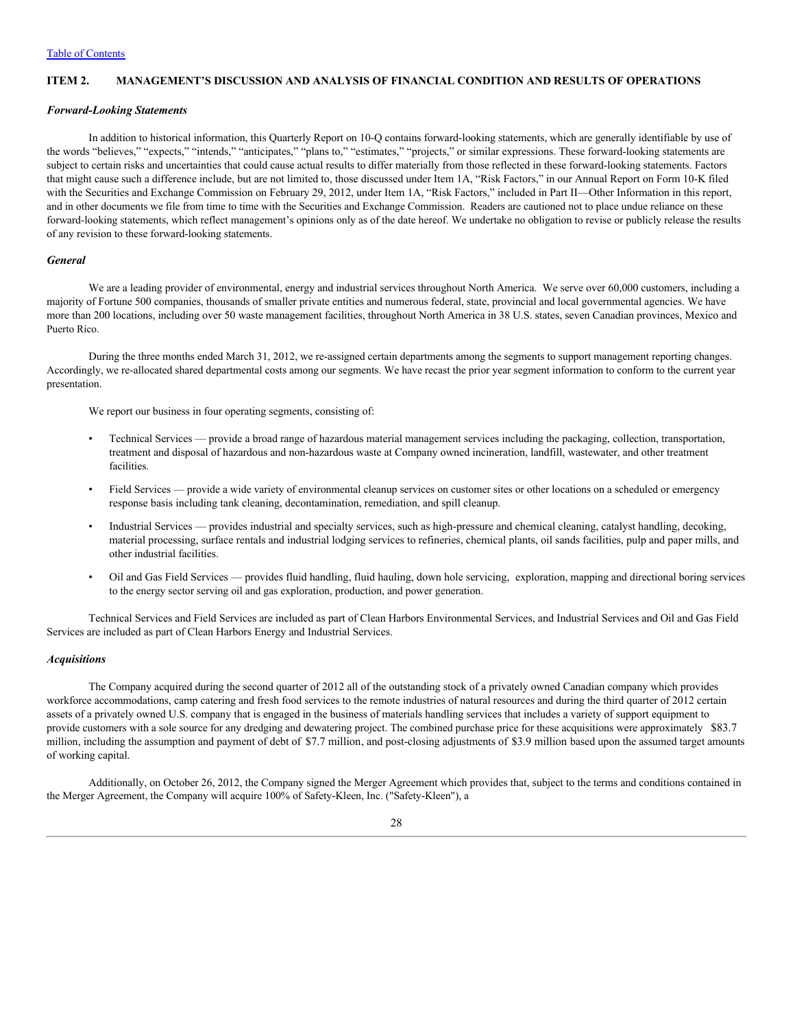## ITEM 2. MANAGEMENT'S DISCUSSION AND ANALYSIS OF FINANCIAL CONDITION AND RESULTS OF OPERATIONS

### *Forward-Looking Statements*

In addition to historical information, this Quarterly Report on 10-Q contains forward-looking statements, which are generally identifiable by use of the words "believes," "expects," "intends," "anticipates," "plans to," "estimates," "projects," or similar expressions. These forward-looking statements are subject to certain risks and uncertainties that could cause actual results to differ materially from those reflected in these forward-looking statements. Factors that might cause such a difference include, but are not limited to, those discussed under Item 1A, "Risk Factors," in our Annual Report on Form 10-K filed with the Securities and Exchange Commission on February 29, 2012, under Item 1A, "Risk Factors," included in Part II—Other Information in this report, and in other documents we file from time to time with the Securities and Exchange Commission. Readers are cautioned not to place undue reliance on these forward-looking statements, which reflect management's opinions only as of the date hereof. We undertake no obligation to revise or publicly release the results of any revision to these forward-looking statements.

### *General*

We are a leading provider of environmental, energy and industrial services throughout North America. We serve over 60,000 customers, including a majority of Fortune 500 companies, thousands of smaller private entities and numerous federal, state, provincial and local governmental agencies. We have more than 200 locations, including over 50 waste management facilities, throughout North America in 38 U.S. states, seven Canadian provinces, Mexico and Puerto Rico.

During the three months ended March 31, 2012, we re-assigned certain departments among the segments to support management reporting changes. Accordingly, we re-allocated shared departmental costs among our segments. We have recast the prior year segment information to conform to the current year presentation.

We report our business in four operating segments, consisting of:

- Technical Services — provide a broad range of hazardous material management services including the packaging, collection, transportation, treatment and disposal of hazardous and non-hazardous waste at Company owned incineration, landfill, wastewater, and other treatment facilities.
- Field Services — provide a wide variety of environmental cleanup services on customer sites or other locations on a scheduled or emergency response basis including tank cleaning, decontamination, remediation, and spill cleanup.
- Industrial Services — provides industrial and specialty services, such as high-pressure and chemical cleaning, catalyst handling, decoking, material processing, surface rentals and industrial lodging services to refineries, chemical plants, oil sands facilities, pulp and paper mills, and other industrial facilities.
- Oil and Gas Field Services — provides fluid handling, fluid hauling, down hole servicing, exploration, mapping and directional boring services to the energy sector serving oil and gas exploration, production, and power generation.

Technical Services and Field Services are included as part of Clean Harbors Environmental Services, and Industrial Services and Oil and Gas Field Services are included as part of Clean Harbors Energy and Industrial Services.

### *Acquisitions*

The Company acquired during the second quarter of 2012 all of the outstanding stock of a privately owned Canadian company which provides workforce accommodations, camp catering and fresh food services to the remote industries of natural resources and during the third quarter of 2012 certain assets of a privately owned U.S. company that is engaged in the business of materials handling services that includes a variety of support equipment to provide customers with a sole source for any dredging and dewatering project. The combined purchase price for these acquisitions were approximately $83.7 million, including the assumption and payment of debt of $7.7 million, and post-closing adjustments of $3.9 million based upon the assumed target amounts of working capital.

Additionally, on October 26, 2012, the Company signed the Merger Agreement which provides that, subject to the terms and conditions contained in the Merger Agreement, the Company will acquire 100% of Safety-Kleen, Inc. ("Safety-Kleen"), a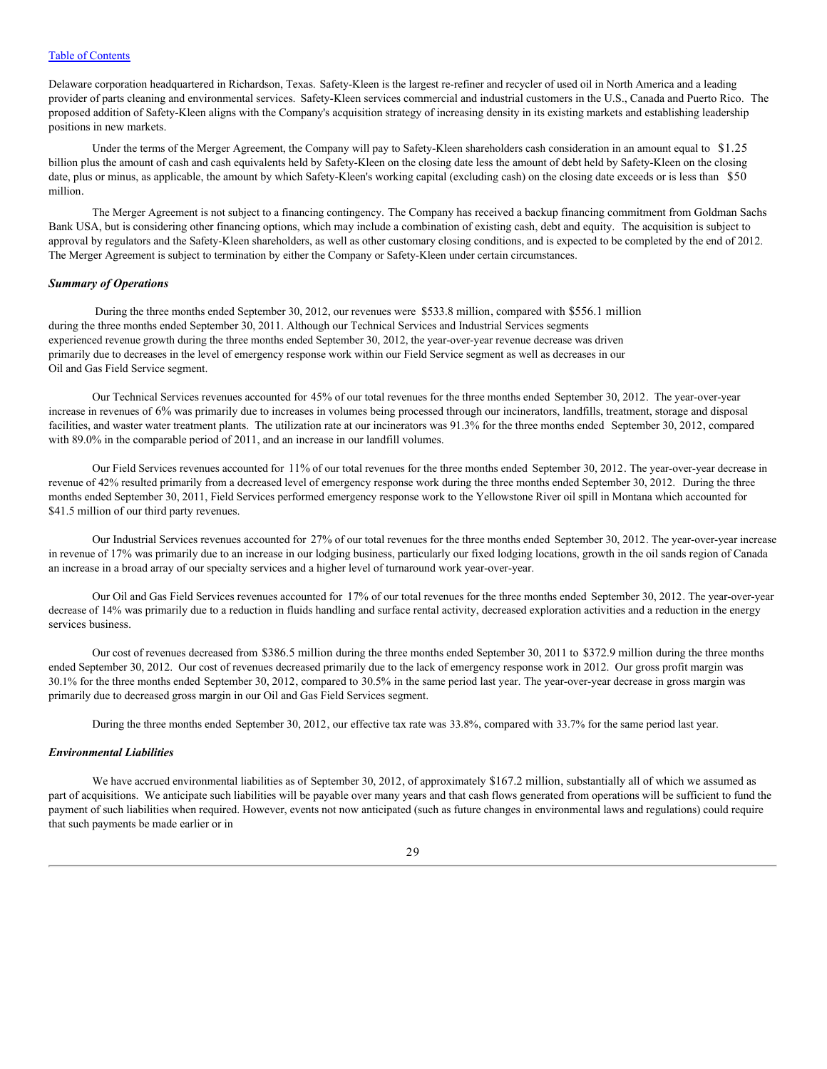Delaware corporation headquartered in Richardson, Texas. Safety-Kleen is the largest re-refiner and recycler of used oil in North America and a leading provider of parts cleaning and environmental services. Safety-Kleen services commercial and industrial customers in the U.S., Canada and Puerto Rico. The proposed addition of Safety-Kleen aligns with the Company's acquisition strategy of increasing density in its existing markets and establishing leadership positions in new markets.

Under the terms of the Merger Agreement, the Company will pay to Safety-Kleen shareholders cash consideration in an amount equal to $1.25 billion plus the amount of cash and cash equivalents held by Safety-Kleen on the closing date less the amount of debt held by Safety-Kleen on the closing date, plus or minus, as applicable, the amount by which Safety-Kleen's working capital (excluding cash) on the closing date exceeds or is less than $50 million.

The Merger Agreement is not subject to a financing contingency. The Company has received a backup financing commitment from Goldman Sachs Bank USA, but is considering other financing options, which may include a combination of existing cash, debt and equity. The acquisition is subject to approval by regulators and the Safety-Kleen shareholders, as well as other customary closing conditions, and is expected to be completed by the end of 2012. The Merger Agreement is subject to termination by either the Company or Safety-Kleen under certain circumstances.

***Summary of Operations***

During the three months ended September 30, 2012, our revenues were $533.8 million, compared with $556.1 million during the three months ended September 30, 2011. Although our Technical Services and Industrial Services segments experienced revenue growth during the three months ended September 30, 2012, the year-over-year revenue decrease was driven primarily due to decreases in the level of emergency response work within our Field Service segment as well as decreases in our Oil and Gas Field Service segment.

Our Technical Services revenues accounted for 45% of our total revenues for the three months ended September 30, 2012. The year-over-year increase in revenues of 6% was primarily due to increases in volumes being processed through our incinerators, landfills, treatment, storage and disposal facilities, and waster water treatment plants. The utilization rate at our incinerators was 91.3% for the three months ended September 30, 2012, compared with 89.0% in the comparable period of 2011, and an increase in our landfill volumes.

Our Field Services revenues accounted for 11% of our total revenues for the three months ended September 30, 2012. The year-over-year decrease in revenue of 42% resulted primarily from a decreased level of emergency response work during the three months ended September 30, 2012. During the three months ended September 30, 2011, Field Services performed emergency response work to the Yellowstone River oil spill in Montana which accounted for $41.5 million of our third party revenues.

Our Industrial Services revenues accounted for 27% of our total revenues for the three months ended September 30, 2012. The year-over-year increase in revenue of 17% was primarily due to an increase in our lodging business, particularly our fixed lodging locations, growth in the oil sands region of Canada an increase in a broad array of our specialty services and a higher level of turnaround work year-over-year.

Our Oil and Gas Field Services revenues accounted for 17% of our total revenues for the three months ended September 30, 2012. The year-over-year decrease of 14% was primarily due to a reduction in fluids handling and surface rental activity, decreased exploration activities and a reduction in the energy services business.

Our cost of revenues decreased from $386.5 million during the three months ended September 30, 2011 to $372.9 million during the three months ended September 30, 2012. Our cost of revenues decreased primarily due to the lack of emergency response work in 2012. Our gross profit margin was 30.1% for the three months ended September 30, 2012, compared to 30.5% in the same period last year. The year-over-year decrease in gross margin was primarily due to decreased gross margin in our Oil and Gas Field Services segment.

During the three months ended September 30, 2012, our effective tax rate was 33.8%, compared with 33.7% for the same period last year.

***Environmental Liabilities***

We have accrued environmental liabilities as of September 30, 2012, of approximately $167.2 million, substantially all of which we assumed as part of acquisitions. We anticipate such liabilities will be payable over many years and that cash flows generated from operations will be sufficient to fund the payment of such liabilities when required. However, events not now anticipated (such as future changes in environmental laws and regulations) could require that such payments be made earlier or in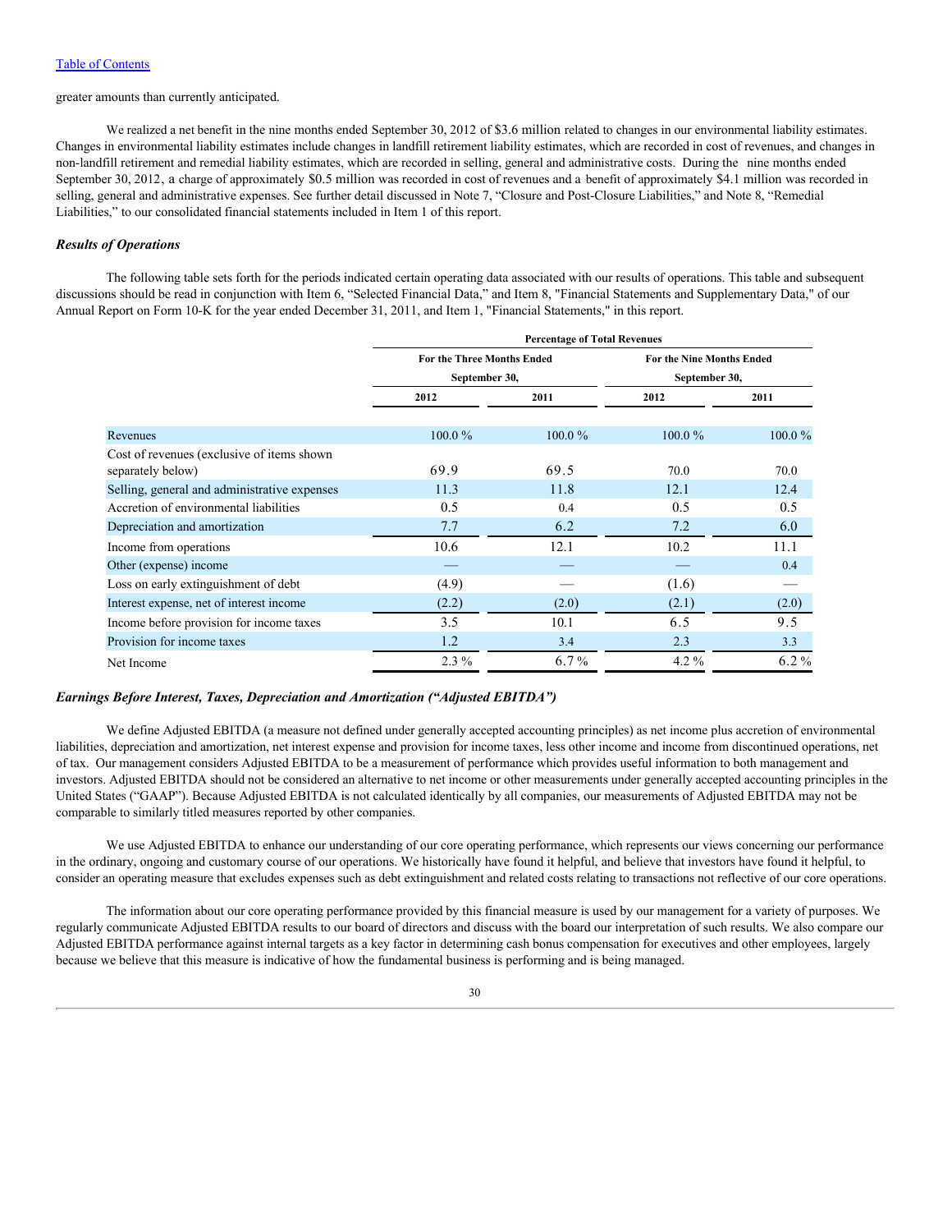greater amounts than currently anticipated.

We realized a net benefit in the nine months ended September 30, 2012 of $3.6 million related to changes in our environmental liability estimates. Changes in environmental liability estimates include changes in landfill retirement liability estimates, which are recorded in cost of revenues, and changes in non-landfill retirement and remedial liability estimates, which are recorded in selling, general and administrative costs. During the nine months ended September 30, 2012, a charge of approximately $0.5 million was recorded in cost of revenues and a benefit of approximately $4.1 million was recorded in selling, general and administrative expenses. See further detail discussed in Note 7, "Closure and Post-Closure Liabilities," and Note 8, "Remedial Liabilities," to our consolidated financial statements included in Item 1 of this report.

### *Results of Operations*

The following table sets forth for the periods indicated certain operating data associated with our results of operations. This table and subsequent discussions should be read in conjunction with Item 6, "Selected Financial Data," and Item 8, "Financial Statements and Supplementary Data," of our Annual Report on Form 10-K for the year ended December 31, 2011, and Item 1, "Financial Statements," in this report.

| | Percentage of Total Revenues | | | |
|---|---|---|---|---|
| | For the Three Months Ended September 30, | | For the Nine Months Ended September 30, | |
| | 2012 | 2011 | 2012 | 2011 |
| Revenues | 100.0 % | 100.0 % | 100.0 % | 100.0 % |
| Cost of revenues (exclusive of items shown separately below) | 69.9 | 69.5 | 70.0 | 70.0 |
| Selling, general and administrative expenses | 11.3 | 11.8 | 12.1 | 12.4 |
| Accretion of environmental liabilities | 0.5 | 0.4 | 0.5 | 0.5 |
| Depreciation and amortization | 7.7 | 6.2 | 7.2 | 6.0 |
| Income from operations | 10.6 | 12.1 | 10.2 | 11.1 |
| Other (expense) income | — | — | — | 0.4 |
| Loss on early extinguishment of debt | (4.9) | — | (1.6) | — |
| Interest expense, net of interest income | (2.2) | (2.0) | (2.1) | (2.0) |
| Income before provision for income taxes | 3.5 | 10.1 | 6.5 | 9.5 |
| Provision for income taxes | 1.2 | 3.4 | 2.3 | 3.3 |
| Net Income | 2.3 % | 6.7 % | 4.2 % | 6.2 % |

### *Earnings Before Interest, Taxes, Depreciation and Amortization ("Adjusted EBITDA")*

We define Adjusted EBITDA (a measure not defined under generally accepted accounting principles) as net income plus accretion of environmental liabilities, depreciation and amortization, net interest expense and provision for income taxes, less other income and income from discontinued operations, net of tax. Our management considers Adjusted EBITDA to be a measurement of performance which provides useful information to both management and investors. Adjusted EBITDA should not be considered an alternative to net income or other measurements under generally accepted accounting principles in the United States ("GAAP"). Because Adjusted EBITDA is not calculated identically by all companies, our measurements of Adjusted EBITDA may not be comparable to similarly titled measures reported by other companies.

We use Adjusted EBITDA to enhance our understanding of our core operating performance, which represents our views concerning our performance in the ordinary, ongoing and customary course of our operations. We historically have found it helpful, and believe that investors have found it helpful, to consider an operating measure that excludes expenses such as debt extinguishment and related costs relating to transactions not reflective of our core operations.

The information about our core operating performance provided by this financial measure is used by our management for a variety of purposes. We regularly communicate Adjusted EBITDA results to our board of directors and discuss with the board our interpretation of such results. We also compare our Adjusted EBITDA performance against internal targets as a key factor in determining cash bonus compensation for executives and other employees, largely because we believe that this measure is indicative of how the fundamental business is performing and is being managed.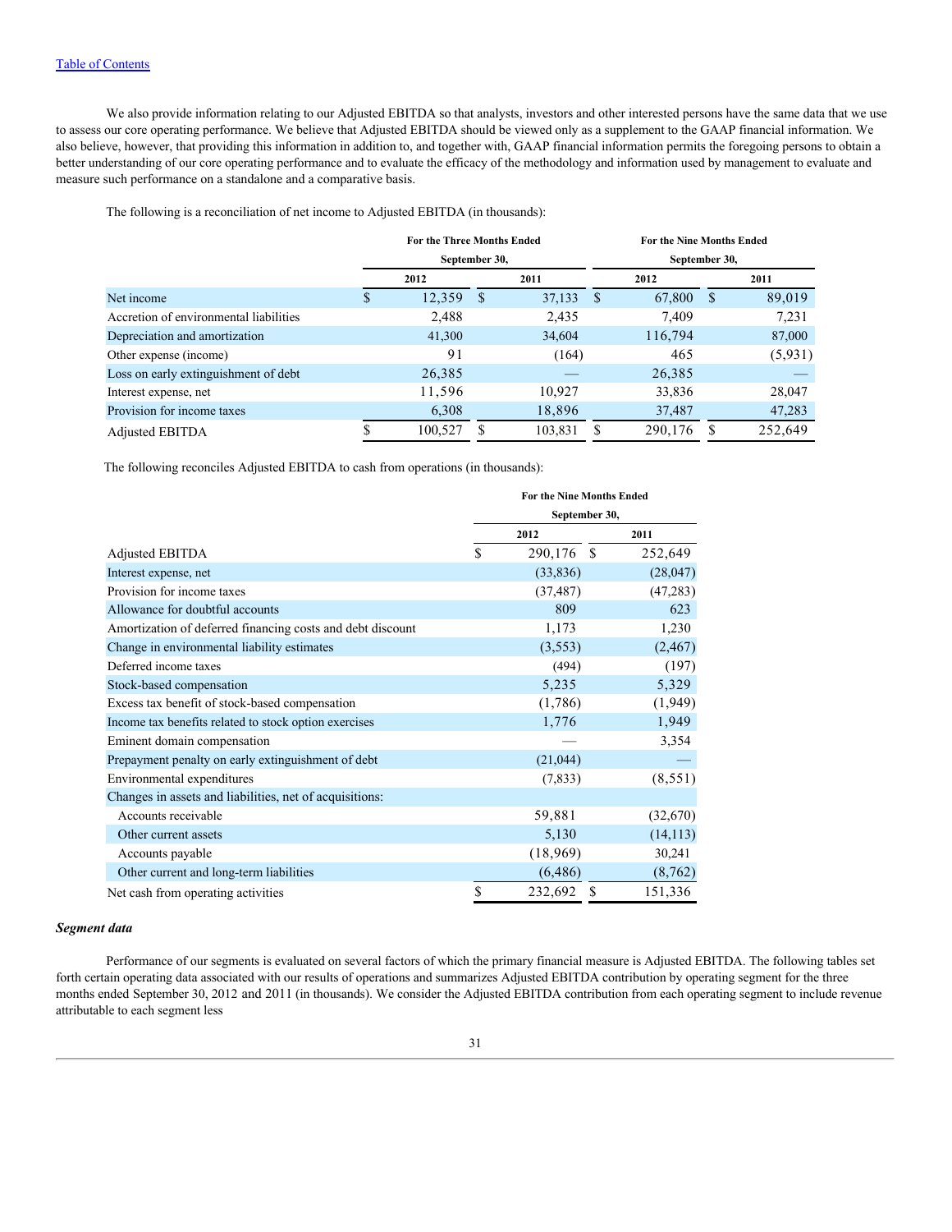[Table of Contents](#)

We also provide information relating to our Adjusted EBITDA so that analysts, investors and other interested persons have the same data that we use to assess our core operating performance. We believe that Adjusted EBITDA should be viewed only as a supplement to the GAAP financial information. We also believe, however, that providing this information in addition to, and together with, GAAP financial information permits the foregoing persons to obtain a better understanding of our core operating performance and to evaluate the efficacy of the methodology and information used by management to evaluate and measure such performance on a standalone and a comparative basis.

The following is a reconciliation of net income to Adjusted EBITDA (in thousands):

| | For the Three Months Ended September 30, | | For the Nine Months Ended September 30, | |
|---|---|---|---|---|
| | 2012 | 2011 | 2012 | 2011 |
| Net income | $ 12,359 | $ 37,133 | $ 67,800 | $ 89,019 |
| Accretion of environmental liabilities | 2,488 | 2,435 | 7,409 | 7,231 |
| Depreciation and amortization | 41,300 | 34,604 | 116,794 | 87,000 |
| Other expense (income) | 91 | (164) | 465 | (5,931) |
| Loss on early extinguishment of debt | 26,385 | — | 26,385 | — |
| Interest expense, net | 11,596 | 10,927 | 33,836 | 28,047 |
| Provision for income taxes | 6,308 | 18,896 | 37,487 | 47,283 |
| Adjusted EBITDA | $ 100,527 | $ 103,831 | $ 290,176 | $ 252,649 |

The following reconciles Adjusted EBITDA to cash from operations (in thousands):

| | For the Nine Months Ended September 30, | |
|---|---|---|
| | 2012 | 2011 |
| Adjusted EBITDA | $ 290,176 | $ 252,649 |
| Interest expense, net | (33,836) | (28,047) |
| Provision for income taxes | (37,487) | (47,283) |
| Allowance for doubtful accounts | 809 | 623 |
| Amortization of deferred financing costs and debt discount | 1,173 | 1,230 |
| Change in environmental liability estimates | (3,553) | (2,467) |
| Deferred income taxes | (494) | (197) |
| Stock-based compensation | 5,235 | 5,329 |
| Excess tax benefit of stock-based compensation | (1,786) | (1,949) |
| Income tax benefits related to stock option exercises | 1,776 | 1,949 |
| Eminent domain compensation | — | 3,354 |
| Prepayment penalty on early extinguishment of debt | (21,044) | — |
| Environmental expenditures | (7,833) | (8,551) |
| Changes in assets and liabilities, net of acquisitions: | | |
| Accounts receivable | 59,881 | (32,670) |
| Other current assets | 5,130 | (14,113) |
| Accounts payable | (18,969) | 30,241 |
| Other current and long-term liabilities | (6,486) | (8,762) |
| Net cash from operating activities | $ 232,692 | $ 151,336 |

***Segment data***

Performance of our segments is evaluated on several factors of which the primary financial measure is Adjusted EBITDA. The following tables set forth certain operating data associated with our results of operations and summarizes Adjusted EBITDA contribution by operating segment for the three months ended September 30, 2012 and 2011 (in thousands). We consider the Adjusted EBITDA contribution from each operating segment to include revenue attributable to each segment less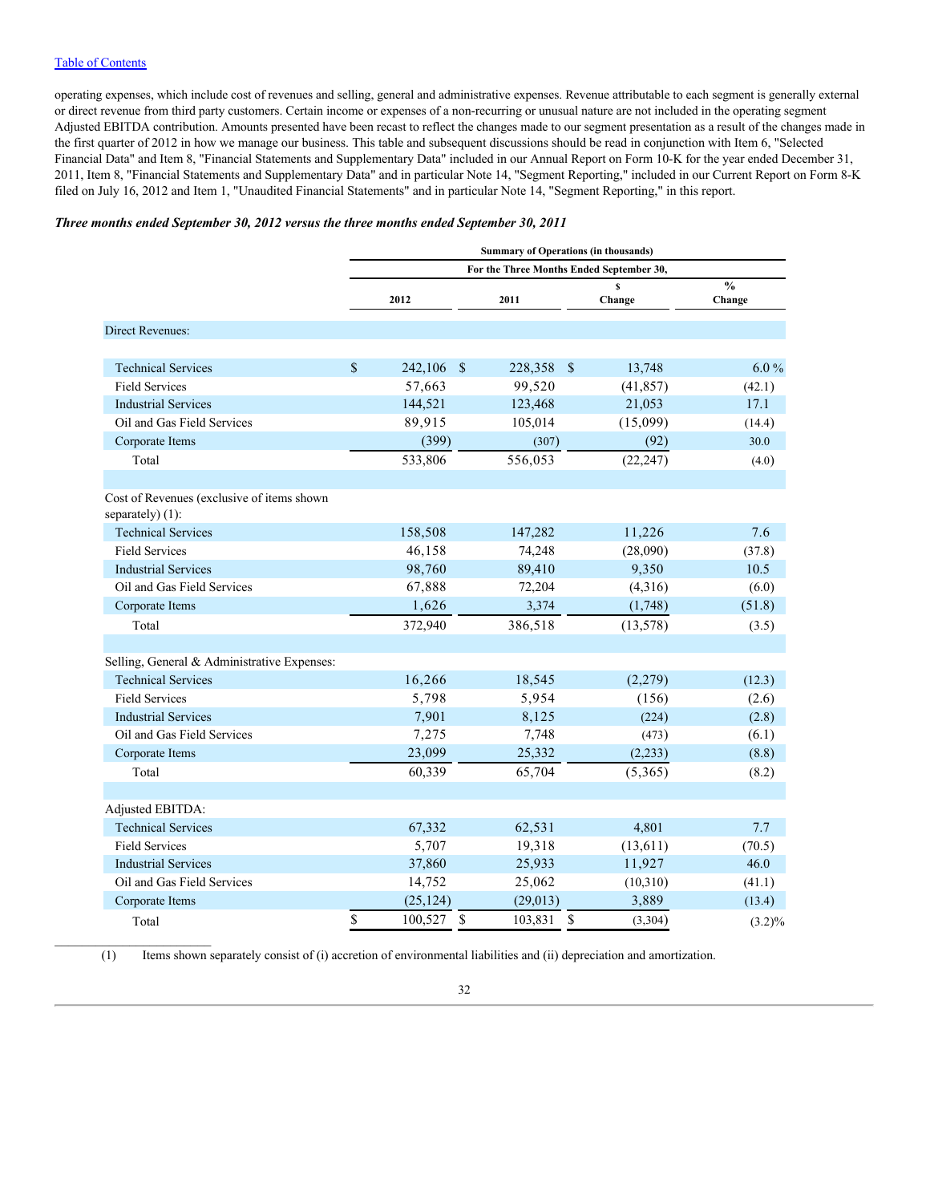operating expenses, which include cost of revenues and selling, general and administrative expenses. Revenue attributable to each segment is generally external or direct revenue from third party customers. Certain income or expenses of a non-recurring or unusual nature are not included in the operating segment Adjusted EBITDA contribution. Amounts presented have been recast to reflect the changes made to our segment presentation as a result of the changes made in the first quarter of 2012 in how we manage our business. This table and subsequent discussions should be read in conjunction with Item 6, "Selected Financial Data" and Item 8, "Financial Statements and Supplementary Data" included in our Annual Report on Form 10-K for the year ended December 31, 2011, Item 8, "Financial Statements and Supplementary Data" and in particular Note 14, "Segment Reporting," included in our Current Report on Form 8-K filed on July 16, 2012 and Item 1, "Unaudited Financial Statements" and in particular Note 14, "Segment Reporting," in this report.

***Three months ended September 30, 2012 versus the three months ended September 30, 2011***

| | Summary of Operations (in thousands) | | | |
|---|---|---|---|---|
| | For the Three Months Ended September 30, | | | |
| | 2012 | 2011 | $ Change | % Change |
| Direct Revenues: | | | | |
| Technical Services | $ 242,106 | $ 228,358 | $ 13,748 | 6.0 % |
| Field Services | 57,663 | 99,520 | (41,857) | (42.1) |
| Industrial Services | 144,521 | 123,468 | 21,053 | 17.1 |
| Oil and Gas Field Services | 89,915 | 105,014 | (15,099) | (14.4) |
| Corporate Items | (399) | (307) | (92) | 30.0 |
| Total | 533,806 | 556,053 | (22,247) | (4.0) |
| Cost of Revenues (exclusive of items shown separately) (1): | | | | |
| Technical Services | 158,508 | 147,282 | 11,226 | 7.6 |
| Field Services | 46,158 | 74,248 | (28,090) | (37.8) |
| Industrial Services | 98,760 | 89,410 | 9,350 | 10.5 |
| Oil and Gas Field Services | 67,888 | 72,204 | (4,316) | (6.0) |
| Corporate Items | 1,626 | 3,374 | (1,748) | (51.8) |
| Total | 372,940 | 386,518 | (13,578) | (3.5) |
| Selling, General & Administrative Expenses: | | | | |
| Technical Services | 16,266 | 18,545 | (2,279) | (12.3) |
| Field Services | 5,798 | 5,954 | (156) | (2.6) |
| Industrial Services | 7,901 | 8,125 | (224) | (2.8) |
| Oil and Gas Field Services | 7,275 | 7,748 | (473) | (6.1) |
| Corporate Items | 23,099 | 25,332 | (2,233) | (8.8) |
| Total | 60,339 | 65,704 | (5,365) | (8.2) |
| Adjusted EBITDA: | | | | |
| Technical Services | 67,332 | 62,531 | 4,801 | 7.7 |
| Field Services | 5,707 | 19,318 | (13,611) | (70.5) |
| Industrial Services | 37,860 | 25,933 | 11,927 | 46.0 |
| Oil and Gas Field Services | 14,752 | 25,062 | (10,310) | (41.1) |
| Corporate Items | (25,124) | (29,013) | 3,889 | (13.4) |
| Total | $ 100,527 | $ 103,831 | $ (3,304) | (3.2)% |

(1) Items shown separately consist of (i) accretion of environmental liabilities and (ii) depreciation and amortization.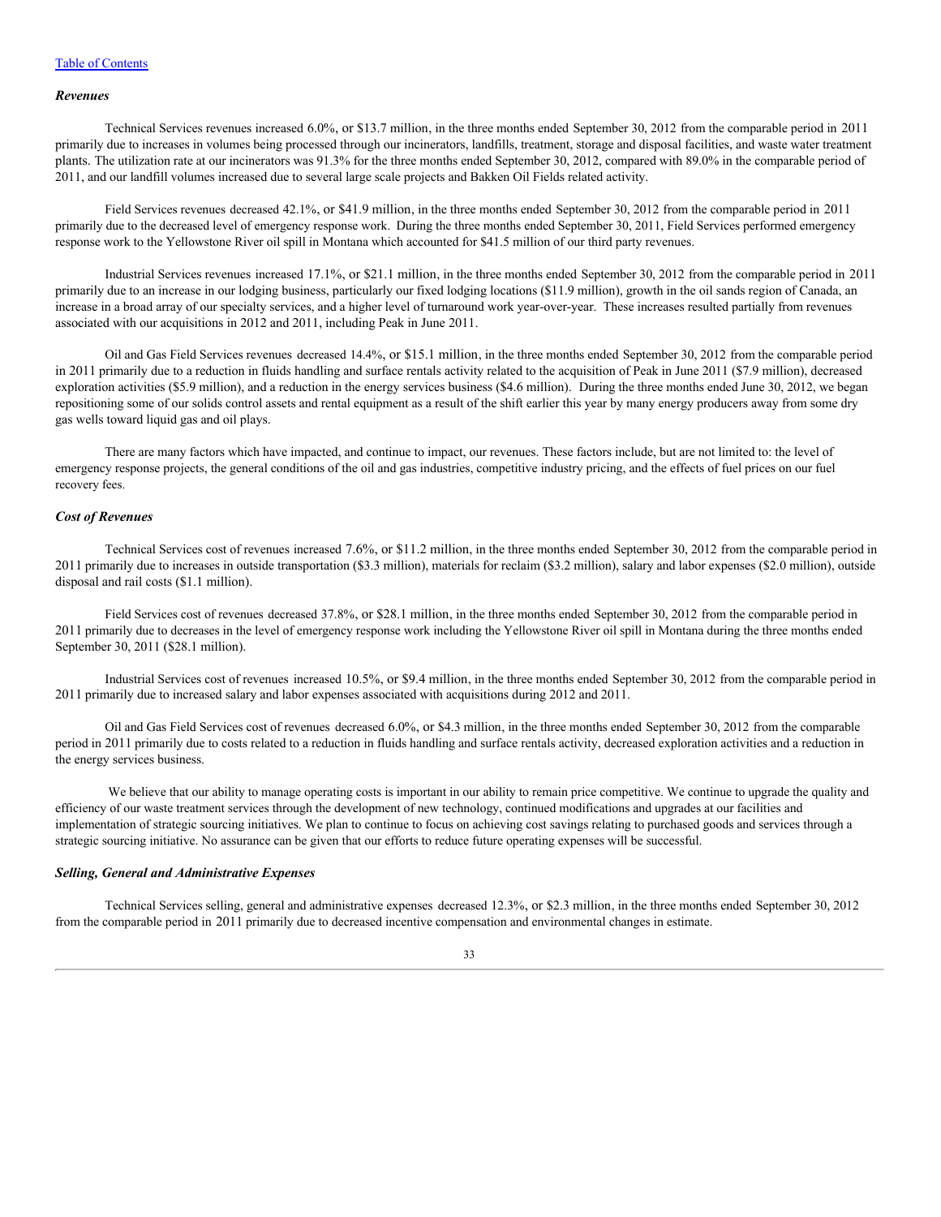*Revenues*

Technical Services revenues increased 6.0%, or $13.7 million, in the three months ended September 30, 2012 from the comparable period in 2011 primarily due to increases in volumes being processed through our incinerators, landfills, treatment, storage and disposal facilities, and waste water treatment plants. The utilization rate at our incinerators was 91.3% for the three months ended September 30, 2012, compared with 89.0% in the comparable period of 2011, and our landfill volumes increased due to several large scale projects and Bakken Oil Fields related activity.

Field Services revenues decreased 42.1%, or $41.9 million, in the three months ended September 30, 2012 from the comparable period in 2011 primarily due to the decreased level of emergency response work. During the three months ended September 30, 2011, Field Services performed emergency response work to the Yellowstone River oil spill in Montana which accounted for $41.5 million of our third party revenues.

Industrial Services revenues increased 17.1%, or $21.1 million, in the three months ended September 30, 2012 from the comparable period in 2011 primarily due to an increase in our lodging business, particularly our fixed lodging locations ($11.9 million), growth in the oil sands region of Canada, an increase in a broad array of our specialty services, and a higher level of turnaround work year-over-year. These increases resulted partially from revenues associated with our acquisitions in 2012 and 2011, including Peak in June 2011.

Oil and Gas Field Services revenues decreased 14.4%, or $15.1 million, in the three months ended September 30, 2012 from the comparable period in 2011 primarily due to a reduction in fluids handling and surface rentals activity related to the acquisition of Peak in June 2011 ($7.9 million), decreased exploration activities ($5.9 million), and a reduction in the energy services business ($4.6 million). During the three months ended June 30, 2012, we began repositioning some of our solids control assets and rental equipment as a result of the shift earlier this year by many energy producers away from some dry gas wells toward liquid gas and oil plays.

There are many factors which have impacted, and continue to impact, our revenues. These factors include, but are not limited to: the level of emergency response projects, the general conditions of the oil and gas industries, competitive industry pricing, and the effects of fuel prices on our fuel recovery fees.

*Cost of Revenues*

Technical Services cost of revenues increased 7.6%, or $11.2 million, in the three months ended September 30, 2012 from the comparable period in 2011 primarily due to increases in outside transportation ($3.3 million), materials for reclaim ($3.2 million), salary and labor expenses ($2.0 million), outside disposal and rail costs ($1.1 million).

Field Services cost of revenues decreased 37.8%, or $28.1 million, in the three months ended September 30, 2012 from the comparable period in 2011 primarily due to decreases in the level of emergency response work including the Yellowstone River oil spill in Montana during the three months ended September 30, 2011 ($28.1 million).

Industrial Services cost of revenues increased 10.5%, or $9.4 million, in the three months ended September 30, 2012 from the comparable period in 2011 primarily due to increased salary and labor expenses associated with acquisitions during 2012 and 2011.

Oil and Gas Field Services cost of revenues decreased 6.0%, or $4.3 million, in the three months ended September 30, 2012 from the comparable period in 2011 primarily due to costs related to a reduction in fluids handling and surface rentals activity, decreased exploration activities and a reduction in the energy services business.

We believe that our ability to manage operating costs is important in our ability to remain price competitive. We continue to upgrade the quality and efficiency of our waste treatment services through the development of new technology, continued modifications and upgrades at our facilities and implementation of strategic sourcing initiatives. We plan to continue to focus on achieving cost savings relating to purchased goods and services through a strategic sourcing initiative. No assurance can be given that our efforts to reduce future operating expenses will be successful.

*Selling, General and Administrative Expenses*

Technical Services selling, general and administrative expenses decreased 12.3%, or $2.3 million, in the three months ended September 30, 2012 from the comparable period in 2011 primarily due to decreased incentive compensation and environmental changes in estimate.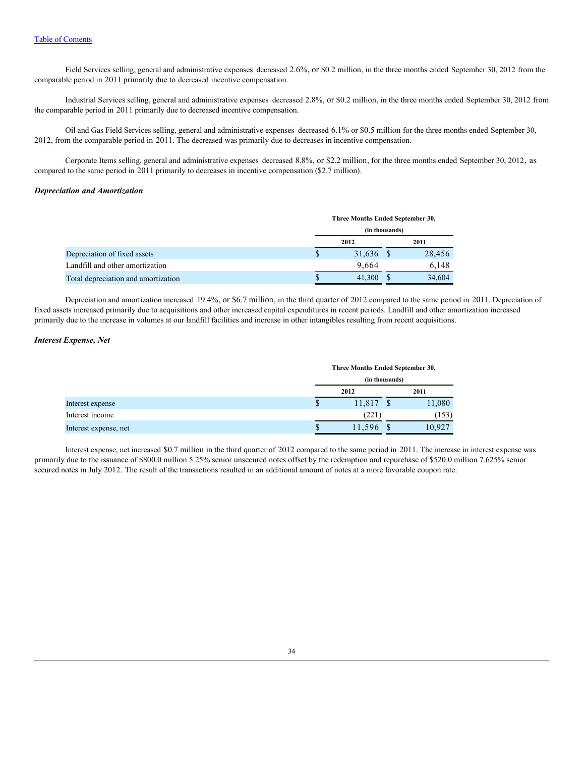[Table of Contents](#)

Field Services selling, general and administrative expenses decreased 2.6%, or $0.2 million, in the three months ended September 30, 2012 from the comparable period in 2011 primarily due to decreased incentive compensation.

Industrial Services selling, general and administrative expenses decreased 2.8%, or $0.2 million, in the three months ended September 30, 2012 from the comparable period in 2011 primarily due to decreased incentive compensation.

Oil and Gas Field Services selling, general and administrative expenses decreased 6.1% or $0.5 million for the three months ended September 30, 2012, from the comparable period in 2011. The decreased was primarily due to decreases in incentive compensation.

Corporate Items selling, general and administrative expenses decreased 8.8%, or $2.2 million, for the three months ended September 30, 2012, as compared to the same period in 2011 primarily to decreases in incentive compensation ($2.7 million).

***Depreciation and Amortization***

| | Three Months Ended September 30, (in thousands) | |
|---|---|---|
| | 2012 | 2011 |
| Depreciation of fixed assets | $ 31,636 | $ 28,456 |
| Landfill and other amortization | 9,664 | 6,148 |
| Total depreciation and amortization | $ 41,300 | $ 34,604 |

Depreciation and amortization increased 19.4%, or $6.7 million, in the third quarter of 2012 compared to the same period in 2011. Depreciation of fixed assets increased primarily due to acquisitions and other increased capital expenditures in recent periods. Landfill and other amortization increased primarily due to the increase in volumes at our landfill facilities and increase in other intangibles resulting from recent acquisitions.

***Interest Expense, Net***

| | Three Months Ended September 30, (in thousands) | |
|---|---|---|
| | 2012 | 2011 |
| Interest expense | $ 11,817 | $ 11,080 |
| Interest income | (221) | (153) |
| Interest expense, net | $ 11,596 | $ 10,927 |

Interest expense, net increased $0.7 million in the third quarter of 2012 compared to the same period in 2011. The increase in interest expense was primarily due to the issuance of $800.0 million 5.25% senior unsecured notes offset by the redemption and repurchase of $520.0 million 7.625% senior secured notes in July 2012. The result of the transactions resulted in an additional amount of notes at a more favorable coupon rate.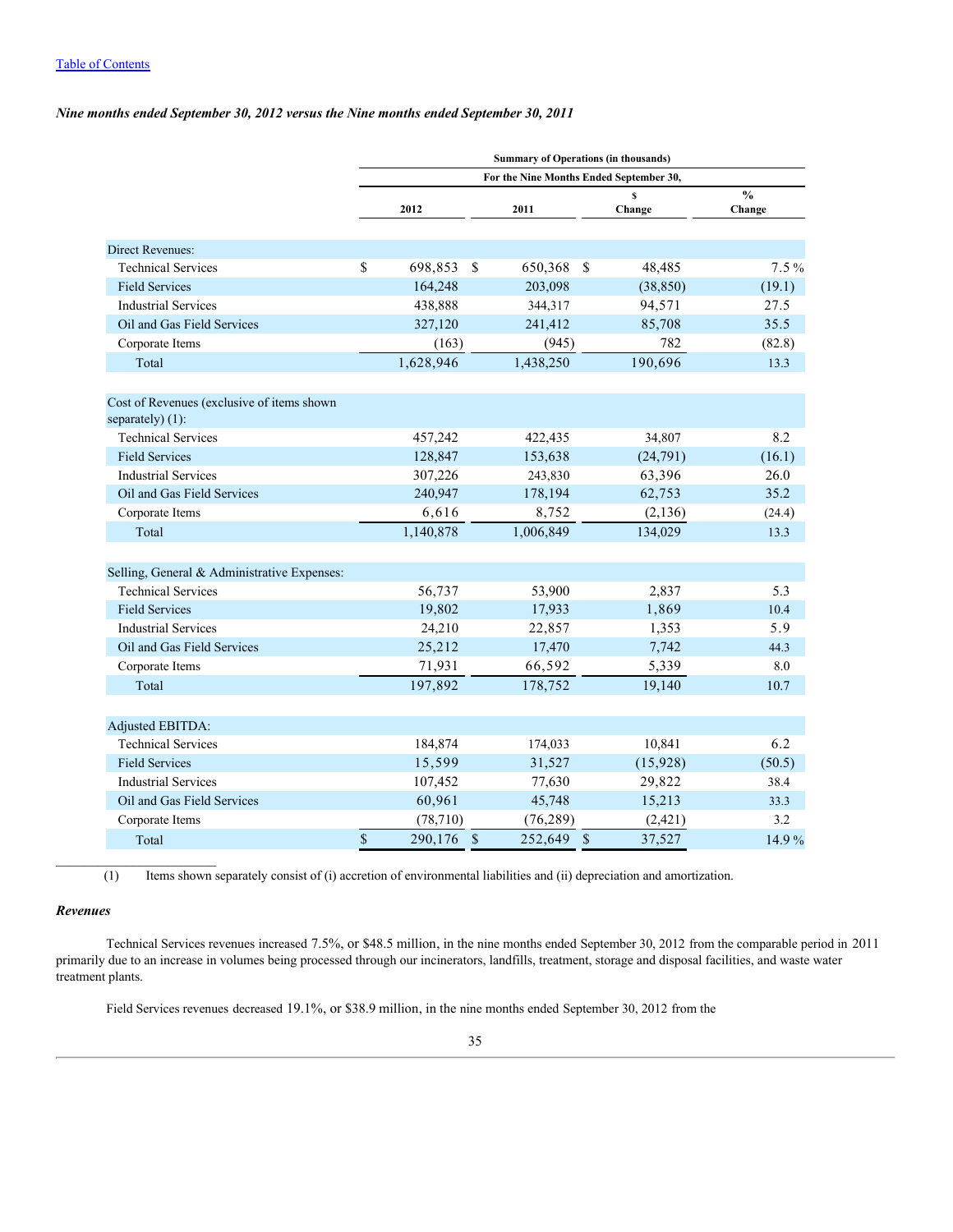[Table of Contents](#)

***Nine months ended September 30, 2012 versus the Nine months ended September 30, 2011***

| | Summary of Operations (in thousands) | | | |
|---|---|---|---|---|
| | For the Nine Months Ended September 30, | | | |
| | 2012 | 2011 | $ Change | % Change |
| Direct Revenues: | | | | |
| Technical Services | $ 698,853 | $ 650,368 | $ 48,485 | 7.5 % |
| Field Services | 164,248 | 203,098 | (38,850) | (19.1) |
| Industrial Services | 438,888 | 344,317 | 94,571 | 27.5 |
| Oil and Gas Field Services | 327,120 | 241,412 | 85,708 | 35.5 |
| Corporate Items | (163) | (945) | 782 | (82.8) |
| Total | 1,628,946 | 1,438,250 | 190,696 | 13.3 |
| Cost of Revenues (exclusive of items shown separately) (1): | | | | |
| Technical Services | 457,242 | 422,435 | 34,807 | 8.2 |
| Field Services | 128,847 | 153,638 | (24,791) | (16.1) |
| Industrial Services | 307,226 | 243,830 | 63,396 | 26.0 |
| Oil and Gas Field Services | 240,947 | 178,194 | 62,753 | 35.2 |
| Corporate Items | 6,616 | 8,752 | (2,136) | (24.4) |
| Total | 1,140,878 | 1,006,849 | 134,029 | 13.3 |
| Selling, General & Administrative Expenses: | | | | |
| Technical Services | 56,737 | 53,900 | 2,837 | 5.3 |
| Field Services | 19,802 | 17,933 | 1,869 | 10.4 |
| Industrial Services | 24,210 | 22,857 | 1,353 | 5.9 |
| Oil and Gas Field Services | 25,212 | 17,470 | 7,742 | 44.3 |
| Corporate Items | 71,931 | 66,592 | 5,339 | 8.0 |
| Total | 197,892 | 178,752 | 19,140 | 10.7 |
| Adjusted EBITDA: | | | | |
| Technical Services | 184,874 | 174,033 | 10,841 | 6.2 |
| Field Services | 15,599 | 31,527 | (15,928) | (50.5) |
| Industrial Services | 107,452 | 77,630 | 29,822 | 38.4 |
| Oil and Gas Field Services | 60,961 | 45,748 | 15,213 | 33.3 |
| Corporate Items | (78,710) | (76,289) | (2,421) | 3.2 |
| Total | $ 290,176 | $ 252,649 | $ 37,527 | 14.9 % |

(1) Items shown separately consist of (i) accretion of environmental liabilities and (ii) depreciation and amortization.

***Revenues***

Technical Services revenues increased 7.5%, or $48.5 million, in the nine months ended September 30, 2012 from the comparable period in 2011 primarily due to an increase in volumes being processed through our incinerators, landfills, treatment, storage and disposal facilities, and waste water treatment plants.

Field Services revenues decreased 19.1%, or $38.9 million, in the nine months ended September 30, 2012 from the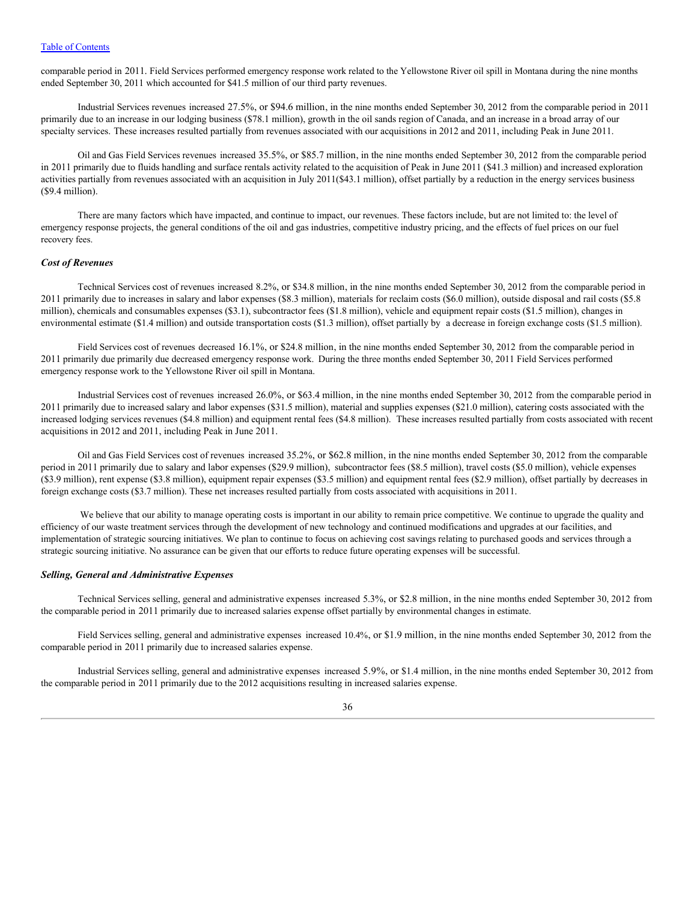comparable period in 2011. Field Services performed emergency response work related to the Yellowstone River oil spill in Montana during the nine months ended September 30, 2011 which accounted for $41.5 million of our third party revenues.

Industrial Services revenues increased 27.5%, or $94.6 million, in the nine months ended September 30, 2012 from the comparable period in 2011 primarily due to an increase in our lodging business ($78.1 million), growth in the oil sands region of Canada, and an increase in a broad array of our specialty services. These increases resulted partially from revenues associated with our acquisitions in 2012 and 2011, including Peak in June 2011.

Oil and Gas Field Services revenues increased 35.5%, or $85.7 million, in the nine months ended September 30, 2012 from the comparable period in 2011 primarily due to fluids handling and surface rentals activity related to the acquisition of Peak in June 2011 ($41.3 million) and increased exploration activities partially from revenues associated with an acquisition in July 2011($43.1 million), offset partially by a reduction in the energy services business ($9.4 million).

There are many factors which have impacted, and continue to impact, our revenues. These factors include, but are not limited to: the level of emergency response projects, the general conditions of the oil and gas industries, competitive industry pricing, and the effects of fuel prices on our fuel recovery fees.

### *Cost of Revenues*

Technical Services cost of revenues increased 8.2%, or $34.8 million, in the nine months ended September 30, 2012 from the comparable period in 2011 primarily due to increases in salary and labor expenses ($8.3 million), materials for reclaim costs ($6.0 million), outside disposal and rail costs ($5.8 million), chemicals and consumables expenses ($3.1), subcontractor fees ($1.8 million), vehicle and equipment repair costs ($1.5 million), changes in environmental estimate ($1.4 million) and outside transportation costs ($1.3 million), offset partially by a decrease in foreign exchange costs ($1.5 million).

Field Services cost of revenues decreased 16.1%, or $24.8 million, in the nine months ended September 30, 2012 from the comparable period in 2011 primarily due primarily due decreased emergency response work. During the three months ended September 30, 2011 Field Services performed emergency response work to the Yellowstone River oil spill in Montana.

Industrial Services cost of revenues increased 26.0%, or $63.4 million, in the nine months ended September 30, 2012 from the comparable period in 2011 primarily due to increased salary and labor expenses ($31.5 million), material and supplies expenses ($21.0 million), catering costs associated with the increased lodging services revenues ($4.8 million) and equipment rental fees ($4.8 million). These increases resulted partially from costs associated with recent acquisitions in 2012 and 2011, including Peak in June 2011.

Oil and Gas Field Services cost of revenues increased 35.2%, or $62.8 million, in the nine months ended September 30, 2012 from the comparable period in 2011 primarily due to salary and labor expenses ($29.9 million), subcontractor fees ($8.5 million), travel costs ($5.0 million), vehicle expenses ($3.9 million), rent expense ($3.8 million), equipment repair expenses ($3.5 million) and equipment rental fees ($2.9 million), offset partially by decreases in foreign exchange costs ($3.7 million). These net increases resulted partially from costs associated with acquisitions in 2011.

We believe that our ability to manage operating costs is important in our ability to remain price competitive. We continue to upgrade the quality and efficiency of our waste treatment services through the development of new technology and continued modifications and upgrades at our facilities, and implementation of strategic sourcing initiatives. We plan to continue to focus on achieving cost savings relating to purchased goods and services through a strategic sourcing initiative. No assurance can be given that our efforts to reduce future operating expenses will be successful.

### *Selling, General and Administrative Expenses*

Technical Services selling, general and administrative expenses increased 5.3%, or $2.8 million, in the nine months ended September 30, 2012 from the comparable period in 2011 primarily due to increased salaries expense offset partially by environmental changes in estimate.

Field Services selling, general and administrative expenses increased 10.4%, or $1.9 million, in the nine months ended September 30, 2012 from the comparable period in 2011 primarily due to increased salaries expense.

Industrial Services selling, general and administrative expenses increased 5.9%, or $1.4 million, in the nine months ended September 30, 2012 from the comparable period in 2011 primarily due to the 2012 acquisitions resulting in increased salaries expense.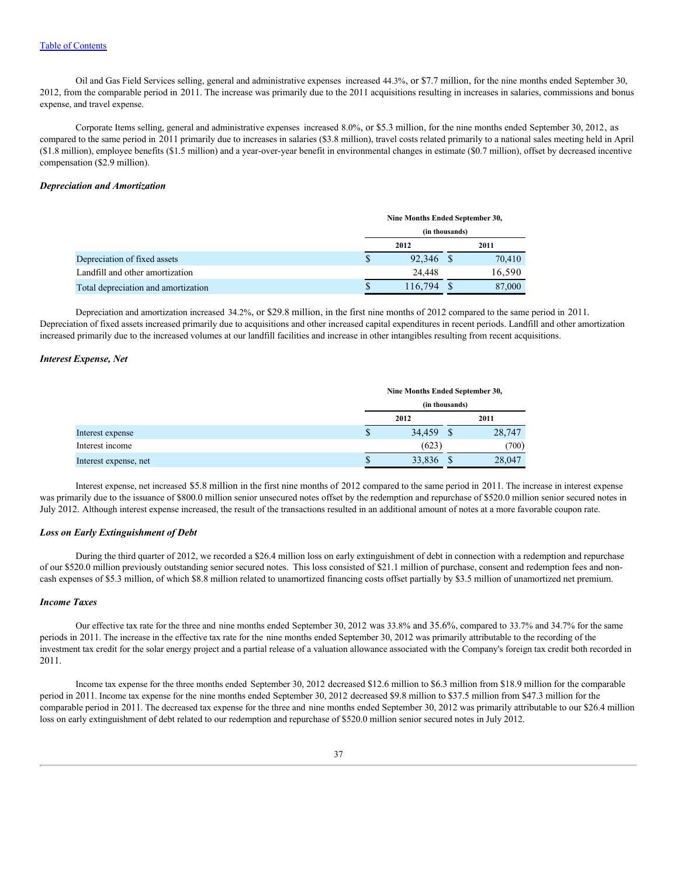Oil and Gas Field Services selling, general and administrative expenses increased 44.3%, or $7.7 million, for the nine months ended September 30, 2012, from the comparable period in 2011. The increase was primarily due to the 2011 acquisitions resulting in increases in salaries, commissions and bonus expense, and travel expense.

Corporate Items selling, general and administrative expenses increased 8.0%, or $5.3 million, for the nine months ended September 30, 2012, as compared to the same period in 2011 primarily due to increases in salaries ($3.8 million), travel costs related primarily to a national sales meeting held in April ($1.8 million), employee benefits ($1.5 million) and a year-over-year benefit in environmental changes in estimate ($0.7 million), offset by decreased incentive compensation ($2.9 million).

### *Depreciation and Amortization*

| | Nine Months Ended September 30, (in thousands) | |
|---|---|---|
| | 2012 | 2011 |
| Depreciation of fixed assets | $ 92,346 | $ 70,410 |
| Landfill and other amortization | 24,448 | 16,590 |
| Total depreciation and amortization | $ 116,794 | $ 87,000 |

Depreciation and amortization increased 34.2%, or $29.8 million, in the first nine months of 2012 compared to the same period in 2011. Depreciation of fixed assets increased primarily due to acquisitions and other increased capital expenditures in recent periods. Landfill and other amortization increased primarily due to the increased volumes at our landfill facilities and increase in other intangibles resulting from recent acquisitions.

### *Interest Expense, Net*

| | Nine Months Ended September 30, (in thousands) | |
|---|---|---|
| | 2012 | 2011 |
| Interest expense | $ 34,459 | $ 28,747 |
| Interest income | (623) | (700) |
| Interest expense, net | $ 33,836 | $ 28,047 |

Interest expense, net increased $5.8 million in the first nine months of 2012 compared to the same period in 2011. The increase in interest expense was primarily due to the issuance of $800.0 million senior unsecured notes offset by the redemption and repurchase of $520.0 million senior secured notes in July 2012. Although interest expense increased, the result of the transactions resulted in an additional amount of notes at a more favorable coupon rate.

### *Loss on Early Extinguishment of Debt*

During the third quarter of 2012, we recorded a $26.4 million loss on early extinguishment of debt in connection with a redemption and repurchase of our $520.0 million previously outstanding senior secured notes. This loss consisted of $21.1 million of purchase, consent and redemption fees and non-cash expenses of $5.3 million, of which $8.8 million related to unamortized financing costs offset partially by $3.5 million of unamortized net premium.

### *Income Taxes*

Our effective tax rate for the three and nine months ended September 30, 2012 was 33.8% and 35.6%, compared to 33.7% and 34.7% for the same periods in 2011. The increase in the effective tax rate for the nine months ended September 30, 2012 was primarily attributable to the recording of the investment tax credit for the solar energy project and a partial release of a valuation allowance associated with the Company's foreign tax credit both recorded in 2011.

Income tax expense for the three months ended September 30, 2012 decreased $12.6 million to $6.3 million from $18.9 million for the comparable period in 2011. Income tax expense for the nine months ended September 30, 2012 decreased $9.8 million to $37.5 million from $47.3 million for the comparable period in 2011. The decreased tax expense for the three and nine months ended September 30, 2012 was primarily attributable to our $26.4 million loss on early extinguishment of debt related to our redemption and repurchase of $520.0 million senior secured notes in July 2012.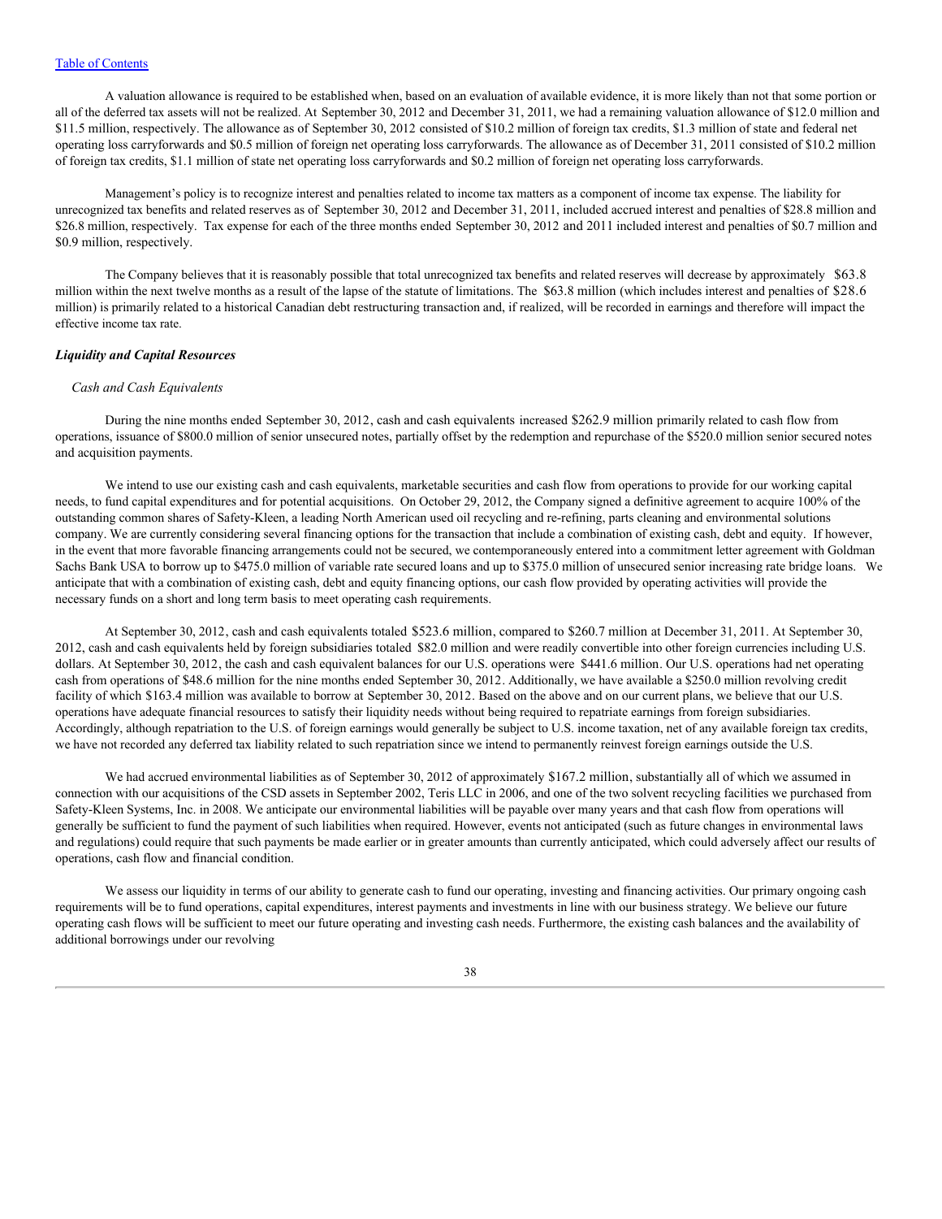A valuation allowance is required to be established when, based on an evaluation of available evidence, it is more likely than not that some portion or all of the deferred tax assets will not be realized. At September 30, 2012 and December 31, 2011, we had a remaining valuation allowance of $12.0 million and $11.5 million, respectively. The allowance as of September 30, 2012 consisted of $10.2 million of foreign tax credits, $1.3 million of state and federal net operating loss carryforwards and $0.5 million of foreign net operating loss carryforwards. The allowance as of December 31, 2011 consisted of $10.2 million of foreign tax credits, $1.1 million of state net operating loss carryforwards and $0.2 million of foreign net operating loss carryforwards.

Management's policy is to recognize interest and penalties related to income tax matters as a component of income tax expense. The liability for unrecognized tax benefits and related reserves as of September 30, 2012 and December 31, 2011, included accrued interest and penalties of $28.8 million and $26.8 million, respectively. Tax expense for each of the three months ended September 30, 2012 and 2011 included interest and penalties of $0.7 million and $0.9 million, respectively.

The Company believes that it is reasonably possible that total unrecognized tax benefits and related reserves will decrease by approximately $63.8 million within the next twelve months as a result of the lapse of the statute of limitations. The $63.8 million (which includes interest and penalties of $28.6 million) is primarily related to a historical Canadian debt restructuring transaction and, if realized, will be recorded in earnings and therefore will impact the effective income tax rate.

***Liquidity and Capital Resources***

*Cash and Cash Equivalents*

During the nine months ended September 30, 2012, cash and cash equivalents increased $262.9 million primarily related to cash flow from operations, issuance of $800.0 million of senior unsecured notes, partially offset by the redemption and repurchase of the $520.0 million senior secured notes and acquisition payments.

We intend to use our existing cash and cash equivalents, marketable securities and cash flow from operations to provide for our working capital needs, to fund capital expenditures and for potential acquisitions. On October 29, 2012, the Company signed a definitive agreement to acquire 100% of the outstanding common shares of Safety-Kleen, a leading North American used oil recycling and re-refining, parts cleaning and environmental solutions company. We are currently considering several financing options for the transaction that include a combination of existing cash, debt and equity. If however, in the event that more favorable financing arrangements could not be secured, we contemporaneously entered into a commitment letter agreement with Goldman Sachs Bank USA to borrow up to $475.0 million of variable rate secured loans and up to $375.0 million of unsecured senior increasing rate bridge loans. We anticipate that with a combination of existing cash, debt and equity financing options, our cash flow provided by operating activities will provide the necessary funds on a short and long term basis to meet operating cash requirements.

At September 30, 2012, cash and cash equivalents totaled $523.6 million, compared to $260.7 million at December 31, 2011. At September 30, 2012, cash and cash equivalents held by foreign subsidiaries totaled $82.0 million and were readily convertible into other foreign currencies including U.S. dollars. At September 30, 2012, the cash and cash equivalent balances for our U.S. operations were $441.6 million. Our U.S. operations had net operating cash from operations of $48.6 million for the nine months ended September 30, 2012. Additionally, we have available a $250.0 million revolving credit facility of which $163.4 million was available to borrow at September 30, 2012. Based on the above and on our current plans, we believe that our U.S. operations have adequate financial resources to satisfy their liquidity needs without being required to repatriate earnings from foreign subsidiaries. Accordingly, although repatriation to the U.S. of foreign earnings would generally be subject to U.S. income taxation, net of any available foreign tax credits, we have not recorded any deferred tax liability related to such repatriation since we intend to permanently reinvest foreign earnings outside the U.S.

We had accrued environmental liabilities as of September 30, 2012 of approximately $167.2 million, substantially all of which we assumed in connection with our acquisitions of the CSD assets in September 2002, Teris LLC in 2006, and one of the two solvent recycling facilities we purchased from Safety-Kleen Systems, Inc. in 2008. We anticipate our environmental liabilities will be payable over many years and that cash flow from operations will generally be sufficient to fund the payment of such liabilities when required. However, events not anticipated (such as future changes in environmental laws and regulations) could require that such payments be made earlier or in greater amounts than currently anticipated, which could adversely affect our results of operations, cash flow and financial condition.

We assess our liquidity in terms of our ability to generate cash to fund our operating, investing and financing activities. Our primary ongoing cash requirements will be to fund operations, capital expenditures, interest payments and investments in line with our business strategy. We believe our future operating cash flows will be sufficient to meet our future operating and investing cash needs. Furthermore, the existing cash balances and the availability of additional borrowings under our revolving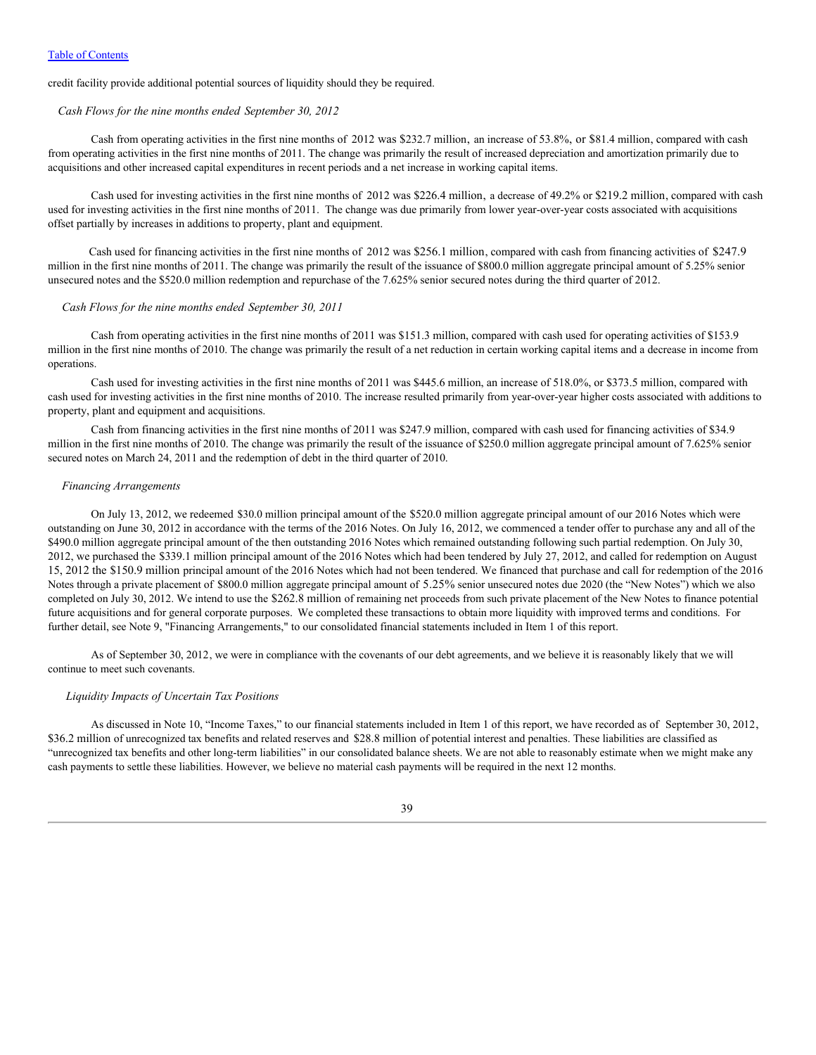credit facility provide additional potential sources of liquidity should they be required.

*Cash Flows for the nine months ended September 30, 2012*

Cash from operating activities in the first nine months of 2012 was $232.7 million, an increase of 53.8%, or $81.4 million, compared with cash from operating activities in the first nine months of 2011. The change was primarily the result of increased depreciation and amortization primarily due to acquisitions and other increased capital expenditures in recent periods and a net increase in working capital items.

Cash used for investing activities in the first nine months of 2012 was $226.4 million, a decrease of 49.2% or $219.2 million, compared with cash used for investing activities in the first nine months of 2011. The change was due primarily from lower year-over-year costs associated with acquisitions offset partially by increases in additions to property, plant and equipment.

Cash used for financing activities in the first nine months of 2012 was $256.1 million, compared with cash from financing activities of $247.9 million in the first nine months of 2011. The change was primarily the result of the issuance of $800.0 million aggregate principal amount of 5.25% senior unsecured notes and the $520.0 million redemption and repurchase of the 7.625% senior secured notes during the third quarter of 2012.

*Cash Flows for the nine months ended September 30, 2011*

Cash from operating activities in the first nine months of 2011 was $151.3 million, compared with cash used for operating activities of $153.9 million in the first nine months of 2010. The change was primarily the result of a net reduction in certain working capital items and a decrease in income from operations.

Cash used for investing activities in the first nine months of 2011 was $445.6 million, an increase of 518.0%, or $373.5 million, compared with cash used for investing activities in the first nine months of 2010. The increase resulted primarily from year-over-year higher costs associated with additions to property, plant and equipment and acquisitions.

Cash from financing activities in the first nine months of 2011 was $247.9 million, compared with cash used for financing activities of $34.9 million in the first nine months of 2010. The change was primarily the result of the issuance of $250.0 million aggregate principal amount of 7.625% senior secured notes on March 24, 2011 and the redemption of debt in the third quarter of 2010.

*Financing Arrangements*

On July 13, 2012, we redeemed $30.0 million principal amount of the $520.0 million aggregate principal amount of our 2016 Notes which were outstanding on June 30, 2012 in accordance with the terms of the 2016 Notes. On July 16, 2012, we commenced a tender offer to purchase any and all of the $490.0 million aggregate principal amount of the then outstanding 2016 Notes which remained outstanding following such partial redemption. On July 30, 2012, we purchased the $339.1 million principal amount of the 2016 Notes which had been tendered by July 27, 2012, and called for redemption on August 15, 2012 the $150.9 million principal amount of the 2016 Notes which had not been tendered. We financed that purchase and call for redemption of the 2016 Notes through a private placement of $800.0 million aggregate principal amount of 5.25% senior unsecured notes due 2020 (the "New Notes") which we also completed on July 30, 2012. We intend to use the $262.8 million of remaining net proceeds from such private placement of the New Notes to finance potential future acquisitions and for general corporate purposes. We completed these transactions to obtain more liquidity with improved terms and conditions. For further detail, see Note 9, "Financing Arrangements," to our consolidated financial statements included in Item 1 of this report.

As of September 30, 2012, we were in compliance with the covenants of our debt agreements, and we believe it is reasonably likely that we will continue to meet such covenants.

*Liquidity Impacts of Uncertain Tax Positions*

As discussed in Note 10, "Income Taxes," to our financial statements included in Item 1 of this report, we have recorded as of September 30, 2012, $36.2 million of unrecognized tax benefits and related reserves and $28.8 million of potential interest and penalties. These liabilities are classified as "unrecognized tax benefits and other long-term liabilities" in our consolidated balance sheets. We are not able to reasonably estimate when we might make any cash payments to settle these liabilities. However, we believe no material cash payments will be required in the next 12 months.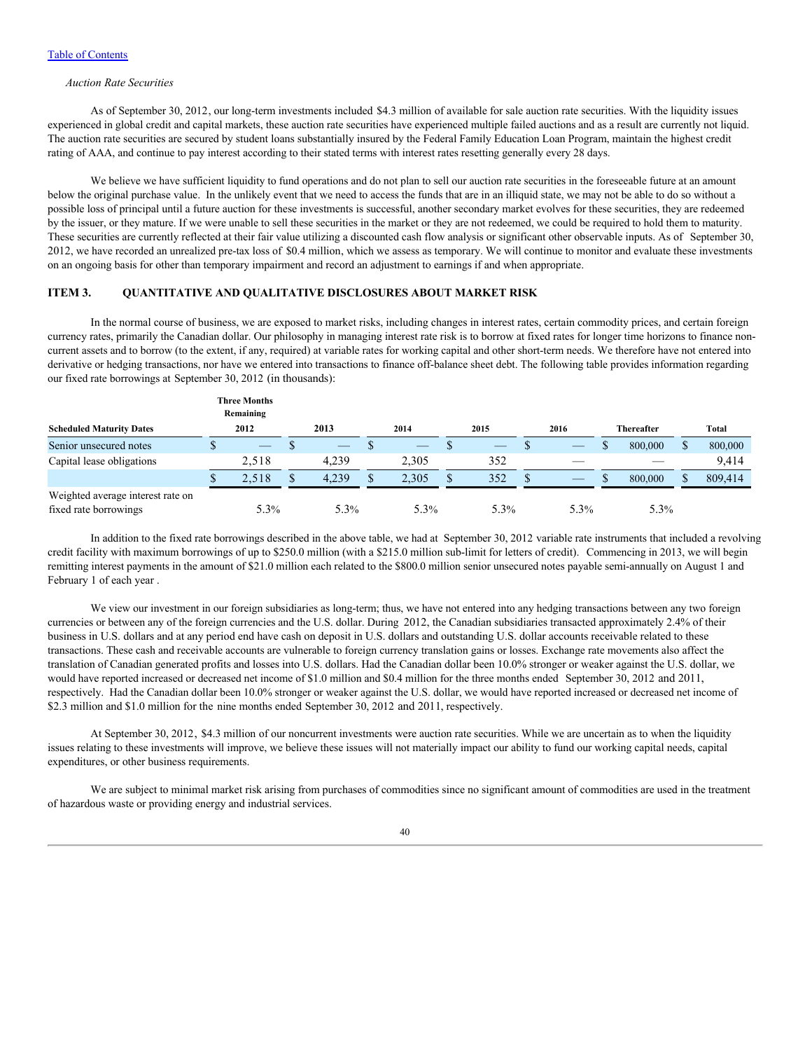[Table of Contents](#)

*Auction Rate Securities*

As of September 30, 2012, our long-term investments included $4.3 million of available for sale auction rate securities. With the liquidity issues experienced in global credit and capital markets, these auction rate securities have experienced multiple failed auctions and as a result are currently not liquid. The auction rate securities are secured by student loans substantially insured by the Federal Family Education Loan Program, maintain the highest credit rating of AAA, and continue to pay interest according to their stated terms with interest rates resetting generally every 28 days.

We believe we have sufficient liquidity to fund operations and do not plan to sell our auction rate securities in the foreseeable future at an amount below the original purchase value. In the unlikely event that we need to access the funds that are in an illiquid state, we may not be able to do so without a possible loss of principal until a future auction for these investments is successful, another secondary market evolves for these securities, they are redeemed by the issuer, or they mature. If we were unable to sell these securities in the market or they are not redeemed, we could be required to hold them to maturity. These securities are currently reflected at their fair value utilizing a discounted cash flow analysis or significant other observable inputs. As of September 30, 2012, we have recorded an unrealized pre-tax loss of $0.4 million, which we assess as temporary. We will continue to monitor and evaluate these investments on an ongoing basis for other than temporary impairment and record an adjustment to earnings if and when appropriate.

## ITEM 3. QUANTITATIVE AND QUALITATIVE DISCLOSURES ABOUT MARKET RISK

In the normal course of business, we are exposed to market risks, including changes in interest rates, certain commodity prices, and certain foreign currency rates, primarily the Canadian dollar. Our philosophy in managing interest rate risk is to borrow at fixed rates for longer time horizons to finance non-current assets and to borrow (to the extent, if any, required) at variable rates for working capital and other short-term needs. We therefore have not entered into derivative or hedging transactions, nor have we entered into transactions to finance off-balance sheet debt. The following table provides information regarding our fixed rate borrowings at September 30, 2012 (in thousands):

| Scheduled Maturity Dates | Three Months Remaining 2012 | 2013 | 2014 | 2015 | 2016 | Thereafter | Total |
|---|---|---|---|---|---|---|---|
| Senior unsecured notes | $ — | $ — | $ — | $ — | $ — | $ 800,000 | $ 800,000 |
| Capital lease obligations | 2,518 | 4,239 | 2,305 | 352 | — | — | 9,414 |
| | $ 2,518 | $ 4,239 | $ 2,305 | $ 352 | $ — | $ 800,000 | $ 809,414 |
| Weighted average interest rate on fixed rate borrowings | 5.3% | 5.3% | 5.3% | 5.3% | 5.3% | 5.3% | |

In addition to the fixed rate borrowings described in the above table, we had at September 30, 2012 variable rate instruments that included a revolving credit facility with maximum borrowings of up to $250.0 million (with a $215.0 million sub-limit for letters of credit). Commencing in 2013, we will begin remitting interest payments in the amount of $21.0 million each related to the $800.0 million senior unsecured notes payable semi-annually on August 1 and February 1 of each year .

We view our investment in our foreign subsidiaries as long-term; thus, we have not entered into any hedging transactions between any two foreign currencies or between any of the foreign currencies and the U.S. dollar. During 2012, the Canadian subsidiaries transacted approximately 2.4% of their business in U.S. dollars and at any period end have cash on deposit in U.S. dollars and outstanding U.S. dollar accounts receivable related to these transactions. These cash and receivable accounts are vulnerable to foreign currency translation gains or losses. Exchange rate movements also affect the translation of Canadian generated profits and losses into U.S. dollars. Had the Canadian dollar been 10.0% stronger or weaker against the U.S. dollar, we would have reported increased or decreased net income of $1.0 million and $0.4 million for the three months ended September 30, 2012 and 2011, respectively. Had the Canadian dollar been 10.0% stronger or weaker against the U.S. dollar, we would have reported increased or decreased net income of $2.3 million and $1.0 million for the nine months ended September 30, 2012 and 2011, respectively.

At September 30, 2012, $4.3 million of our noncurrent investments were auction rate securities. While we are uncertain as to when the liquidity issues relating to these investments will improve, we believe these issues will not materially impact our ability to fund our working capital needs, capital expenditures, or other business requirements.

We are subject to minimal market risk arising from purchases of commodities since no significant amount of commodities are used in the treatment of hazardous waste or providing energy and industrial services.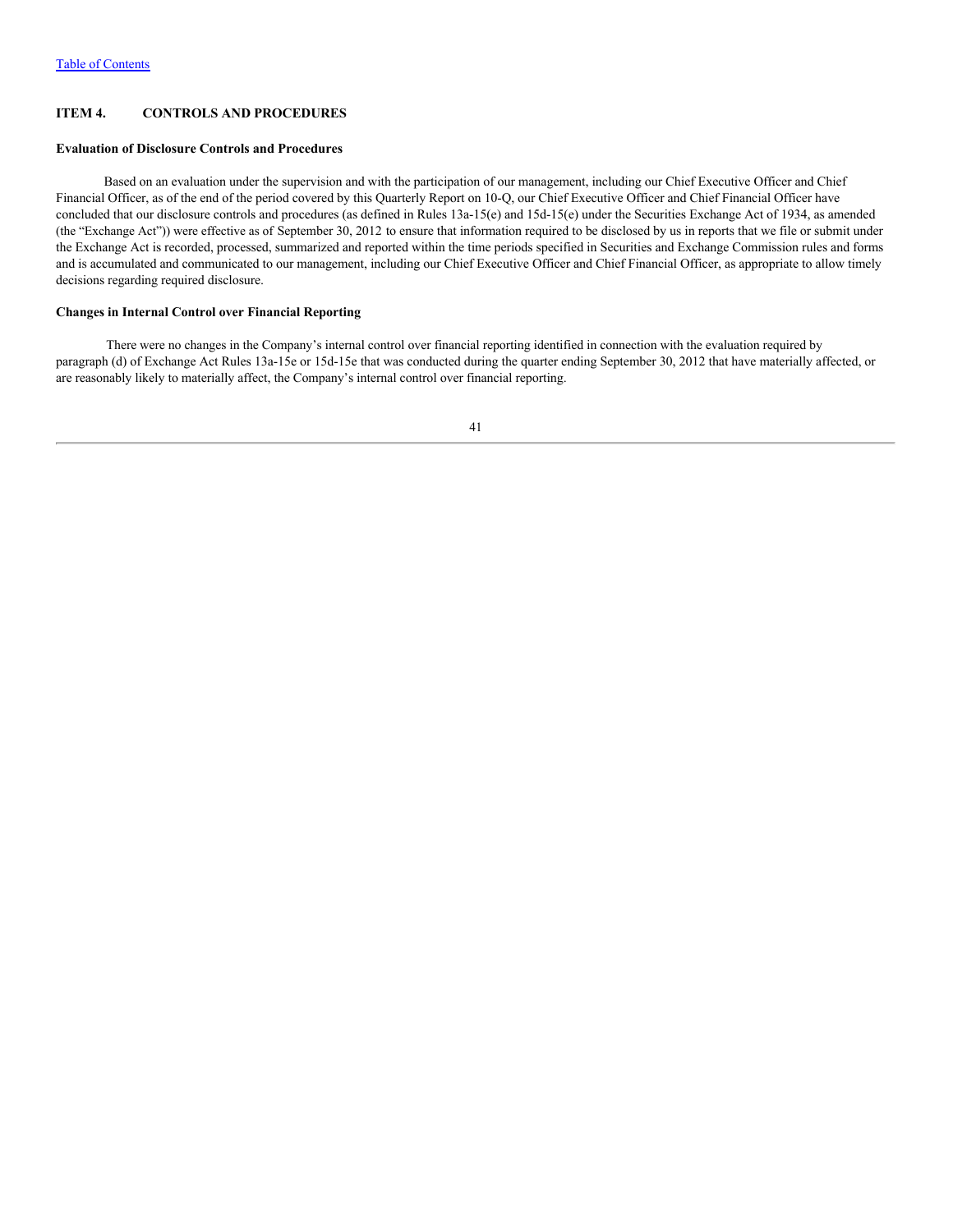## ITEM 4. CONTROLS AND PROCEDURES

### Evaluation of Disclosure Controls and Procedures

Based on an evaluation under the supervision and with the participation of our management, including our Chief Executive Officer and Chief Financial Officer, as of the end of the period covered by this Quarterly Report on 10-Q, our Chief Executive Officer and Chief Financial Officer have concluded that our disclosure controls and procedures (as defined in Rules 13a-15(e) and 15d-15(e) under the Securities Exchange Act of 1934, as amended (the "Exchange Act")) were effective as of September 30, 2012 to ensure that information required to be disclosed by us in reports that we file or submit under the Exchange Act is recorded, processed, summarized and reported within the time periods specified in Securities and Exchange Commission rules and forms and is accumulated and communicated to our management, including our Chief Executive Officer and Chief Financial Officer, as appropriate to allow timely decisions regarding required disclosure.

### Changes in Internal Control over Financial Reporting

There were no changes in the Company's internal control over financial reporting identified in connection with the evaluation required by paragraph (d) of Exchange Act Rules 13a-15e or 15d-15e that was conducted during the quarter ending September 30, 2012 that have materially affected, or are reasonably likely to materially affect, the Company's internal control over financial reporting.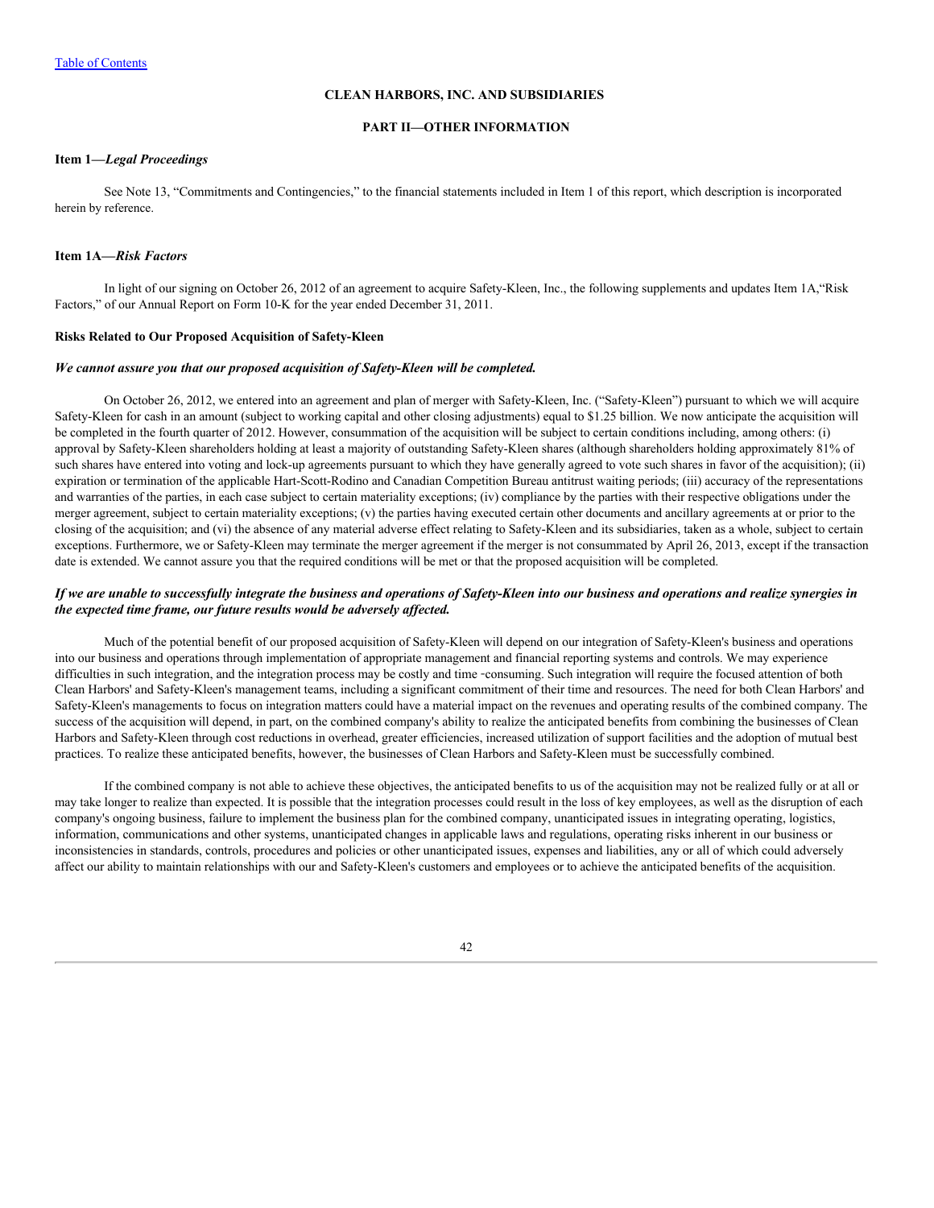[Table of Contents](#)

**CLEAN HARBORS, INC. AND SUBSIDIARIES**

**PART II—OTHER INFORMATION**

### Item 1—*Legal Proceedings*

See Note 13, "Commitments and Contingencies," to the financial statements included in Item 1 of this report, which description is incorporated herein by reference.

### Item 1A—*Risk Factors*

In light of our signing on October 26, 2012 of an agreement to acquire Safety-Kleen, Inc., the following supplements and updates Item 1A,"Risk Factors," of our Annual Report on Form 10-K for the year ended December 31, 2011.

**Risks Related to Our Proposed Acquisition of Safety-Kleen**

***We cannot assure you that our proposed acquisition of Safety-Kleen will be completed.***

On October 26, 2012, we entered into an agreement and plan of merger with Safety-Kleen, Inc. ("Safety-Kleen") pursuant to which we will acquire Safety-Kleen for cash in an amount (subject to working capital and other closing adjustments) equal to $1.25 billion. We now anticipate the acquisition will be completed in the fourth quarter of 2012. However, consummation of the acquisition will be subject to certain conditions including, among others: (i) approval by Safety-Kleen shareholders holding at least a majority of outstanding Safety-Kleen shares (although shareholders holding approximately 81% of such shares have entered into voting and lock-up agreements pursuant to which they have generally agreed to vote such shares in favor of the acquisition); (ii) expiration or termination of the applicable Hart-Scott-Rodino and Canadian Competition Bureau antitrust waiting periods; (iii) accuracy of the representations and warranties of the parties, in each case subject to certain materiality exceptions; (iv) compliance by the parties with their respective obligations under the merger agreement, subject to certain materiality exceptions; (v) the parties having executed certain other documents and ancillary agreements at or prior to the closing of the acquisition; and (vi) the absence of any material adverse effect relating to Safety-Kleen and its subsidiaries, taken as a whole, subject to certain exceptions. Furthermore, we or Safety-Kleen may terminate the merger agreement if the merger is not consummated by April 26, 2013, except if the transaction date is extended. We cannot assure you that the required conditions will be met or that the proposed acquisition will be completed.

***If we are unable to successfully integrate the business and operations of Safety-Kleen into our business and operations and realize synergies in the expected time frame, our future results would be adversely affected.***

Much of the potential benefit of our proposed acquisition of Safety-Kleen will depend on our integration of Safety-Kleen's business and operations into our business and operations through implementation of appropriate management and financial reporting systems and controls. We may experience difficulties in such integration, and the integration process may be costly and time -consuming. Such integration will require the focused attention of both Clean Harbors' and Safety-Kleen's management teams, including a significant commitment of their time and resources. The need for both Clean Harbors' and Safety-Kleen's managements to focus on integration matters could have a material impact on the revenues and operating results of the combined company. The success of the acquisition will depend, in part, on the combined company's ability to realize the anticipated benefits from combining the businesses of Clean Harbors and Safety-Kleen through cost reductions in overhead, greater efficiencies, increased utilization of support facilities and the adoption of mutual best practices. To realize these anticipated benefits, however, the businesses of Clean Harbors and Safety-Kleen must be successfully combined.

If the combined company is not able to achieve these objectives, the anticipated benefits to us of the acquisition may not be realized fully or at all or may take longer to realize than expected. It is possible that the integration processes could result in the loss of key employees, as well as the disruption of each company's ongoing business, failure to implement the business plan for the combined company, unanticipated issues in integrating operating, logistics, information, communications and other systems, unanticipated changes in applicable laws and regulations, operating risks inherent in our business or inconsistencies in standards, controls, procedures and policies or other unanticipated issues, expenses and liabilities, any or all of which could adversely affect our ability to maintain relationships with our and Safety-Kleen's customers and employees or to achieve the anticipated benefits of the acquisition.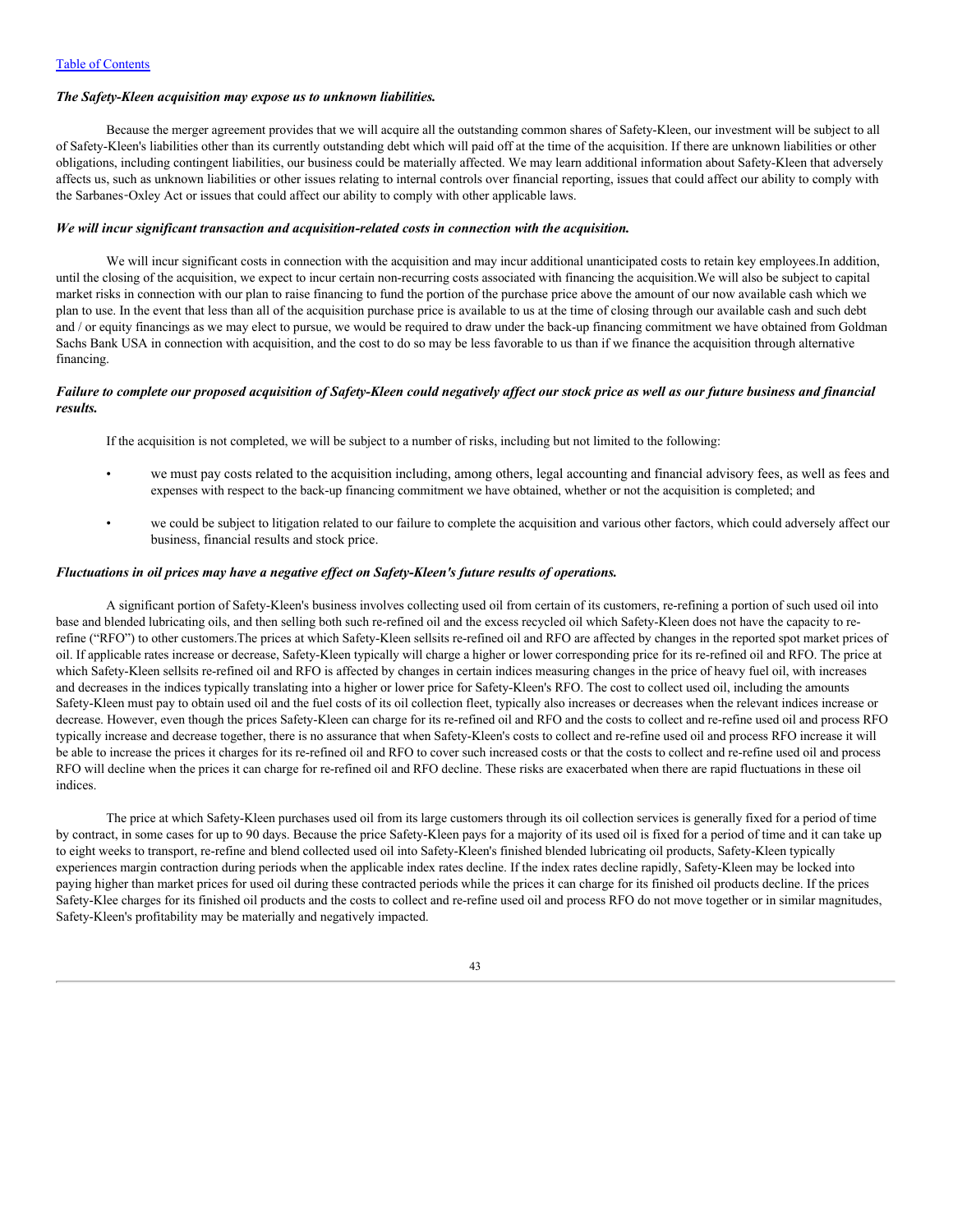[Table of Contents](#)

***The Safety-Kleen acquisition may expose us to unknown liabilities.***

Because the merger agreement provides that we will acquire all the outstanding common shares of Safety-Kleen, our investment will be subject to all of Safety-Kleen's liabilities other than its currently outstanding debt which will paid off at the time of the acquisition. If there are unknown liabilities or other obligations, including contingent liabilities, our business could be materially affected. We may learn additional information about Safety-Kleen that adversely affects us, such as unknown liabilities or other issues relating to internal controls over financial reporting, issues that could affect our ability to comply with the Sarbanes-Oxley Act or issues that could affect our ability to comply with other applicable laws.

***We will incur significant transaction and acquisition-related costs in connection with the acquisition.***

We will incur significant costs in connection with the acquisition and may incur additional unanticipated costs to retain key employees.In addition, until the closing of the acquisition, we expect to incur certain non-recurring costs associated with financing the acquisition.We will also be subject to capital market risks in connection with our plan to raise financing to fund the portion of the purchase price above the amount of our now available cash which we plan to use. In the event that less than all of the acquisition purchase price is available to us at the time of closing through our available cash and such debt and / or equity financings as we may elect to pursue, we would be required to draw under the back-up financing commitment we have obtained from Goldman Sachs Bank USA in connection with acquisition, and the cost to do so may be less favorable to us than if we finance the acquisition through alternative financing.

***Failure to complete our proposed acquisition of Safety-Kleen could negatively affect our stock price as well as our future business and financial results.***

If the acquisition is not completed, we will be subject to a number of risks, including but not limited to the following:

- we must pay costs related to the acquisition including, among others, legal accounting and financial advisory fees, as well as fees and expenses with respect to the back-up financing commitment we have obtained, whether or not the acquisition is completed; and
- we could be subject to litigation related to our failure to complete the acquisition and various other factors, which could adversely affect our business, financial results and stock price.

***Fluctuations in oil prices may have a negative effect on Safety-Kleen's future results of operations.***

A significant portion of Safety-Kleen's business involves collecting used oil from certain of its customers, re-refining a portion of such used oil into base and blended lubricating oils, and then selling both such re-refined oil and the excess recycled oil which Safety-Kleen does not have the capacity to re-refine ("RFO") to other customers.The prices at which Safety-Kleen sellsits re-refined oil and RFO are affected by changes in the reported spot market prices of oil. If applicable rates increase or decrease, Safety-Kleen typically will charge a higher or lower corresponding price for its re-refined oil and RFO. The price at which Safety-Kleen sellsits re-refined oil and RFO is affected by changes in certain indices measuring changes in the price of heavy fuel oil, with increases and decreases in the indices typically translating into a higher or lower price for Safety-Kleen's RFO. The cost to collect used oil, including the amounts Safety-Kleen must pay to obtain used oil and the fuel costs of its oil collection fleet, typically also increases or decreases when the relevant indices increase or decrease. However, even though the prices Safety-Kleen can charge for its re-refined oil and RFO and the costs to collect and re-refine used oil and process RFO typically increase and decrease together, there is no assurance that when Safety-Kleen's costs to collect and re-refine used oil and process RFO increase it will be able to increase the prices it charges for its re-refined oil and RFO to cover such increased costs or that the costs to collect and re-refine used oil and process RFO will decline when the prices it can charge for re-refined oil and RFO decline. These risks are exacerbated when there are rapid fluctuations in these oil indices.

The price at which Safety-Kleen purchases used oil from its large customers through its oil collection services is generally fixed for a period of time by contract, in some cases for up to 90 days. Because the price Safety-Kleen pays for a majority of its used oil is fixed for a period of time and it can take up to eight weeks to transport, re-refine and blend collected used oil into Safety-Kleen's finished blended lubricating oil products, Safety-Kleen typically experiences margin contraction during periods when the applicable index rates decline. If the index rates decline rapidly, Safety-Kleen may be locked into paying higher than market prices for used oil during these contracted periods while the prices it can charge for its finished oil products decline. If the prices Safety-Klee charges for its finished oil products and the costs to collect and re-refine used oil and process RFO do not move together or in similar magnitudes, Safety-Kleen's profitability may be materially and negatively impacted.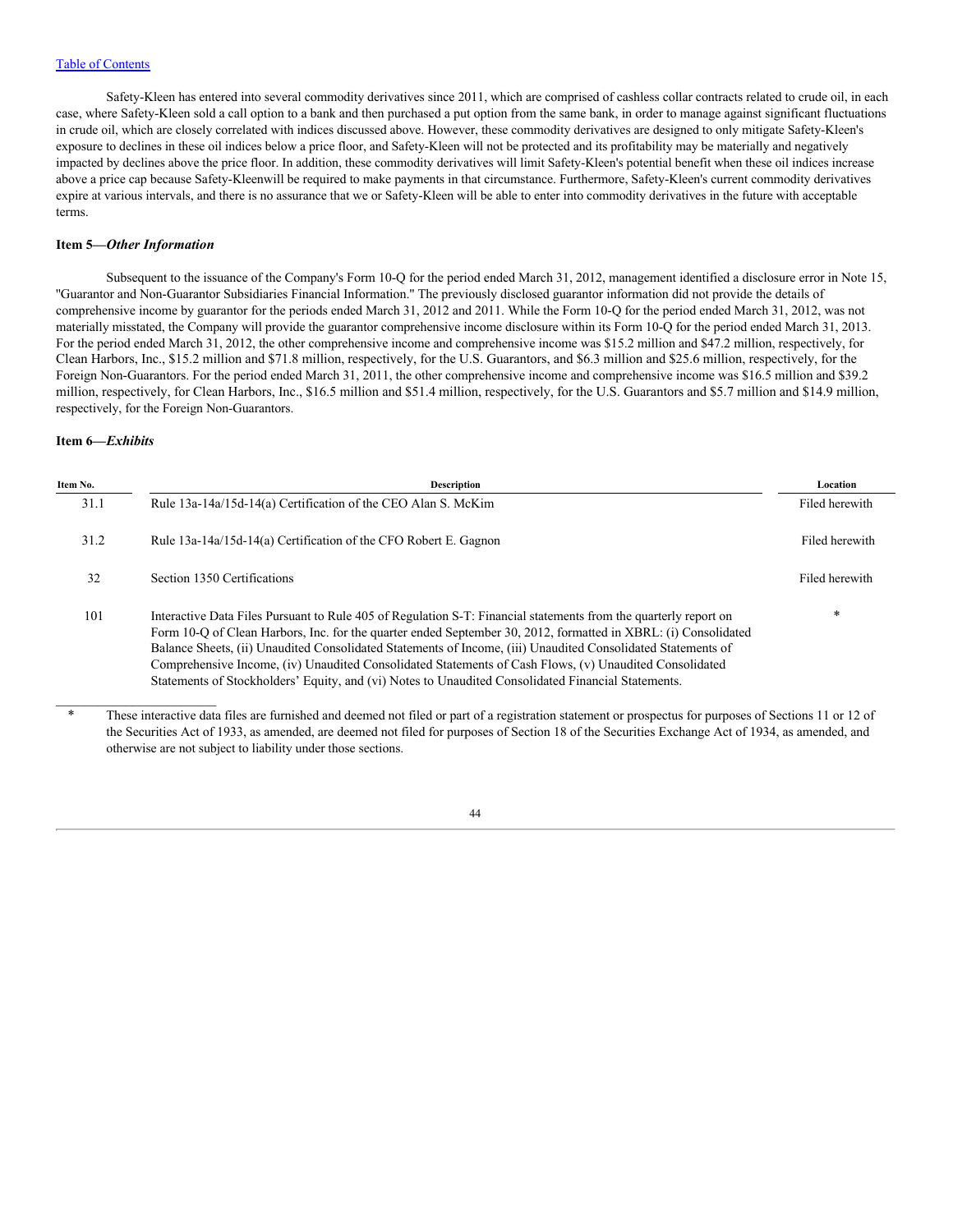Safety-Kleen has entered into several commodity derivatives since 2011, which are comprised of cashless collar contracts related to crude oil, in each case, where Safety-Kleen sold a call option to a bank and then purchased a put option from the same bank, in order to manage against significant fluctuations in crude oil, which are closely correlated with indices discussed above. However, these commodity derivatives are designed to only mitigate Safety-Kleen's exposure to declines in these oil indices below a price floor, and Safety-Kleen will not be protected and its profitability may be materially and negatively impacted by declines above the price floor. In addition, these commodity derivatives will limit Safety-Kleen's potential benefit when these oil indices increase above a price cap because Safety-Kleenwill be required to make payments in that circumstance. Furthermore, Safety-Kleen's current commodity derivatives expire at various intervals, and there is no assurance that we or Safety-Kleen will be able to enter into commodity derivatives in the future with acceptable terms.

### Item 5—*Other Information*

Subsequent to the issuance of the Company's Form 10-Q for the period ended March 31, 2012, management identified a disclosure error in Note 15, "Guarantor and Non-Guarantor Subsidiaries Financial Information." The previously disclosed guarantor information did not provide the details of comprehensive income by guarantor for the periods ended March 31, 2012 and 2011. While the Form 10-Q for the period ended March 31, 2012, was not materially misstated, the Company will provide the guarantor comprehensive income disclosure within its Form 10-Q for the period ended March 31, 2013. For the period ended March 31, 2012, the other comprehensive income and comprehensive income was $15.2 million and $47.2 million, respectively, for Clean Harbors, Inc., $15.2 million and $71.8 million, respectively, for the U.S. Guarantors, and $6.3 million and $25.6 million, respectively, for the Foreign Non-Guarantors. For the period ended March 31, 2011, the other comprehensive income and comprehensive income was $16.5 million and $39.2 million, respectively, for Clean Harbors, Inc., $16.5 million and $51.4 million, respectively, for the U.S. Guarantors and $5.7 million and $14.9 million, respectively, for the Foreign Non-Guarantors.

### Item 6—*Exhibits*

| Item No. | Description | Location |
|---|---|---|
| 31.1 | Rule 13a-14a/15d-14(a) Certification of the CEO Alan S. McKim | Filed herewith |
| 31.2 | Rule 13a-14a/15d-14(a) Certification of the CFO Robert E. Gagnon | Filed herewith |
| 32 | Section 1350 Certifications | Filed herewith |
| 101 | Interactive Data Files Pursuant to Rule 405 of Regulation S-T: Financial statements from the quarterly report on Form 10-Q of Clean Harbors, Inc. for the quarter ended September 30, 2012, formatted in XBRL: (i) Consolidated Balance Sheets, (ii) Unaudited Consolidated Statements of Income, (iii) Unaudited Consolidated Statements of Comprehensive Income, (iv) Unaudited Consolidated Statements of Cash Flows, (v) Unaudited Consolidated Statements of Stockholders' Equity, and (vi) Notes to Unaudited Consolidated Financial Statements. | * |

\* These interactive data files are furnished and deemed not filed or part of a registration statement or prospectus for purposes of Sections 11 or 12 of the Securities Act of 1933, as amended, are deemed not filed for purposes of Section 18 of the Securities Exchange Act of 1934, as amended, and otherwise are not subject to liability under those sections.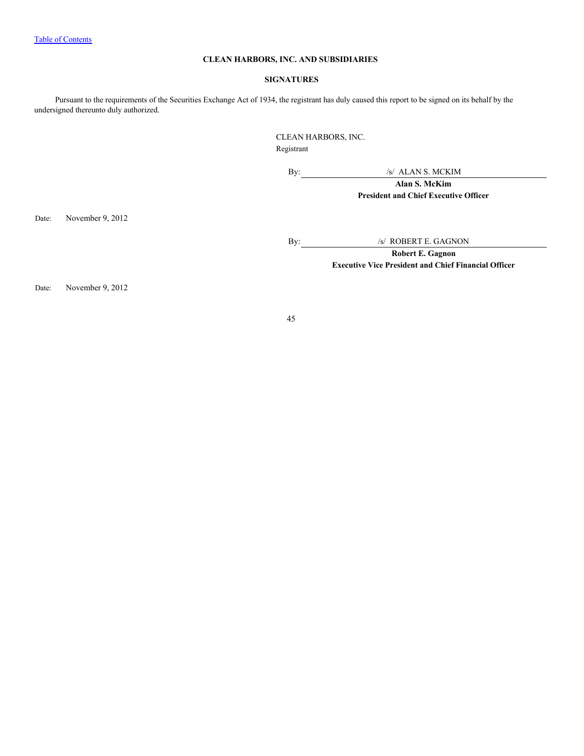# CLEAN HARBORS, INC. AND SUBSIDIARIES

## SIGNATURES

Pursuant to the requirements of the Securities Exchange Act of 1934, the registrant has duly caused this report to be signed on its behalf by the undersigned thereunto duly authorized.

CLEAN HARBORS, INC.
Registrant

By: /s/ ALAN S. MCKIM
**Alan S. McKim**
**President and Chief Executive Officer**

Date: November 9, 2012

By: /s/ ROBERT E. GAGNON
**Robert E. Gagnon**
**Executive Vice President and Chief Financial Officer**

Date: November 9, 2012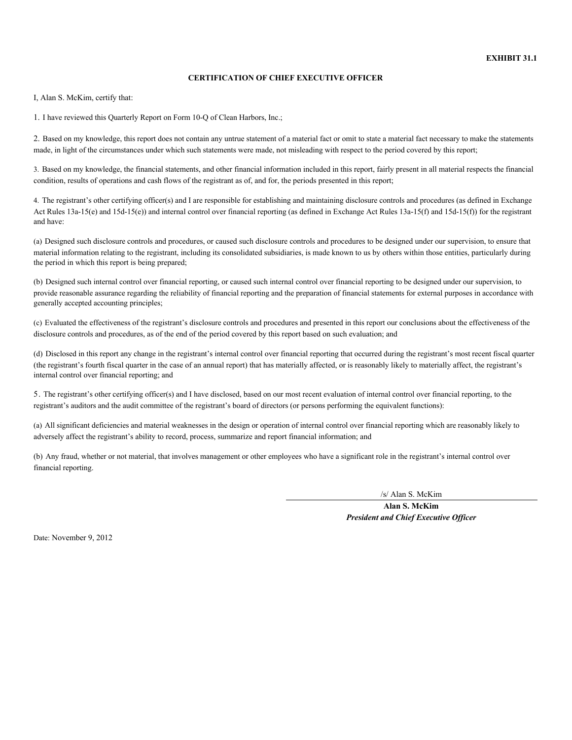**EXHIBIT 31.1**

**CERTIFICATION OF CHIEF EXECUTIVE OFFICER**

I, Alan S. McKim, certify that:

1. I have reviewed this Quarterly Report on Form 10-Q of Clean Harbors, Inc.;

2. Based on my knowledge, this report does not contain any untrue statement of a material fact or omit to state a material fact necessary to make the statements made, in light of the circumstances under which such statements were made, not misleading with respect to the period covered by this report;

3. Based on my knowledge, the financial statements, and other financial information included in this report, fairly present in all material respects the financial condition, results of operations and cash flows of the registrant as of, and for, the periods presented in this report;

4. The registrant's other certifying officer(s) and I are responsible for establishing and maintaining disclosure controls and procedures (as defined in Exchange Act Rules 13a-15(e) and 15d-15(e)) and internal control over financial reporting (as defined in Exchange Act Rules 13a-15(f) and 15d-15(f)) for the registrant and have:

(a) Designed such disclosure controls and procedures, or caused such disclosure controls and procedures to be designed under our supervision, to ensure that material information relating to the registrant, including its consolidated subsidiaries, is made known to us by others within those entities, particularly during the period in which this report is being prepared;

(b) Designed such internal control over financial reporting, or caused such internal control over financial reporting to be designed under our supervision, to provide reasonable assurance regarding the reliability of financial reporting and the preparation of financial statements for external purposes in accordance with generally accepted accounting principles;

(c) Evaluated the effectiveness of the registrant's disclosure controls and procedures and presented in this report our conclusions about the effectiveness of the disclosure controls and procedures, as of the end of the period covered by this report based on such evaluation; and

(d) Disclosed in this report any change in the registrant's internal control over financial reporting that occurred during the registrant's most recent fiscal quarter (the registrant's fourth fiscal quarter in the case of an annual report) that has materially affected, or is reasonably likely to materially affect, the registrant's internal control over financial reporting; and

5. The registrant's other certifying officer(s) and I have disclosed, based on our most recent evaluation of internal control over financial reporting, to the registrant's auditors and the audit committee of the registrant's board of directors (or persons performing the equivalent functions):

(a) All significant deficiencies and material weaknesses in the design or operation of internal control over financial reporting which are reasonably likely to adversely affect the registrant's ability to record, process, summarize and report financial information; and

(b) Any fraud, whether or not material, that involves management or other employees who have a significant role in the registrant's internal control over financial reporting.

/s/ Alan S. McKim

**Alan S. McKim**
***President and Chief Executive Officer***

Date: November 9, 2012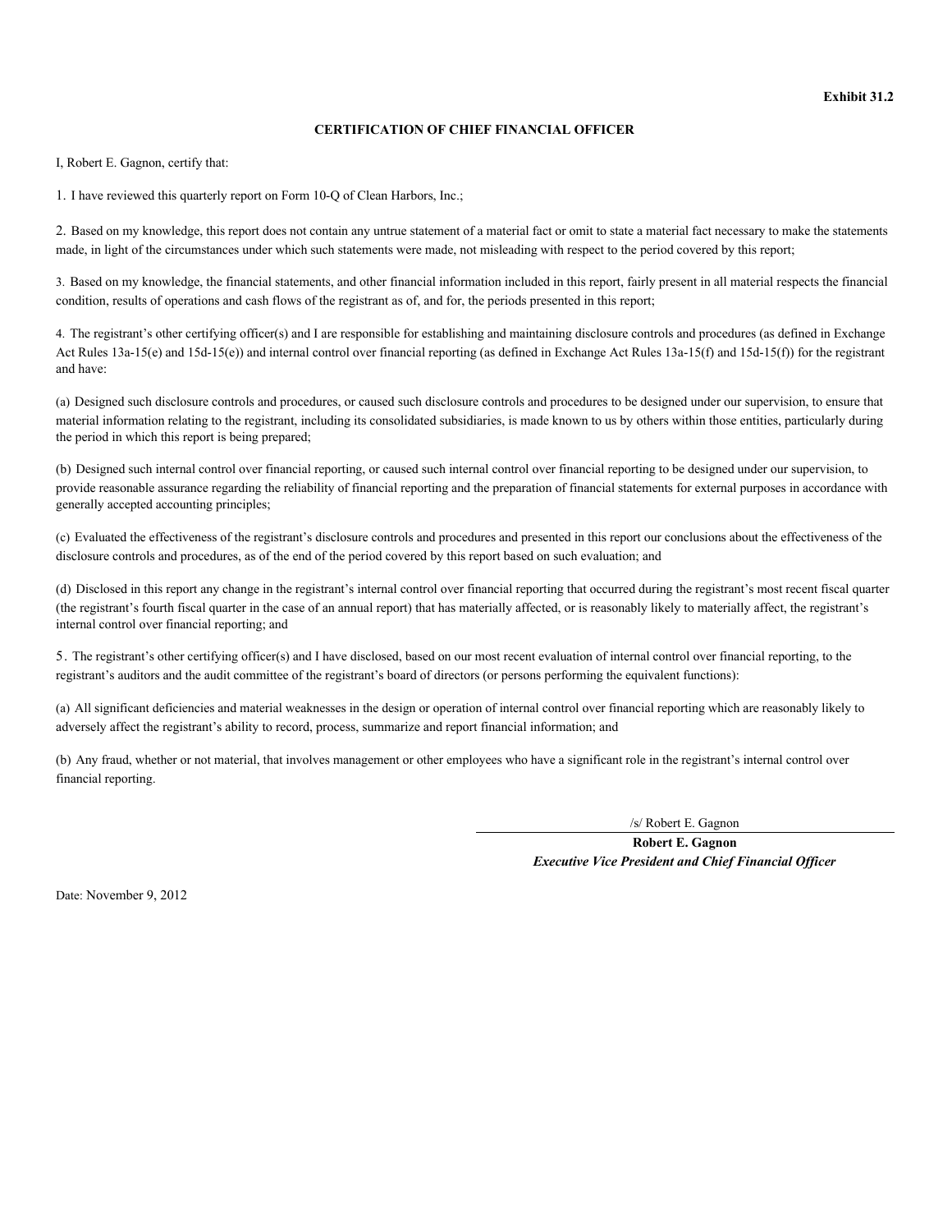**Exhibit 31.2**

## CERTIFICATION OF CHIEF FINANCIAL OFFICER

I, Robert E. Gagnon, certify that:

1. I have reviewed this quarterly report on Form 10-Q of Clean Harbors, Inc.;

2. Based on my knowledge, this report does not contain any untrue statement of a material fact or omit to state a material fact necessary to make the statements made, in light of the circumstances under which such statements were made, not misleading with respect to the period covered by this report;

3. Based on my knowledge, the financial statements, and other financial information included in this report, fairly present in all material respects the financial condition, results of operations and cash flows of the registrant as of, and for, the periods presented in this report;

4. The registrant's other certifying officer(s) and I are responsible for establishing and maintaining disclosure controls and procedures (as defined in Exchange Act Rules 13a-15(e) and 15d-15(e)) and internal control over financial reporting (as defined in Exchange Act Rules 13a-15(f) and 15d-15(f)) for the registrant and have:

(a) Designed such disclosure controls and procedures, or caused such disclosure controls and procedures to be designed under our supervision, to ensure that material information relating to the registrant, including its consolidated subsidiaries, is made known to us by others within those entities, particularly during the period in which this report is being prepared;

(b) Designed such internal control over financial reporting, or caused such internal control over financial reporting to be designed under our supervision, to provide reasonable assurance regarding the reliability of financial reporting and the preparation of financial statements for external purposes in accordance with generally accepted accounting principles;

(c) Evaluated the effectiveness of the registrant's disclosure controls and procedures and presented in this report our conclusions about the effectiveness of the disclosure controls and procedures, as of the end of the period covered by this report based on such evaluation; and

(d) Disclosed in this report any change in the registrant's internal control over financial reporting that occurred during the registrant's most recent fiscal quarter (the registrant's fourth fiscal quarter in the case of an annual report) that has materially affected, or is reasonably likely to materially affect, the registrant's internal control over financial reporting; and

5. The registrant's other certifying officer(s) and I have disclosed, based on our most recent evaluation of internal control over financial reporting, to the registrant's auditors and the audit committee of the registrant's board of directors (or persons performing the equivalent functions):

(a) All significant deficiencies and material weaknesses in the design or operation of internal control over financial reporting which are reasonably likely to adversely affect the registrant's ability to record, process, summarize and report financial information; and

(b) Any fraud, whether or not material, that involves management or other employees who have a significant role in the registrant's internal control over financial reporting.

/s/ Robert E. Gagnon

**Robert E. Gagnon**

***Executive Vice President and Chief Financial Officer***

Date: November 9, 2012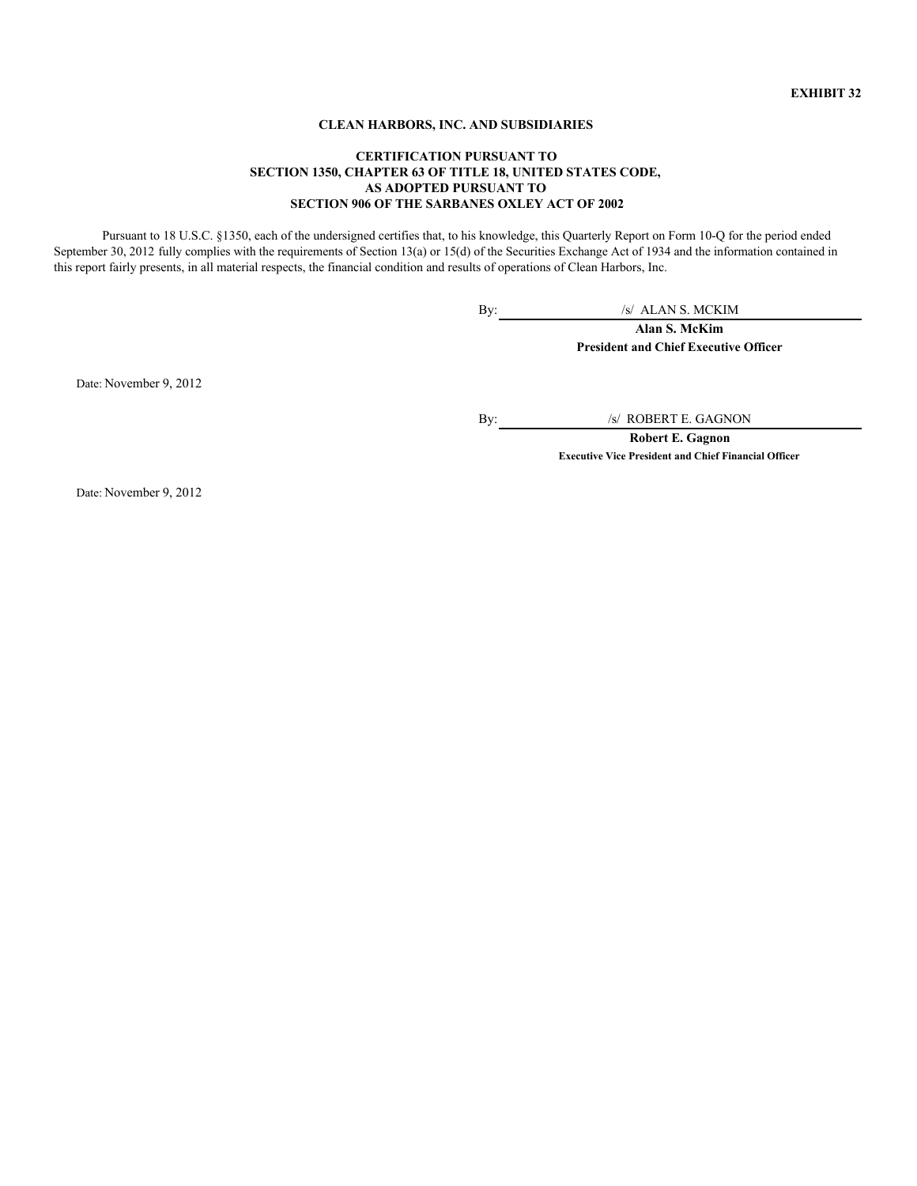**EXHIBIT 32**

**CLEAN HARBORS, INC. AND SUBSIDIARIES**

**CERTIFICATION PURSUANT TO
SECTION 1350, CHAPTER 63 OF TITLE 18, UNITED STATES CODE,
AS ADOPTED PURSUANT TO
SECTION 906 OF THE SARBANES OXLEY ACT OF 2002**

Pursuant to 18 U.S.C. §1350, each of the undersigned certifies that, to his knowledge, this Quarterly Report on Form 10-Q for the period ended September 30, 2012 fully complies with the requirements of Section 13(a) or 15(d) of the Securities Exchange Act of 1934 and the information contained in this report fairly presents, in all material respects, the financial condition and results of operations of Clean Harbors, Inc.

By: /s/ ALAN S. MCKIM

**Alan S. McKim**
**President and Chief Executive Officer**

Date: November 9, 2012

By: /s/ ROBERT E. GAGNON

**Robert E. Gagnon**
**Executive Vice President and Chief Financial Officer**

Date: November 9, 2012